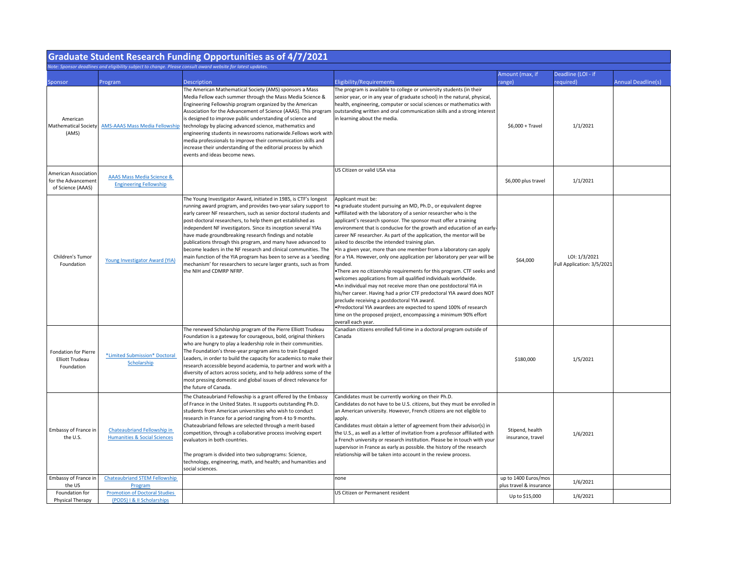# Graduate Student Research Funding Opportunities as of 4/7/2021

*Note: Sponsor deadlines and eligibility subject to change. Please consult award website for latest updates.*

| Sponsor | Program | Description | Eligibility/Requirements | Amount (max, if range) | Deadline (LOI - if required) | Annual Deadline(s) |
|---|---|---|---|---|---|---|
| American Mathematical Society (AMS) | AMS-AAAS Mass Media Fellowship | The American Mathematical Society (AMS) sponsors a Mass Media Fellow each summer through the Mass Media Science & Engineering Fellowship program organized by the American Association for the Advancement of Science (AAAS). This program is designed to improve public understanding of science and technology by placing advanced science, mathematics and engineering students in newsrooms nationwide.Fellows work with media professionals to improve their communication skills and increase their understanding of the editorial process by which events and ideas become news. | The program is available to college or university students (in their senior year, or in any year of graduate school) in the natural, physical, health, engineering, computer or social sciences or mathematics with outstanding written and oral communication skills and a strong interest in learning about the media. | $6,000 + Travel | 1/1/2021 | |
| American Association for the Advancement of Science (AAAS) | AAAS Mass Media Science & Engineering Fellowship | | US Citizen or valid USA visa | $6,000 plus travel | 1/1/2021 | |
| Children's Tumor Foundation | Young Investigator Award (YIA) | The Young Investigator Award, initiated in 1985, is CTF's longest running award program, and provides two-year salary support to early career NF researchers, such as senior doctoral students and post-doctoral researchers, to help them get established as independent NF investigators. Since its inception several YIAs have made groundbreaking research findings and notable publications through this program, and many have advanced to become leaders in the NF research and clinical communities. The main function of the YIA program has been to serve as a 'seeding mechanism' for researchers to secure larger grants, such as from the NIH and CDMRP NFRP. | Applicant must be:<br>•a graduate student pursuing an MD, Ph.D., or equivalent degree<br>•affiliated with the laboratory of a senior researcher who is the applicant's research sponsor. The sponsor must offer a training environment that is conducive for the growth and education of an early-career NF researcher. As part of the application, the mentor will be asked to describe the intended training plan.<br>•In a given year, more than one member from a laboratory can apply for a YIA. However, only one application per laboratory per year will be funded.<br>•There are no citizenship requirements for this program. CTF seeks and welcomes applications from all qualified individuals worldwide.<br>•An individual may not receive more than one postdoctoral YIA in his/her career. Having had a prior CTF predoctoral YIA award does NOT preclude receiving a postdoctoral YIA award.<br>•Predoctoral YIA awardees are expected to spend 100% of research time on the proposed project, encompassing a minimum 90% effort overall each year. | $64,000 | LOI: 1/3/2021<br>Full Application: 3/5/2021 | |
| Fondation for Pierre Elliott Trudeau Foundation | *Limited Submission* Doctoral Scholarship | The renewed Scholarship program of the Pierre Elliott Trudeau Foundation is a gateway for courageous, bold, original thinkers who are hungry to play a leadership role in their communities. The Foundation's three-year program aims to train Engaged Leaders, in order to build the capacity for academics to make their research accessible beyond academia, to partner and work with a diversity of actors across society, and to help address some of the most pressing domestic and global issues of direct relevance for the future of Canada. | Canadian citizens enrolled full-time in a doctoral program outside of Canada | $180,000 | 1/5/2021 | |
| Embassy of France in the U.S. | Chateaubriand Fellowship in Humanities & Social Sciences | The Chateaubriand Fellowship is a grant offered by the Embassy of France in the United States. It supports outstanding Ph.D. students from American universities who wish to conduct research in France for a period ranging from 4 to 9 months. Chateaubriand fellows are selected through a merit-based competition, through a collaborative process involving expert evaluators in both countries.<br><br>The program is divided into two subprograms: Science, technology, engineering, math, and health; and humanities and social sciences. | Candidates must be currently working on their Ph.D.<br>Candidates do not have to be U.S. citizens, but they must be enrolled in an American university. However, French citizens are not eligible to apply.<br>Candidates must obtain a letter of agreement from their advisor(s) in the U.S., as well as a letter of invitation from a professor affiliated with a French university or research institution. Please be in touch with your supervisor in France as early as possible. the history of the research relationship will be taken into account in the review process. | Stipend, health insurance, travel | 1/6/2021 | |
| Embassy of France in the US | Chateaubriand STEM Fellowship Program | | none | up to 1400 Euros/mos plus travel & insurance | 1/6/2021 | |
| Foundation for Physical Therapy | Promotion of Doctoral Studies (PODS) I & II Scholarships | | US Citizen or Permanent resident | Up to $15,000 | 1/6/2021 | |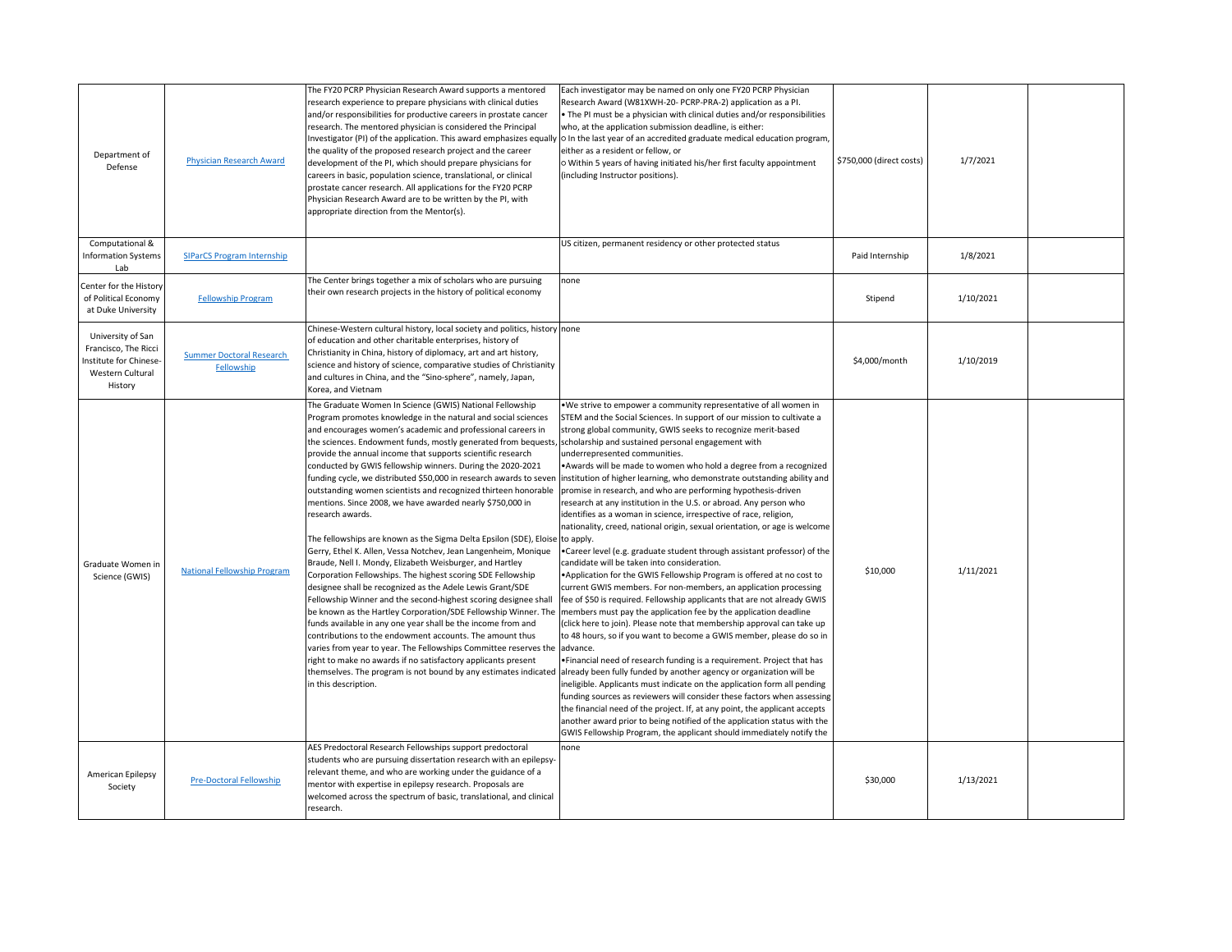| | | | | | | |
|---|---|---|---|---|---|---|
| Department of Defense | Physician Research Award | The FY20 PCRP Physician Research Award supports a mentored research experience to prepare physicians with clinical duties and/or responsibilities for productive careers in prostate cancer research. The mentored physician is considered the Principal Investigator (PI) of the application. This award emphasizes equally the quality of the proposed research project and the career development of the PI, which should prepare physicians for careers in basic, population science, translational, or clinical prostate cancer research. All applications for the FY20 PCRP Physician Research Award are to be written by the PI, with appropriate direction from the Mentor(s). | Each investigator may be named on only one FY20 PCRP Physician Research Award (W81XWH-20- PCRP-PRA-2) application as a PI. • The PI must be a physician with clinical duties and/or responsibilities who, at the application submission deadline, is either: ○ In the last year of an accredited graduate medical education program, either as a resident or fellow, or ○ Within 5 years of having initiated his/her first faculty appointment (including Instructor positions). | $750,000 (direct costs) | 1/7/2021 | |
| Computational & Information Systems Lab | SIParCS Program Internship | | US citizen, permanent residency or other protected status | Paid Internship | 1/8/2021 | |
| Center for the History of Political Economy at Duke University | Fellowship Program | The Center brings together a mix of scholars who are pursuing their own research projects in the history of political economy | none | Stipend | 1/10/2021 | |
| University of San Francisco, The Ricci Institute for Chinese-Western Cultural History | Summer Doctoral Research Fellowship | Chinese-Western cultural history, local society and politics, history of education and other charitable enterprises, history of Christianity in China, history of diplomacy, art and art history, science and history of science, comparative studies of Christianity and cultures in China, and the "Sino-sphere", namely, Japan, Korea, and Vietnam | none | $4,000/month | 1/10/2019 | |
| Graduate Women in Science (GWIS) | National Fellowship Program | The Graduate Women In Science (GWIS) National Fellowship Program promotes knowledge in the natural and social sciences and encourages women's academic and professional careers in the sciences. Endowment funds, mostly generated from bequests, provide the annual income that supports scientific research conducted by GWIS fellowship winners. During the 2020-2021 funding cycle, we distributed $50,000 in research awards to seven outstanding women scientists and recognized thirteen honorable mentions. Since 2008, we have awarded nearly $750,000 in research awards.<br><br>The fellowships are known as the Sigma Delta Epsilon (SDE), Eloise Gerry, Ethel K. Allen, Vessa Notchev, Jean Langenheim, Monique Braude, Nell I. Mondy, Elizabeth Weisburger, and Hartley Corporation Fellowships. The highest scoring SDE Fellowship designee shall be recognized as the Adele Lewis Grant/SDE Fellowship Winner and the second-highest scoring designee shall be known as the Hartley Corporation/SDE Fellowship Winner. The funds available in any one year shall be the income from and contributions to the endowment accounts. The amount thus varies from year to year. The Fellowships Committee reserves the right to make no awards if no satisfactory applicants present themselves. The program is not bound by any estimates indicated in this description. | •We strive to empower a community representative of all women in STEM and the Social Sciences. In support of our mission to cultivate a strong global community, GWIS seeks to recognize merit-based scholarship and sustained personal engagement with underrepresented communities.<br>•Awards will be made to women who hold a degree from a recognized institution of higher learning, who demonstrate outstanding ability and promise in research, and who are performing hypothesis-driven research at any institution in the U.S. or abroad. Any person who identifies as a woman in science, irrespective of race, religion, nationality, creed, national origin, sexual orientation, or age is welcome to apply.<br>•Career level (e.g. graduate student through assistant professor) of the candidate will be taken into consideration.<br>•Application for the GWIS Fellowship Program is offered at no cost to current GWIS members. For non-members, an application processing fee of $50 is required. Fellowship applicants that are not already GWIS members must pay the application fee by the application deadline (click here to join). Please note that membership approval can take up to 48 hours, so if you want to become a GWIS member, please do so in advance.<br>•Financial need of research funding is a requirement. Project that has already been fully funded by another agency or organization will be ineligible. Applicants must indicate on the application form all pending funding sources as reviewers will consider these factors when assessing the financial need of the project. If, at any point, the applicant accepts another award prior to being notified of the application status with the GWIS Fellowship Program, the applicant should immediately notify the | $10,000 | 1/11/2021 | |
| American Epilepsy Society | Pre-Doctoral Fellowship | AES Predoctoral Research Fellowships support predoctoral students who are pursuing dissertation research with an epilepsy-relevant theme, and who are working under the guidance of a mentor with expertise in epilepsy research. Proposals are welcomed across the spectrum of basic, translational, and clinical research. | none | $30,000 | 1/13/2021 | |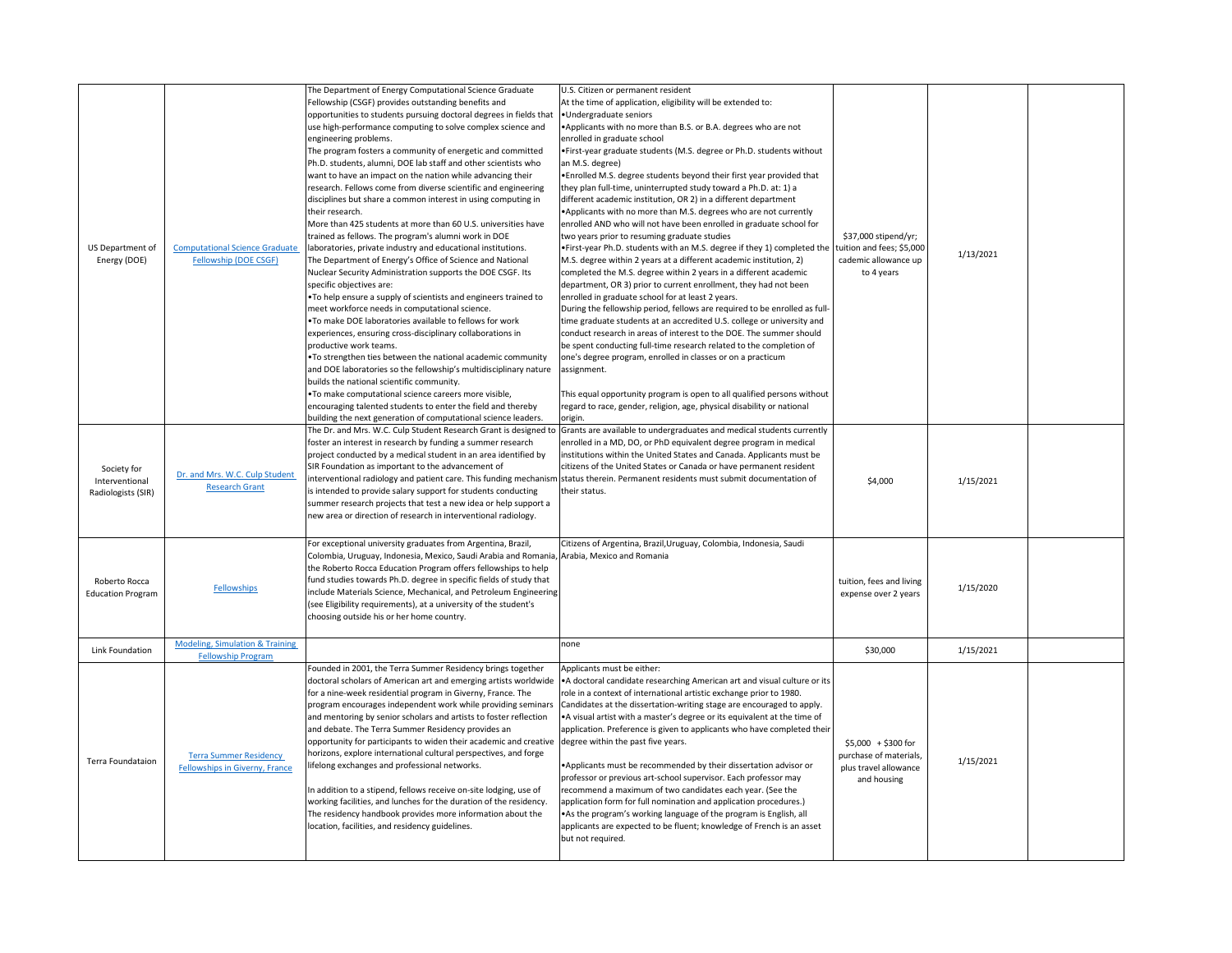| | | | | | | |
|---|---|---|---|---|---|---|
| US Department of Energy (DOE) | Computational Science Graduate Fellowship (DOE CSGF) | The Department of Energy Computational Science Graduate Fellowship (CSGF) provides outstanding benefits and opportunities to students pursuing doctoral degrees in fields that use high-performance computing to solve complex science and engineering problems.<br>The program fosters a community of energetic and committed Ph.D. students, alumni, DOE lab staff and other scientists who want to have an impact on the nation while advancing their research. Fellows come from diverse scientific and engineering disciplines but share a common interest in using computing in their research.<br>More than 425 students at more than 60 U.S. universities have trained as fellows. The program's alumni work in DOE laboratories, private industry and educational institutions.<br>The Department of Energy's Office of Science and National Nuclear Security Administration supports the DOE CSGF. Its specific objectives are:<br>•To help ensure a supply of scientists and engineers trained to meet workforce needs in computational science.<br>•To make DOE laboratories available to fellows for work experiences, ensuring cross-disciplinary collaborations in productive work teams.<br>•To strengthen ties between the national academic community and DOE laboratories so the fellowship's multidisciplinary nature builds the national scientific community.<br>•To make computational science careers more visible, encouraging talented students to enter the field and thereby building the next generation of computational science leaders. | U.S. Citizen or permanent resident<br>At the time of application, eligibility will be extended to:<br>•Undergraduate seniors<br>•Applicants with no more than B.S. or B.A. degrees who are not enrolled in graduate school<br>•First-year graduate students (M.S. degree or Ph.D. students without an M.S. degree)<br>•Enrolled M.S. degree students beyond their first year provided that they plan full-time, uninterrupted study toward a Ph.D. at: 1) a different academic institution, OR 2) in a different department<br>•Applicants with no more than M.S. degrees who are not currently enrolled AND who will not have been enrolled in graduate school for two years prior to resuming graduate studies<br>•First-year Ph.D. students with an M.S. degree if they 1) completed the M.S. degree within 2 years at a different academic institution, 2) completed the M.S. degree within 2 years in a different academic department, OR 3) prior to current enrollment, they had not been enrolled in graduate school for at least 2 years.<br>During the fellowship period, fellows are required to be enrolled as full-time graduate students at an accredited U.S. college or university and conduct research in areas of interest to the DOE. The summer should be spent conducting full-time research related to the completion of one's degree program, enrolled in classes or on a practicum assignment.<br><br>This equal opportunity program is open to all qualified persons without regard to race, gender, religion, age, physical disability or national origin. | $37,000 stipend/yr; tuition and fees; $5,000 cademic allowance up to 4 years | 1/13/2021 | |
| Society for Interventional Radiologists (SIR) | Dr. and Mrs. W.C. Culp Student Research Grant | The Dr. and Mrs. W.C. Culp Student Research Grant is designed to foster an interest in research by funding a summer research project conducted by a medical student in an area identified by SIR Foundation as important to the advancement of interventional radiology and patient care. This funding mechanism is intended to provide salary support for students conducting summer research projects that test a new idea or help support a new area or direction of research in interventional radiology. | Grants are available to undergraduates and medical students currently enrolled in a MD, DO, or PhD equivalent degree program in medical institutions within the United States and Canada. Applicants must be citizens of the United States or Canada or have permanent resident status therein. Permanent residents must submit documentation of their status. | $4,000 | 1/15/2021 | |
| Roberto Rocca Education Program | Fellowships | For exceptional university graduates from Argentina, Brazil, Colombia, Uruguay, Indonesia, Mexico, Saudi Arabia and Romania, the Roberto Rocca Education Program offers fellowships to help fund studies towards Ph.D. degree in specific fields of study that include Materials Science, Mechanical, and Petroleum Engineering (see Eligibility requirements), at a university of the student's choosing outside his or her home country. | Citizens of Argentina, Brazil,Uruguay, Colombia, Indonesia, Saudi Arabia, Mexico and Romania | tuition, fees and living expense over 2 years | 1/15/2020 | |
| Link Foundation | Modeling, Simulation & Training Fellowship Program | | none | $30,000 | 1/15/2021 | |
| Terra Foundataion | Terra Summer Residency Fellowships in Giverny, France | Founded in 2001, the Terra Summer Residency brings together doctoral scholars of American art and emerging artists worldwide for a nine-week residential program in Giverny, France. The program encourages independent work while providing seminars and mentoring by senior scholars and artists to foster reflection and debate. The Terra Summer Residency provides an opportunity for participants to widen their academic and creative horizons, explore international cultural perspectives, and forge lifelong exchanges and professional networks.<br><br>In addition to a stipend, fellows receive on-site lodging, use of working facilities, and lunches for the duration of the residency. The residency handbook provides more information about the location, facilities, and residency guidelines. | Applicants must be either:<br>•A doctoral candidate researching American art and visual culture or its role in a context of international artistic exchange prior to 1980. Candidates at the dissertation-writing stage are encouraged to apply.<br>•A visual artist with a master's degree or its equivalent at the time of application. Preference is given to applicants who have completed their degree within the past five years.<br><br>•Applicants must be recommended by their dissertation advisor or professor or previous art-school supervisor. Each professor may recommend a maximum of two candidates each year. (See the application form for full nomination and application procedures.)<br>•As the program's working language of the program is English, all applicants are expected to be fluent; knowledge of French is an asset but not required. | $5,000 + $300 for purchase of materials, plus travel allowance and housing | 1/15/2021 | |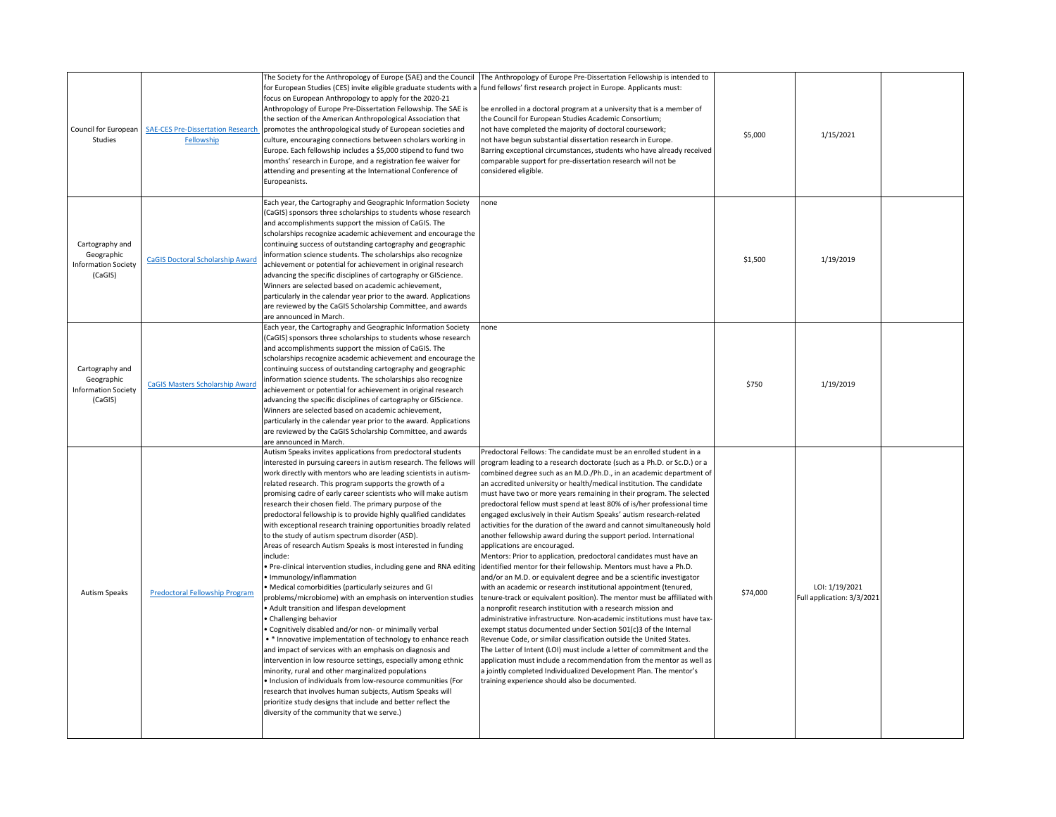| | | | | | | |
|---|---|---|---|---|---|---|
| Council for European Studies | SAE-CES Pre-Dissertation Research Fellowship | The Society for the Anthropology of Europe (SAE) and the Council for European Studies (CES) invite eligible graduate students with a focus on European Anthropology to apply for the 2020-21 Anthropology of Europe Pre-Dissertation Fellowship. The SAE is the section of the American Anthropological Association that promotes the anthropological study of European societies and culture, encouraging connections between scholars working in Europe. Each fellowship includes a $5,000 stipend to fund two months' research in Europe, and a registration fee waiver for attending and presenting at the International Conference of Europeanists. | The Anthropology of Europe Pre-Dissertation Fellowship is intended to fund fellows' first research project in Europe. Applicants must:<br><br>be enrolled in a doctoral program at a university that is a member of the Council for European Studies Academic Consortium;<br>not have completed the majority of doctoral coursework;<br>not have begun substantial dissertation research in Europe.<br>Barring exceptional circumstances, students who have already received comparable support for pre-dissertation research will not be considered eligible. | $5,000 | 1/15/2021 | |
| Cartography and Geographic Information Society (CaGIS) | CaGIS Doctoral Scholarship Award | Each year, the Cartography and Geographic Information Society (CaGIS) sponsors three scholarships to students whose research and accomplishments support the mission of CaGIS. The scholarships recognize academic achievement and encourage the continuing success of outstanding cartography and geographic information science students. The scholarships also recognize achievement or potential for achievement in original research advancing the specific disciplines of cartography or GIScience. Winners are selected based on academic achievement, particularly in the calendar year prior to the award. Applications are reviewed by the CaGIS Scholarship Committee, and awards are announced in March. | none | $1,500 | 1/19/2019 | |
| Cartography and Geographic Information Society (CaGIS) | CaGIS Masters Scholarship Award | Each year, the Cartography and Geographic Information Society (CaGIS) sponsors three scholarships to students whose research and accomplishments support the mission of CaGIS. The scholarships recognize academic achievement and encourage the continuing success of outstanding cartography and geographic information science students. The scholarships also recognize achievement or potential for achievement in original research advancing the specific disciplines of cartography or GIScience. Winners are selected based on academic achievement, particularly in the calendar year prior to the award. Applications are reviewed by the CaGIS Scholarship Committee, and awards are announced in March. | none | $750 | 1/19/2019 | |
| Autism Speaks | Predoctoral Fellowship Program | Autism Speaks invites applications from predoctoral students interested in pursuing careers in autism research. The fellows will work directly with mentors who are leading scientists in autism-related research. This program supports the growth of a promising cadre of early career scientists who will make autism research their chosen field. The primary purpose of the predoctoral fellowship is to provide highly qualified candidates with exceptional research training opportunities broadly related to the study of autism spectrum disorder (ASD).<br>Areas of research Autism Speaks is most interested in funding include:<br>• Pre-clinical intervention studies, including gene and RNA editing<br>• Immunology/inflammation<br>• Medical comorbidities (particularly seizures and GI problems/microbiome) with an emphasis on intervention studies<br>• Adult transition and lifespan development<br>• Challenging behavior<br>• Cognitively disabled and/or non- or minimally verbal<br>• * Innovative implementation of technology to enhance reach and impact of services with an emphasis on diagnosis and intervention in low resource settings, especially among ethnic minority, rural and other marginalized populations<br>• Inclusion of individuals from low-resource communities (For research that involves human subjects, Autism Speaks will prioritize study designs that include and better reflect the diversity of the community that we serve.) | Predoctoral Fellows: The candidate must be an enrolled student in a program leading to a research doctorate (such as a Ph.D. or Sc.D.) or a combined degree such as an M.D./Ph.D., in an academic department of an accredited university or health/medical institution. The candidate must have two or more years remaining in their program. The selected predoctoral fellow must spend at least 80% of is/her professional time engaged exclusively in their Autism Speaks' autism research-related activities for the duration of the award and cannot simultaneously hold another fellowship award during the support period. International applications are encouraged.<br>Mentors: Prior to application, predoctoral candidates must have an identified mentor for their fellowship. Mentors must have a Ph.D. and/or an M.D. or equivalent degree and be a scientific investigator with an academic or research institutional appointment (tenured, tenure-track or equivalent position). The mentor must be affiliated with a nonprofit research institution with a research mission and administrative infrastructure. Non-academic institutions must have tax-exempt status documented under Section 501(c)3 of the Internal Revenue Code, or similar classification outside the United States.<br>The Letter of Intent (LOI) must include a letter of commitment and the application must include a recommendation from the mentor as well as a jointly completed Individualized Development Plan. The mentor's training experience should also be documented. | $74,000 | LOI: 1/19/2021<br>Full application: 3/3/2021 | |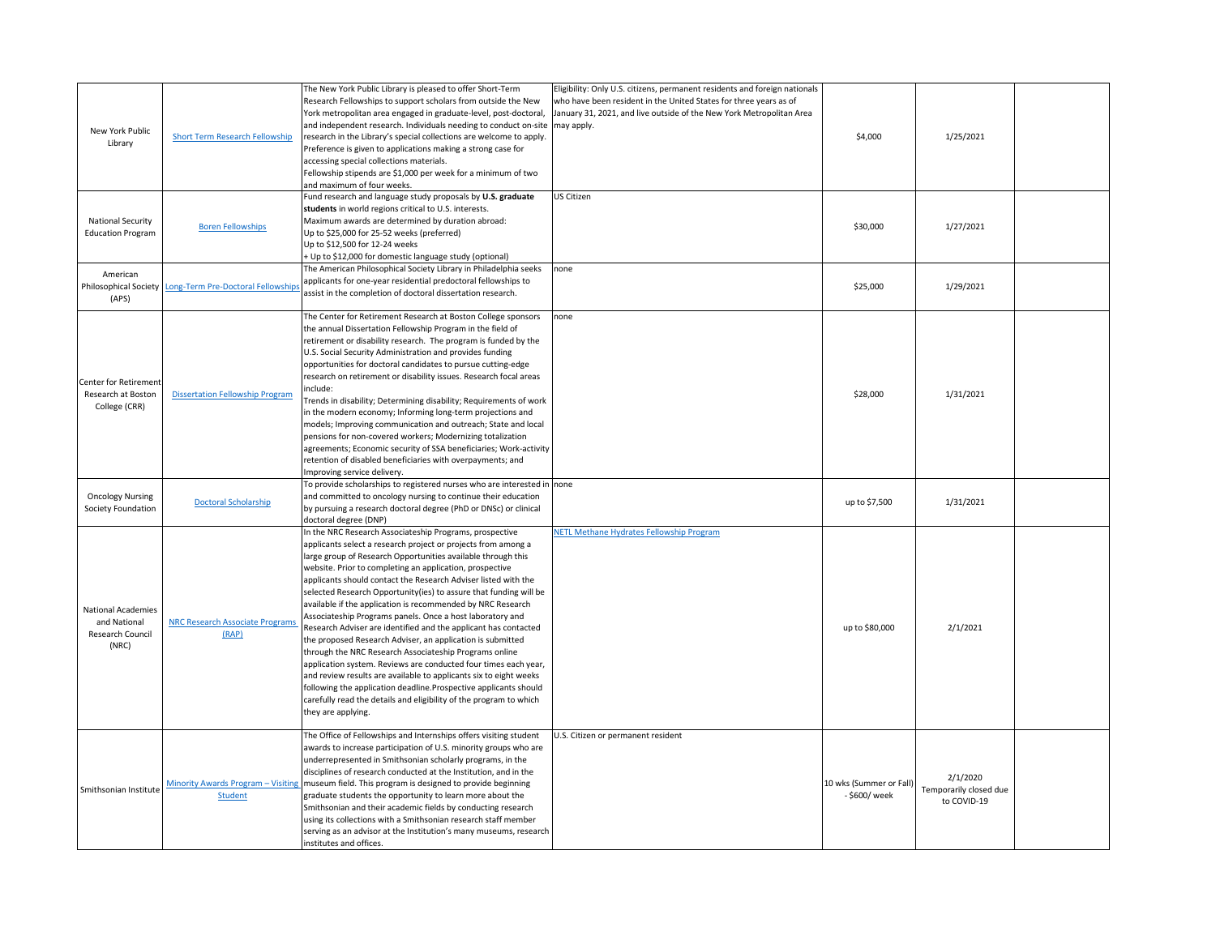| | | | | | | |
|---|---|---|---|---|---|---|
| New York Public Library | Short Term Research Fellowship | The New York Public Library is pleased to offer Short-Term Research Fellowships to support scholars from outside the New York metropolitan area engaged in graduate-level, post-doctoral, and independent research. Individuals needing to conduct on-site research in the Library's special collections are welcome to apply. Preference is given to applications making a strong case for accessing special collections materials.<br>Fellowship stipends are $1,000 per week for a minimum of two and maximum of four weeks. | Eligibility: Only U.S. citizens, permanent residents and foreign nationals who have been resident in the United States for three years as of January 31, 2021, and live outside of the New York Metropolitan Area may apply. | $4,000 | 1/25/2021 | |
| National Security Education Program | Boren Fellowships | Fund research and language study proposals by **U.S. graduate students** in world regions critical to U.S. interests.<br>Maximum awards are determined by duration abroad:<br>Up to $25,000 for 25-52 weeks (preferred)<br>Up to $12,500 for 12-24 weeks<br>+ Up to $12,000 for domestic language study (optional) | US Citizen | $30,000 | 1/27/2021 | |
| American Philosophical Society (APS) | Long-Term Pre-Doctoral Fellowships | The American Philosophical Society Library in Philadelphia seeks applicants for one-year residential predoctoral fellowships to assist in the completion of doctoral dissertation research. | none | $25,000 | 1/29/2021 | |
| Center for Retirement Research at Boston College (CRR) | Dissertation Fellowship Program | The Center for Retirement Research at Boston College sponsors the annual Dissertation Fellowship Program in the field of retirement or disability research. The program is funded by the U.S. Social Security Administration and provides funding opportunities for doctoral candidates to pursue cutting-edge research on retirement or disability issues. Research focal areas include:<br>Trends in disability; Determining disability; Requirements of work in the modern economy; Informing long-term projections and models; Improving communication and outreach; State and local pensions for non-covered workers; Modernizing totalization agreements; Economic security of SSA beneficiaries; Work-activity retention of disabled beneficiaries with overpayments; and Improving service delivery. | none | $28,000 | 1/31/2021 | |
| Oncology Nursing Society Foundation | Doctoral Scholarship | To provide scholarships to registered nurses who are interested in and committed to oncology nursing to continue their education by pursuing a research doctoral degree (PhD or DNSc) or clinical doctoral degree (DNP) | none | up to $7,500 | 1/31/2021 | |
| National Academies and National Research Council (NRC) | NRC Research Associate Programs (RAP) | In the NRC Research Associateship Programs, prospective applicants select a research project or projects from among a large group of Research Opportunities available through this website. Prior to completing an application, prospective applicants should contact the Research Adviser listed with the selected Research Opportunity(ies) to assure that funding will be available if the application is recommended by NRC Research Associateship Programs panels. Once a host laboratory and Research Adviser are identified and the applicant has contacted the proposed Research Adviser, an application is submitted through the NRC Research Associateship Programs online application system. Reviews are conducted four times each year, and review results are available to applicants six to eight weeks following the application deadline.Prospective applicants should carefully read the details and eligibility of the program to which they are applying. | NETL Methane Hydrates Fellowship Program | up to $80,000 | 2/1/2021 | |
| Smithsonian Institute | Minority Awards Program – Visiting Student | The Office of Fellowships and Internships offers visiting student awards to increase participation of U.S. minority groups who are underrepresented in Smithsonian scholarly programs, in the disciplines of research conducted at the Institution, and in the museum field. This program is designed to provide beginning graduate students the opportunity to learn more about the Smithsonian and their academic fields by conducting research using its collections with a Smithsonian research staff member serving as an advisor at the Institution's many museums, research institutes and offices. | U.S. Citizen or permanent resident | 10 wks (Summer or Fall) - $600/ week | 2/1/2020<br>Temporarily closed due to COVID-19 | |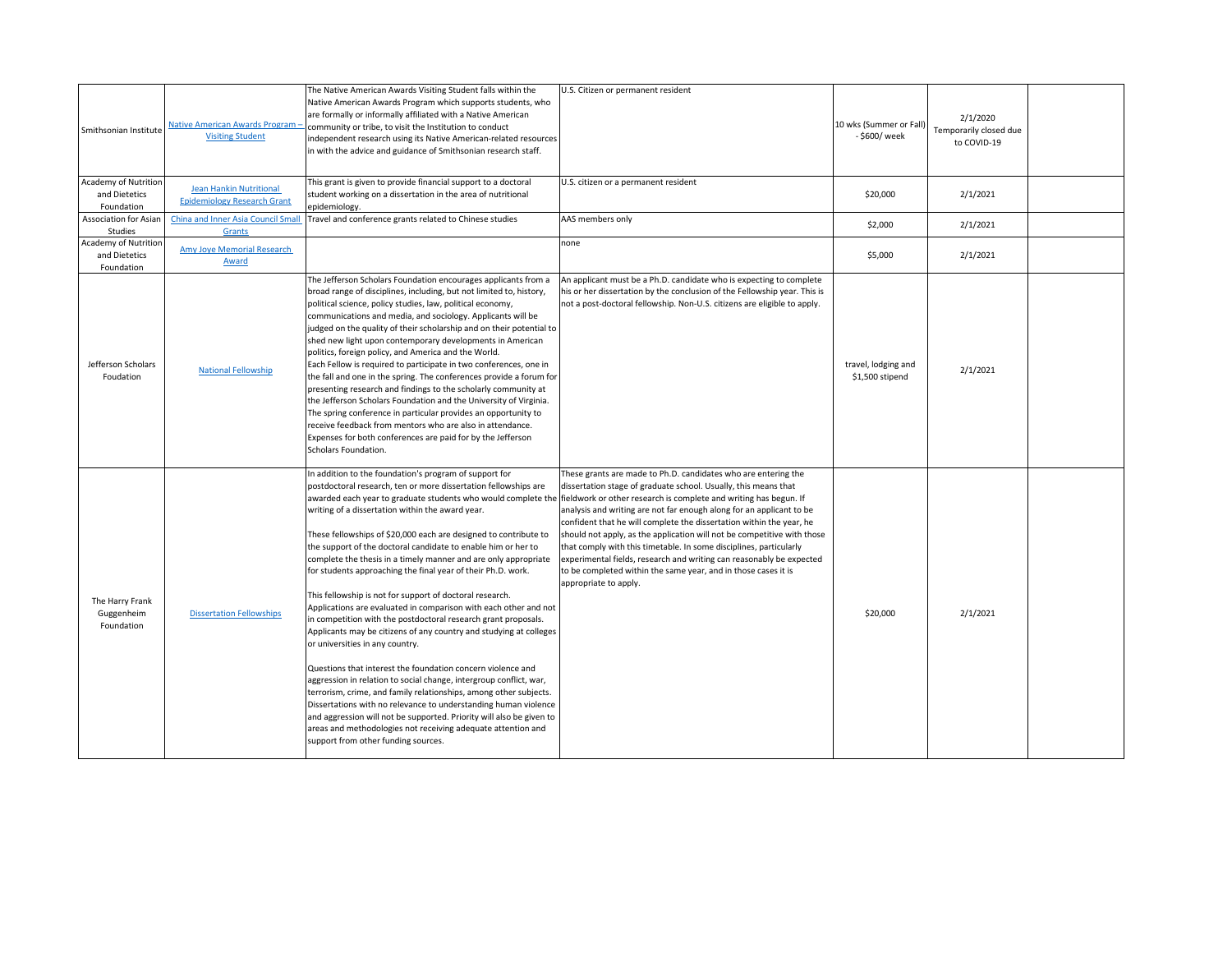| | | | | | | |
|---|---|---|---|---|---|---|
| Smithsonian Institute | Native American Awards Program – Visiting Student | The Native American Awards Visiting Student falls within the Native American Awards Program which supports students, who are formally or informally affiliated with a Native American community or tribe, to visit the Institution to conduct independent research using its Native American-related resources in with the advice and guidance of Smithsonian research staff. | U.S. Citizen or permanent resident | 10 wks (Summer or Fall) - $600/ week | 2/1/2020 Temporarily closed due to COVID-19 | |
| Academy of Nutrition and Dietetics Foundation | Jean Hankin Nutritional Epidemiology Research Grant | This grant is given to provide financial support to a doctoral student working on a dissertation in the area of nutritional epidemiology. | U.S. citizen or a permanent resident | $20,000 | 2/1/2021 | |
| Association for Asian Studies | China and Inner Asia Council Small Grants | Travel and conference grants related to Chinese studies | AAS members only | $2,000 | 2/1/2021 | |
| Academy of Nutrition and Dietetics Foundation | Amy Joye Memorial Research Award | | none | $5,000 | 2/1/2021 | |
| Jefferson Scholars Foudation | National Fellowship | The Jefferson Scholars Foundation encourages applicants from a broad range of disciplines, including, but not limited to, history, political science, policy studies, law, political economy, communications and media, and sociology. Applicants will be judged on the quality of their scholarship and on their potential to shed new light upon contemporary developments in American politics, foreign policy, and America and the World.<br>Each Fellow is required to participate in two conferences, one in the fall and one in the spring. The conferences provide a forum for presenting research and findings to the scholarly community at the Jefferson Scholars Foundation and the University of Virginia. The spring conference in particular provides an opportunity to receive feedback from mentors who are also in attendance. Expenses for both conferences are paid for by the Jefferson Scholars Foundation. | An applicant must be a Ph.D. candidate who is expecting to complete his or her dissertation by the conclusion of the Fellowship year. This is not a post-doctoral fellowship. Non-U.S. citizens are eligible to apply. | travel, lodging and $1,500 stipend | 2/1/2021 | |
| The Harry Frank Guggenheim Foundation | Dissertation Fellowships | In addition to the foundation's program of support for postdoctoral research, ten or more dissertation fellowships are awarded each year to graduate students who would complete the writing of a dissertation within the award year.<br><br>These fellowships of $20,000 each are designed to contribute to the support of the doctoral candidate to enable him or her to complete the thesis in a timely manner and are only appropriate for students approaching the final year of their Ph.D. work.<br><br>This fellowship is not for support of doctoral research. Applications are evaluated in comparison with each other and not in competition with the postdoctoral research grant proposals. Applicants may be citizens of any country and studying at colleges or universities in any country.<br><br>Questions that interest the foundation concern violence and aggression in relation to social change, intergroup conflict, war, terrorism, crime, and family relationships, among other subjects. Dissertations with no relevance to understanding human violence and aggression will not be supported. Priority will also be given to areas and methodologies not receiving adequate attention and support from other funding sources. | These grants are made to Ph.D. candidates who are entering the dissertation stage of graduate school. Usually, this means that fieldwork or other research is complete and writing has begun. If analysis and writing are not far enough along for an applicant to be confident that he will complete the dissertation within the year, he should not apply, as the application will not be competitive with those that comply with this timetable. In some disciplines, particularly experimental fields, research and writing can reasonably be expected to be completed within the same year, and in those cases it is appropriate to apply. | $20,000 | 2/1/2021 | |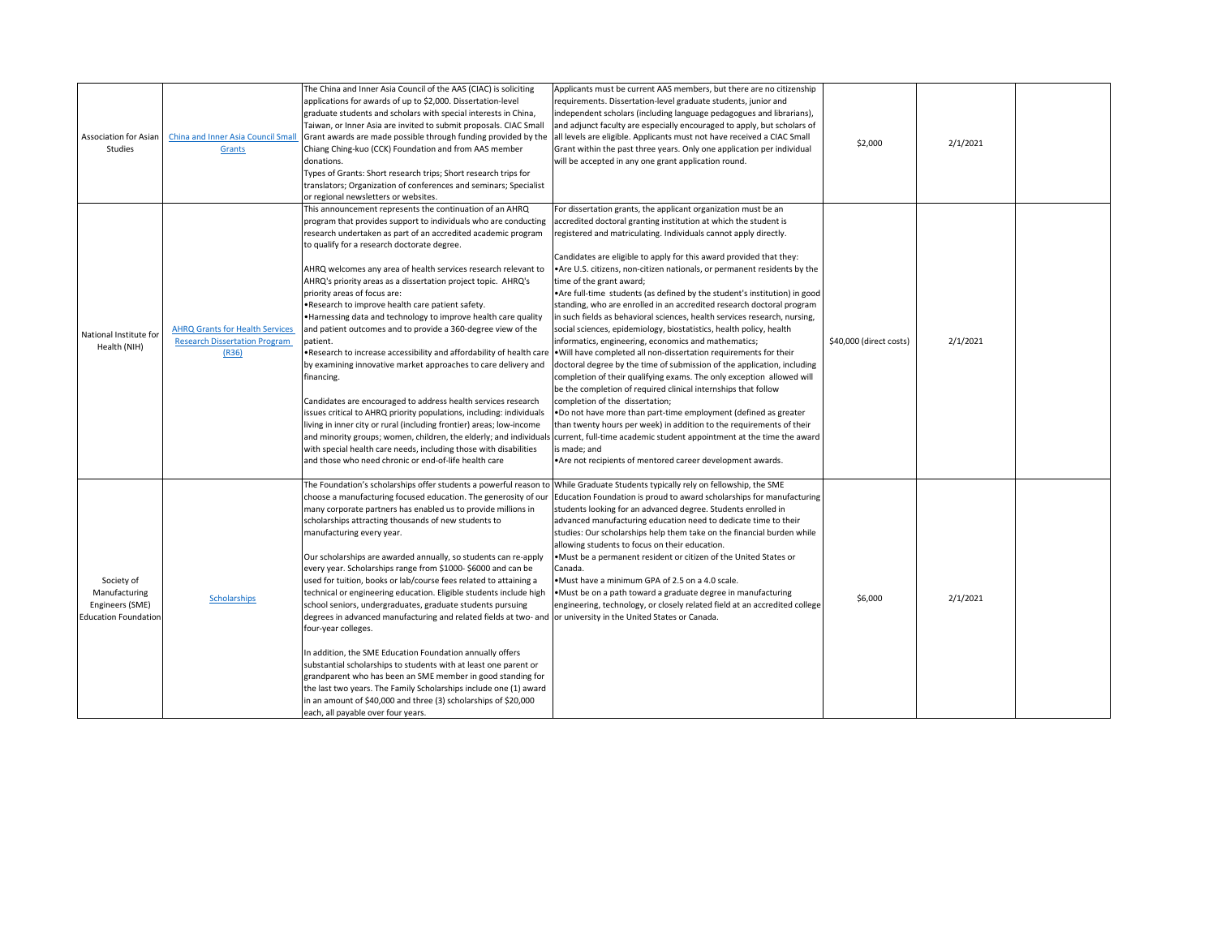| | | | | | | |
|---|---|---|---|---|---|---|
| Association for Asian Studies | China and Inner Asia Council Small Grants | The China and Inner Asia Council of the AAS (CIAC) is soliciting applications for awards of up to $2,000. Dissertation-level graduate students and scholars with special interests in China, Taiwan, or Inner Asia are invited to submit proposals. CIAC Small Grant awards are made possible through funding provided by the Chiang Ching-kuo (CCK) Foundation and from AAS member donations.<br>Types of Grants: Short research trips; Short research trips for translators; Organization of conferences and seminars; Specialist or regional newsletters or websites. | Applicants must be current AAS members, but there are no citizenship requirements. Dissertation-level graduate students, junior and independent scholars (including language pedagogues and librarians), and adjunct faculty are especially encouraged to apply, but scholars of all levels are eligible. Applicants must not have received a CIAC Small Grant within the past three years. Only one application per individual will be accepted in any one grant application round. | $2,000 | 2/1/2021 | |
| National Institute for Health (NIH) | AHRQ Grants for Health Services Research Dissertation Program (R36) | This announcement represents the continuation of an AHRQ program that provides support to individuals who are conducting research undertaken as part of an accredited academic program to qualify for a research doctorate degree.<br><br>AHRQ welcomes any area of health services research relevant to AHRQ's priority areas as a dissertation project topic. AHRQ's priority areas of focus are:<br>•Research to improve health care patient safety.<br>•Harnessing data and technology to improve health care quality and patient outcomes and to provide a 360-degree view of the patient.<br>•Research to increase accessibility and affordability of health care by examining innovative market approaches to care delivery and financing.<br><br>Candidates are encouraged to address health services research issues critical to AHRQ priority populations, including: individuals living in inner city or rural (including frontier) areas; low-income and minority groups; women, children, the elderly; and individuals with special health care needs, including those with disabilities and those who need chronic or end-of-life health care | For dissertation grants, the applicant organization must be an accredited doctoral granting institution at which the student is registered and matriculating. Individuals cannot apply directly.<br><br>Candidates are eligible to apply for this award provided that they:<br>•Are U.S. citizens, non-citizen nationals, or permanent residents by the time of the grant award;<br>•Are full-time students (as defined by the student's institution) in good standing, who are enrolled in an accredited research doctoral program in such fields as behavioral sciences, health services research, nursing, social sciences, epidemiology, biostatistics, health policy, health informatics, engineering, economics and mathematics;<br>•Will have completed all non-dissertation requirements for their doctoral degree by the time of submission of the application, including completion of their qualifying exams. The only exception allowed will be the completion of required clinical internships that follow completion of the dissertation;<br>•Do not have more than part-time employment (defined as greater than twenty hours per week) in addition to the requirements of their current, full-time academic student appointment at the time the award is made; and<br>•Are not recipients of mentored career development awards. | $40,000 (direct costs) | 2/1/2021 | |
| Society of Manufacturing Engineers (SME) Education Foundation | Scholarships | The Foundation's scholarships offer students a powerful reason to choose a manufacturing focused education. The generosity of our many corporate partners has enabled us to provide millions in scholarships attracting thousands of new students to manufacturing every year.<br><br>Our scholarships are awarded annually, so students can re-apply every year. Scholarships range from $1000- $6000 and can be used for tuition, books or lab/course fees related to attaining a technical or engineering education. Eligible students include high school seniors, undergraduates, graduate students pursuing degrees in advanced manufacturing and related fields at two- and four-year colleges.<br><br>In addition, the SME Education Foundation annually offers substantial scholarships to students with at least one parent or grandparent who has been an SME member in good standing for the last two years. The Family Scholarships include one (1) award in an amount of $40,000 and three (3) scholarships of $20,000 each, all payable over four years. | While Graduate Students typically rely on fellowship, the SME Education Foundation is proud to award scholarships for manufacturing students looking for an advanced degree. Students enrolled in advanced manufacturing education need to dedicate time to their studies: Our scholarships help them take on the financial burden while allowing students to focus on their education.<br>•Must be a permanent resident or citizen of the United States or Canada.<br>•Must have a minimum GPA of 2.5 on a 4.0 scale.<br>•Must be on a path toward a graduate degree in manufacturing engineering, technology, or closely related field at an accredited college or university in the United States or Canada. | $6,000 | 2/1/2021 | |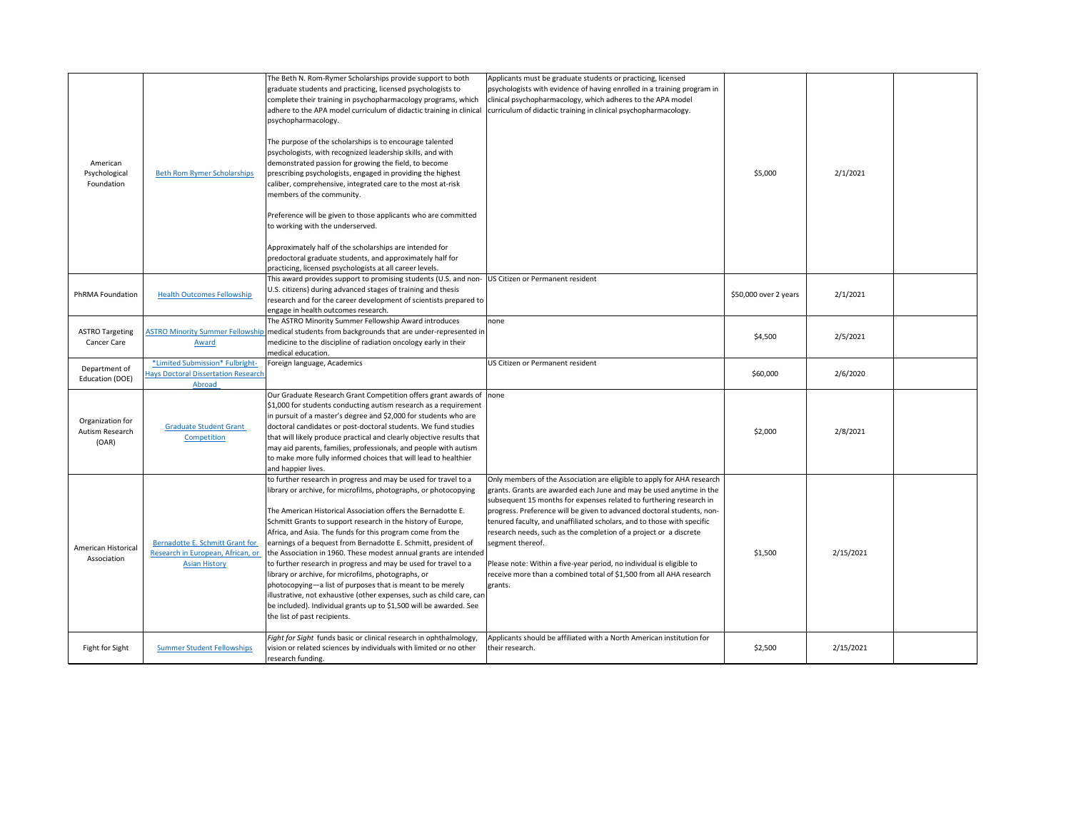| | | | | | | |
|---|---|---|---|---|---|---|
| American Psychological Foundation | Beth Rom Rymer Scholarships | The Beth N. Rom-Rymer Scholarships provide support to both graduate students and practicing, licensed psychologists to complete their training in psychopharmacology programs, which adhere to the APA model curriculum of didactic training in clinical psychopharmacology.<br><br>The purpose of the scholarships is to encourage talented psychologists, with recognized leadership skills, and with demonstrated passion for growing the field, to become prescribing psychologists, engaged in providing the highest caliber, comprehensive, integrated care to the most at-risk members of the community.<br><br>Preference will be given to those applicants who are committed to working with the underserved.<br><br>Approximately half of the scholarships are intended for predoctoral graduate students, and approximately half for practicing, licensed psychologists at all career levels. | Applicants must be graduate students or practicing, licensed psychologists with evidence of having enrolled in a training program in clinical psychopharmacology, which adheres to the APA model curriculum of didactic training in clinical psychopharmacology. | $5,000 | 2/1/2021 | |
| PhRMA Foundation | Health Outcomes Fellowship | This award provides support to promising students (U.S. and non-U.S. citizens) during advanced stages of training and thesis research and for the career development of scientists prepared to engage in health outcomes research. | US Citizen or Permanent resident | $50,000 over 2 years | 2/1/2021 | |
| ASTRO Targeting Cancer Care | ASTRO Minority Summer Fellowship Award | The ASTRO Minority Summer Fellowship Award introduces medical students from backgrounds that are under-represented in medicine to the discipline of radiation oncology early in their medical education. | none | $4,500 | 2/5/2021 | |
| Department of Education (DOE) | *Limited Submission* Fulbright-Hays Doctoral Dissertation Research Abroad | Foreign language, Academics | US Citizen or Permanent resident | $60,000 | 2/6/2020 | |
| Organization for Autism Research (OAR) | Graduate Student Grant Competition | Our Graduate Research Grant Competition offers grant awards of $1,000 for students conducting autism research as a requirement in pursuit of a master's degree and $2,000 for students who are doctoral candidates or post-doctoral students. We fund studies that will likely produce practical and clearly objective results that may aid parents, families, professionals, and people with autism to make more fully informed choices that will lead to healthier and happier lives. | none | $2,000 | 2/8/2021 | |
| American Historical Association | Bernadotte E. Schmitt Grant for Research in European, African, or Asian History | to further research in progress and may be used for travel to a library or archive, for microfilms, photographs, or photocopying<br><br>The American Historical Association offers the Bernadotte E. Schmitt Grants to support research in the history of Europe, Africa, and Asia. The funds for this program come from the earnings of a bequest from Bernadotte E. Schmitt, president of the Association in 1960. These modest annual grants are intended to further research in progress and may be used for travel to a library or archive, for microfilms, photographs, or photocopying—a list of purposes that is meant to be merely illustrative, not exhaustive (other expenses, such as child care, can be included). Individual grants up to $1,500 will be awarded. See the list of past recipients. | Only members of the Association are eligible to apply for AHA research grants. Grants are awarded each June and may be used anytime in the subsequent 15 months for expenses related to furthering research in progress. Preference will be given to advanced doctoral students, non-tenured faculty, and unaffiliated scholars, and to those with specific research needs, such as the completion of a project or a discrete segment thereof.<br><br>Please note: Within a five-year period, no individual is eligible to receive more than a combined total of $1,500 from all AHA research grants. | $1,500 | 2/15/2021 | |
| Fight for Sight | Summer Student Fellowships | *Fight for Sight* funds basic or clinical research in ophthalmology, vision or related sciences by individuals with limited or no other research funding. | Applicants should be affiliated with a North American institution for their research. | $2,500 | 2/15/2021 | |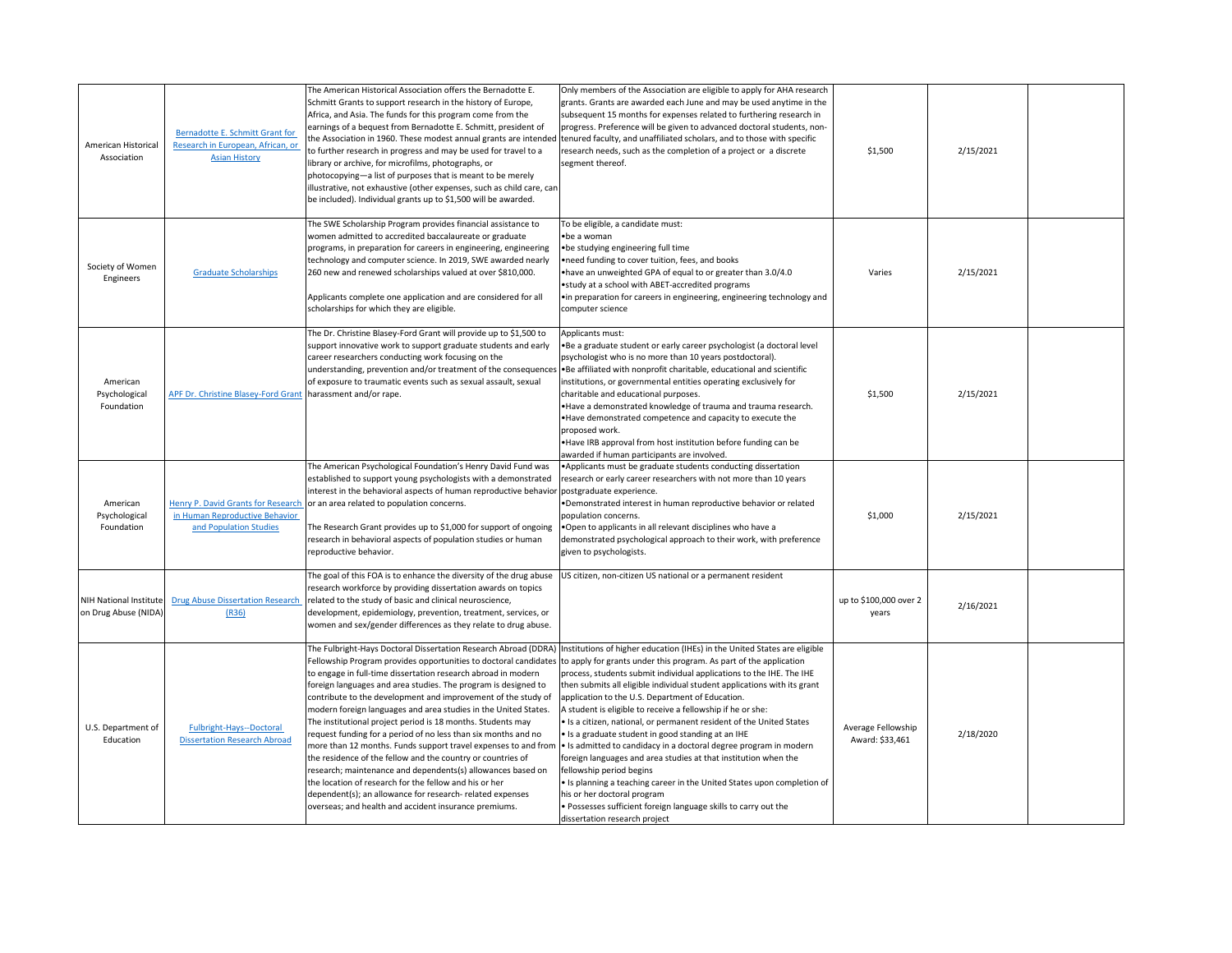| | | | | | | |
|---|---|---|---|---|---|---|
| American Historical Association | Bernadotte E. Schmitt Grant for Research in European, African, or Asian History | The American Historical Association offers the Bernadotte E. Schmitt Grants to support research in the history of Europe, Africa, and Asia. The funds for this program come from the earnings of a bequest from Bernadotte E. Schmitt, president of the Association in 1960. These modest annual grants are intended to further research in progress and may be used for travel to a library or archive, for microfilms, photographs, or photocopying—a list of purposes that is meant to be merely illustrative, not exhaustive (other expenses, such as child care, can be included). Individual grants up to $1,500 will be awarded. | Only members of the Association are eligible to apply for AHA research grants. Grants are awarded each June and may be used anytime in the subsequent 15 months for expenses related to furthering research in progress. Preference will be given to advanced doctoral students, non-tenured faculty, and unaffiliated scholars, and to those with specific research needs, such as the completion of a project or a discrete segment thereof. | $1,500 | 2/15/2021 | |
| Society of Women Engineers | Graduate Scholarships | The SWE Scholarship Program provides financial assistance to women admitted to accredited baccalaureate or graduate programs, in preparation for careers in engineering, engineering technology and computer science. In 2019, SWE awarded nearly 260 new and renewed scholarships valued at over $810,000.<br><br>Applicants complete one application and are considered for all scholarships for which they are eligible. | To be eligible, a candidate must:<br>•be a woman<br>•be studying engineering full time<br>•need funding to cover tuition, fees, and books<br>•have an unweighted GPA of equal to or greater than 3.0/4.0<br>•study at a school with ABET-accredited programs<br>•in preparation for careers in engineering, engineering technology and computer science | Varies | 2/15/2021 | |
| American Psychological Foundation | APF Dr. Christine Blasey-Ford Grant | The Dr. Christine Blasey-Ford Grant will provide up to $1,500 to support innovative work to support graduate students and early career researchers conducting work focusing on the understanding, prevention and/or treatment of the consequences of exposure to traumatic events such as sexual assault, sexual harassment and/or rape. | Applicants must:<br>•Be a graduate student or early career psychologist (a doctoral level psychologist who is no more than 10 years postdoctoral).<br>•Be affiliated with nonprofit charitable, educational and scientific institutions, or governmental entities operating exclusively for charitable and educational purposes.<br>•Have a demonstrated knowledge of trauma and trauma research.<br>•Have demonstrated competence and capacity to execute the proposed work.<br>•Have IRB approval from host institution before funding can be awarded if human participants are involved. | $1,500 | 2/15/2021 | |
| American Psychological Foundation | Henry P. David Grants for Research in Human Reproductive Behavior and Population Studies | The American Psychological Foundation's Henry David Fund was established to support young psychologists with a demonstrated interest in the behavioral aspects of human reproductive behavior or an area related to population concerns.<br><br>The Research Grant provides up to $1,000 for support of ongoing research in behavioral aspects of population studies or human reproductive behavior. | •Applicants must be graduate students conducting dissertation research or early career researchers with not more than 10 years postgraduate experience.<br>•Demonstrated interest in human reproductive behavior or related population concerns.<br>•Open to applicants in all relevant disciplines who have a demonstrated psychological approach to their work, with preference given to psychologists. | $1,000 | 2/15/2021 | |
| NIH National Institute on Drug Abuse (NIDA) | Drug Abuse Dissertation Research (R36) | The goal of this FOA is to enhance the diversity of the drug abuse research workforce by providing dissertation awards on topics related to the study of basic and clinical neuroscience, development, epidemiology, prevention, treatment, services, or women and sex/gender differences as they relate to drug abuse. | US citizen, non-citizen US national or a permanent resident | up to $100,000 over 2 years | 2/16/2021 | |
| U.S. Department of Education | Fulbright-Hays--Doctoral Dissertation Research Abroad | The Fulbright-Hays Doctoral Dissertation Research Abroad (DDRA) Fellowship Program provides opportunities to doctoral candidates to engage in full-time dissertation research abroad in modern foreign languages and area studies. The program is designed to contribute to the development and improvement of the study of modern foreign languages and area studies in the United States. The institutional project period is 18 months. Students may request funding for a period of no less than six months and no more than 12 months. Funds support travel expenses to and from the residence of the fellow and the country or countries of research; maintenance and dependents(s) allowances based on the location of research for the fellow and his or her dependent(s); an allowance for research- related expenses overseas; and health and accident insurance premiums. | Institutions of higher education (IHEs) in the United States are eligible to apply for grants under this program. As part of the application process, students submit individual applications to the IHE. The IHE then submits all eligible individual student applications with its grant application to the U.S. Department of Education.<br>A student is eligible to receive a fellowship if he or she:<br>• Is a citizen, national, or permanent resident of the United States<br>• Is a graduate student in good standing at an IHE<br>• Is admitted to candidacy in a doctoral degree program in modern foreign languages and area studies at that institution when the fellowship period begins<br>• Is planning a teaching career in the United States upon completion of his or her doctoral program<br>• Possesses sufficient foreign language skills to carry out the dissertation research project | Average Fellowship Award: $33,461 | 2/18/2020 | |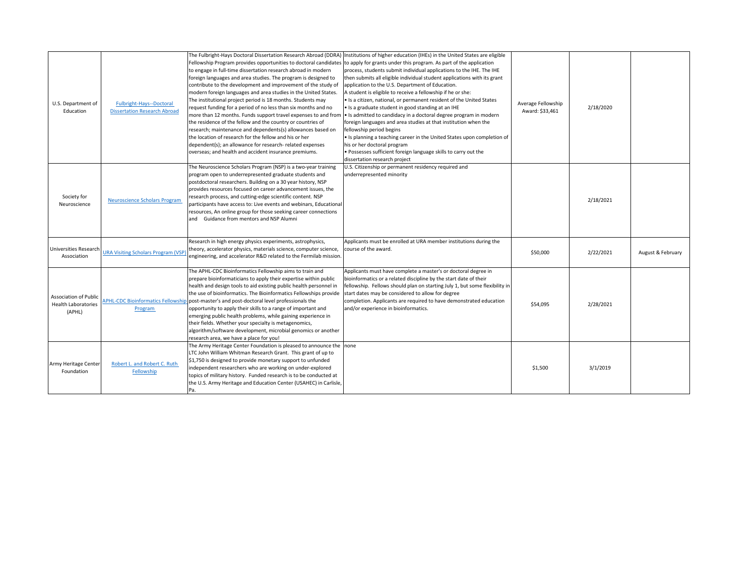| | | | | | | |
|---|---|---|---|---|---|---|
| U.S. Department of Education | Fulbright-Hays--Doctoral Dissertation Research Abroad | The Fulbright-Hays Doctoral Dissertation Research Abroad (DDRA) Fellowship Program provides opportunities to doctoral candidates to engage in full-time dissertation research abroad in modern foreign languages and area studies. The program is designed to contribute to the development and improvement of the study of modern foreign languages and area studies in the United States. The institutional project period is 18 months. Students may request funding for a period of no less than six months and no more than 12 months. Funds support travel expenses to and from the residence of the fellow and the country or countries of research; maintenance and dependents(s) allowances based on the location of research for the fellow and his or her dependent(s); an allowance for research- related expenses overseas; and health and accident insurance premiums. | Institutions of higher education (IHEs) in the United States are eligible to apply for grants under this program. As part of the application process, students submit individual applications to the IHE. The IHE then submits all eligible individual student applications with its grant application to the U.S. Department of Education. A student is eligible to receive a fellowship if he or she: • Is a citizen, national, or permanent resident of the United States • Is a graduate student in good standing at an IHE • Is admitted to candidacy in a doctoral degree program in modern foreign languages and area studies at that institution when the fellowship period begins • Is planning a teaching career in the United States upon completion of his or her doctoral program • Possesses sufficient foreign language skills to carry out the dissertation research project | Average Fellowship Award: $33,461 | 2/18/2020 | |
| Society for Neuroscience | Neuroscience Scholars Program | The Neuroscience Scholars Program (NSP) is a two-year training program open to underrepresented graduate students and postdoctoral researchers. Building on a 30 year history, NSP provides resources focused on career advancement issues, the research process, and cutting-edge scientific content. NSP participants have access to: Live events and webinars, Educational resources, An online group for those seeking career connections and Guidance from mentors and NSP Alumni | U.S. Citizenship or permanent residency required and underrepresented minority | | 2/18/2021 | |
| Universities Research Association | URA Visiting Scholars Program (VSP) | Research in high energy physics experiments, astrophysics, theory, accelerator physics, materials science, computer science, engineering, and accelerator R&D related to the Fermilab mission. | Applicants must be enrolled at URA member institutions during the course of the award. | $50,000 | 2/22/2021 | August & February |
| Association of Public Health Laboratories (APHL) | APHL-CDC Bioinformatics Fellowship Program | The APHL-CDC Bioinformatics Fellowship aims to train and prepare bioinformaticians to apply their expertise within public health and design tools to aid existing public health personnel in the use of bioinformatics. The Bioinformatics Fellowships provide post-master's and post-doctoral level professionals the opportunity to apply their skills to a range of important and emerging public health problems, while gaining experience in their fields. Whether your specialty is metagenomics, algorithm/software development, microbial genomics or another research area, we have a place for you! | Applicants must have complete a master's or doctoral degree in bioinformatics or a related discipline by the start date of their fellowship. Fellows should plan on starting July 1, but some flexibility in start dates may be considered to allow for degree completion. Applicants are required to have demonstrated education and/or experience in bioinformatics. | $54,095 | 2/28/2021 | |
| Army Heritage Center Foundation | Robert L. and Robert C. Ruth Fellowship | The Army Heritage Center Foundation is pleased to announce the LTC John William Whitman Research Grant. This grant of up to $1,750 is designed to provide monetary support to unfunded independent researchers who are working on under-explored topics of military history. Funded research is to be conducted at the U.S. Army Heritage and Education Center (USAHEC) in Carlisle, Pa. | none | $1,500 | 3/1/2019 | |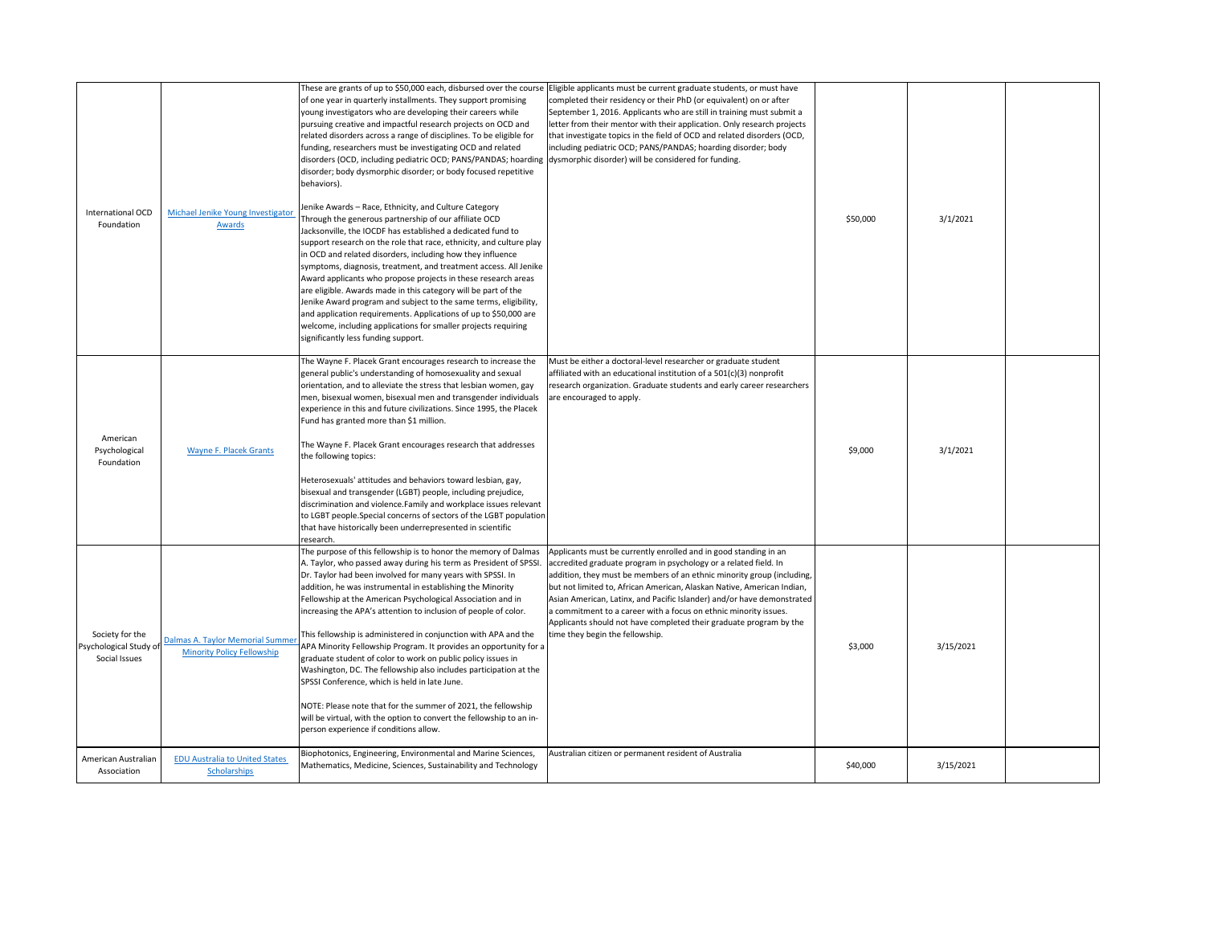| | | | | | | |
|---|---|---|---|---|---|---|
| International OCD Foundation | Michael Jenike Young Investigator Awards | These are grants of up to $50,000 each, disbursed over the course of one year in quarterly installments. They support promising young investigators who are developing their careers while pursuing creative and impactful research projects on OCD and related disorders across a range of disciplines. To be eligible for funding, researchers must be investigating OCD and related disorders (OCD, including pediatric OCD; PANS/PANDAS; hoarding disorder; body dysmorphic disorder; or body focused repetitive behaviors).<br><br>Jenike Awards – Race, Ethnicity, and Culture Category<br>Through the generous partnership of our affiliate OCD Jacksonville, the IOCDF has established a dedicated fund to support research on the role that race, ethnicity, and culture play in OCD and related disorders, including how they influence symptoms, diagnosis, treatment, and treatment access. All Jenike Award applicants who propose projects in these research areas are eligible. Awards made in this category will be part of the Jenike Award program and subject to the same terms, eligibility, and application requirements. Applications of up to $50,000 are welcome, including applications for smaller projects requiring significantly less funding support. | Eligible applicants must be current graduate students, or must have completed their residency or their PhD (or equivalent) on or after September 1, 2016. Applicants who are still in training must submit a letter from their mentor with their application. Only research projects that investigate topics in the field of OCD and related disorders (OCD, including pediatric OCD; PANS/PANDAS; hoarding disorder; body dysmorphic disorder) will be considered for funding. | $50,000 | 3/1/2021 | |
| American Psychological Foundation | Wayne F. Placek Grants | The Wayne F. Placek Grant encourages research to increase the general public's understanding of homosexuality and sexual orientation, and to alleviate the stress that lesbian women, gay men, bisexual women, bisexual men and transgender individuals experience in this and future civilizations. Since 1995, the Placek Fund has granted more than $1 million.<br><br>The Wayne F. Placek Grant encourages research that addresses the following topics:<br><br>Heterosexuals' attitudes and behaviors toward lesbian, gay, bisexual and transgender (LGBT) people, including prejudice, discrimination and violence.Family and workplace issues relevant to LGBT people.Special concerns of sectors of the LGBT population that have historically been underrepresented in scientific research. | Must be either a doctoral-level researcher or graduate student affiliated with an educational institution of a 501(c)(3) nonprofit research organization. Graduate students and early career researchers are encouraged to apply. | $9,000 | 3/1/2021 | |
| Society for the Psychological Study of Social Issues | Dalmas A. Taylor Memorial Summer Minority Policy Fellowship | The purpose of this fellowship is to honor the memory of Dalmas A. Taylor, who passed away during his term as President of SPSSI. Dr. Taylor had been involved for many years with SPSSI. In addition, he was instrumental in establishing the Minority Fellowship at the American Psychological Association and in increasing the APA's attention to inclusion of people of color.<br><br>This fellowship is administered in conjunction with APA and the APA Minority Fellowship Program. It provides an opportunity for a graduate student of color to work on public policy issues in Washington, DC. The fellowship also includes participation at the SPSSI Conference, which is held in late June.<br><br>NOTE: Please note that for the summer of 2021, the fellowship will be virtual, with the option to convert the fellowship to an in-person experience if conditions allow. | Applicants must be currently enrolled and in good standing in an accredited graduate program in psychology or a related field. In addition, they must be members of an ethnic minority group (including, but not limited to, African American, Alaskan Native, American Indian, Asian American, Latinx, and Pacific Islander) and/or have demonstrated a commitment to a career with a focus on ethnic minority issues. Applicants should not have completed their graduate program by the time they begin the fellowship. | $3,000 | 3/15/2021 | |
| American Australian Association | EDU Australia to United States Scholarships | Biophotonics, Engineering, Environmental and Marine Sciences, Mathematics, Medicine, Sciences, Sustainability and Technology | Australian citizen or permanent resident of Australia | $40,000 | 3/15/2021 | |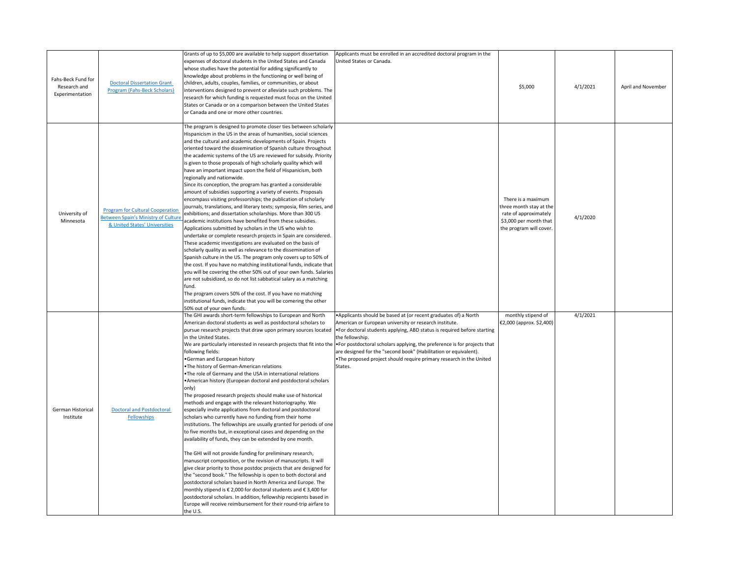| | | | | | | |
|---|---|---|---|---|---|---|
| Fahs-Beck Fund for Research and Experimentation | Doctoral Dissertation Grant Program (Fahs-Beck Scholars) | Grants of up to $5,000 are available to help support dissertation expenses of doctoral students in the United States and Canada whose studies have the potential for adding significantly to knowledge about problems in the functioning or well being of children, adults, couples, families, or communities, or about interventions designed to prevent or alleviate such problems. The research for which funding is requested must focus on the United States or Canada or on a comparison between the United States or Canada and one or more other countries. | Applicants must be enrolled in an accredited doctoral program in the United States or Canada. | $5,000 | 4/1/2021 | April and November |
| University of Minnesota | Program for Cultural Cooperation Between Spain's Ministry of Culture & United States' Universities | The program is designed to promote closer ties between scholarly Hispanicism in the US in the areas of humanities, social sciences and the cultural and academic developments of Spain. Projects oriented toward the dissemination of Spanish culture throughout the academic systems of the US are reviewed for subsidy. Priority is given to those proposals of high scholarly quality which will have an important impact upon the field of Hispanicism, both regionally and nationwide.<br>Since its conception, the program has granted a considerable amount of subsidies supporting a variety of events. Proposals encompass visiting professorships; the publication of scholarly journals, translations, and literary texts; symposia, film series, and exhibitions; and dissertation scholarships. More than 300 US academic institutions have benefited from these subsidies.<br>Applications submitted by scholars in the US who wish to undertake or complete research projects in Spain are considered. These academic investigations are evaluated on the basis of scholarly quality as well as relevance to the dissemination of Spanish culture in the US. The program only covers up to 50% of the cost. If you have no matching institutional funds, indicate that you will be covering the other 50% out of your own funds. Salaries are not subsidized, so do not list sabbatical salary as a matching fund.<br>The program covers 50% of the cost. If you have no matching institutional funds, indicate that you will be comering the other 50% out of your own funds. | | There is a maximum three month stay at the rate of approximately $3,000 per month that the program will cover. | 4/1/2020 | |
| German Historical Institute | Doctoral and Postdoctoral Fellowships | The GHI awards short-term fellowships to European and North American doctoral students as well as postdoctoral scholars to pursue research projects that draw upon primary sources located in the United States.<br>We are particularly interested in research projects that fit into the following fields:<br>• German and European history<br>• The history of German-American relations<br>• The role of Germany and the USA in international relations<br>• American history (European doctoral and postdoctoral scholars only)<br>The proposed research projects should make use of historical methods and engage with the relevant historiography. We especially invite applications from doctoral and postdoctoral scholars who currently have no funding from their home institutions. The fellowships are usually granted for periods of one to five months but, in exceptional cases and depending on the availability of funds, they can be extended by one month.<br><br>The GHI will not provide funding for preliminary research, manuscript composition, or the revision of manuscripts. It will give clear priority to those postdoc projects that are designed for the "second book." The fellowship is open to both doctoral and postdoctoral scholars based in North America and Europe. The monthly stipend is € 2,000 for doctoral students and € 3,400 for postdoctoral scholars. In addition, fellowship recipients based in Europe will receive reimbursement for their round-trip airfare to the U.S. | • Applicants should be based at (or recent graduates of) a North American or European university or research institute.<br>• For doctoral students applying, ABD status is required before starting the fellowship.<br>• For postdoctoral scholars applying, the preference is for projects that are designed for the "second book" (Habilitation or equivalent).<br>• The proposed project should require primary research in the United States. | monthly stipend of €2,000 (approx. $2,400) | 4/1/2021 | |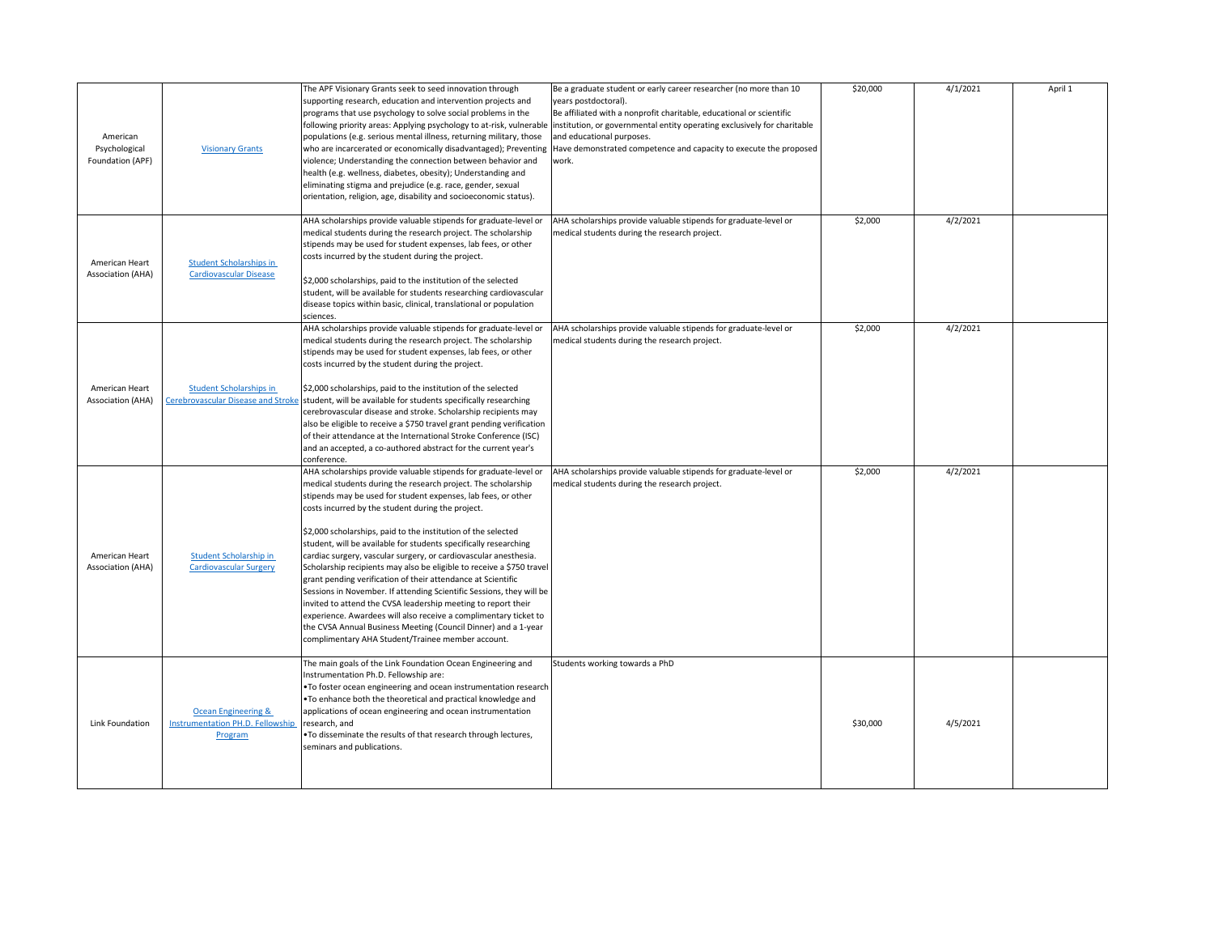| | | | | | | |
|---|---|---|---|---|---|---|
| American Psychological Foundation (APF) | Visionary Grants | The APF Visionary Grants seek to seed innovation through supporting research, education and intervention projects and programs that use psychology to solve social problems in the following priority areas: Applying psychology to at-risk, vulnerable populations (e.g. serious mental illness, returning military, those who are incarcerated or economically disadvantaged); Preventing violence; Understanding the connection between behavior and health (e.g. wellness, diabetes, obesity); Understanding and eliminating stigma and prejudice (e.g. race, gender, sexual orientation, religion, age, disability and socioeconomic status). | Be a graduate student or early career researcher (no more than 10 years postdoctoral).<br>Be affiliated with a nonprofit charitable, educational or scientific institution, or governmental entity operating exclusively for charitable and educational purposes.<br>Have demonstrated competence and capacity to execute the proposed work. | $20,000 | 4/1/2021 | April 1 |
| American Heart Association (AHA) | Student Scholarships in Cardiovascular Disease | AHA scholarships provide valuable stipends for graduate-level or medical students during the research project. The scholarship stipends may be used for student expenses, lab fees, or other costs incurred by the student during the project.<br><br>$2,000 scholarships, paid to the institution of the selected student, will be available for students researching cardiovascular disease topics within basic, clinical, translational or population sciences. | AHA scholarships provide valuable stipends for graduate-level or medical students during the research project. | $2,000 | 4/2/2021 | |
| American Heart Association (AHA) | Student Scholarships in Cerebrovascular Disease and Stroke | AHA scholarships provide valuable stipends for graduate-level or medical students during the research project. The scholarship stipends may be used for student expenses, lab fees, or other costs incurred by the student during the project.<br><br>$2,000 scholarships, paid to the institution of the selected student, will be available for students specifically researching cerebrovascular disease and stroke. Scholarship recipients may also be eligible to receive a $750 travel grant pending verification of their attendance at the International Stroke Conference (ISC) and an accepted, a co-authored abstract for the current year's conference. | AHA scholarships provide valuable stipends for graduate-level or medical students during the research project. | $2,000 | 4/2/2021 | |
| American Heart Association (AHA) | Student Scholarship in Cardiovascular Surgery | AHA scholarships provide valuable stipends for graduate-level or medical students during the research project. The scholarship stipends may be used for student expenses, lab fees, or other costs incurred by the student during the project.<br><br>$2,000 scholarships, paid to the institution of the selected student, will be available for students specifically researching cardiac surgery, vascular surgery, or cardiovascular anesthesia. Scholarship recipients may also be eligible to receive a $750 travel grant pending verification of their attendance at Scientific Sessions in November. If attending Scientific Sessions, they will be invited to attend the CVSA leadership meeting to report their experience. Awardees will also receive a complimentary ticket to the CVSA Annual Business Meeting (Council Dinner) and a 1-year complimentary AHA Student/Trainee member account. | AHA scholarships provide valuable stipends for graduate-level or medical students during the research project. | $2,000 | 4/2/2021 | |
| Link Foundation | Ocean Engineering & Instrumentation PH.D. Fellowship Program | The main goals of the Link Foundation Ocean Engineering and Instrumentation Ph.D. Fellowship are:<br>• To foster ocean engineering and ocean instrumentation research<br>• To enhance both the theoretical and practical knowledge and applications of ocean engineering and ocean instrumentation research, and<br>• To disseminate the results of that research through lectures, seminars and publications. | Students working towards a PhD | $30,000 | 4/5/2021 | |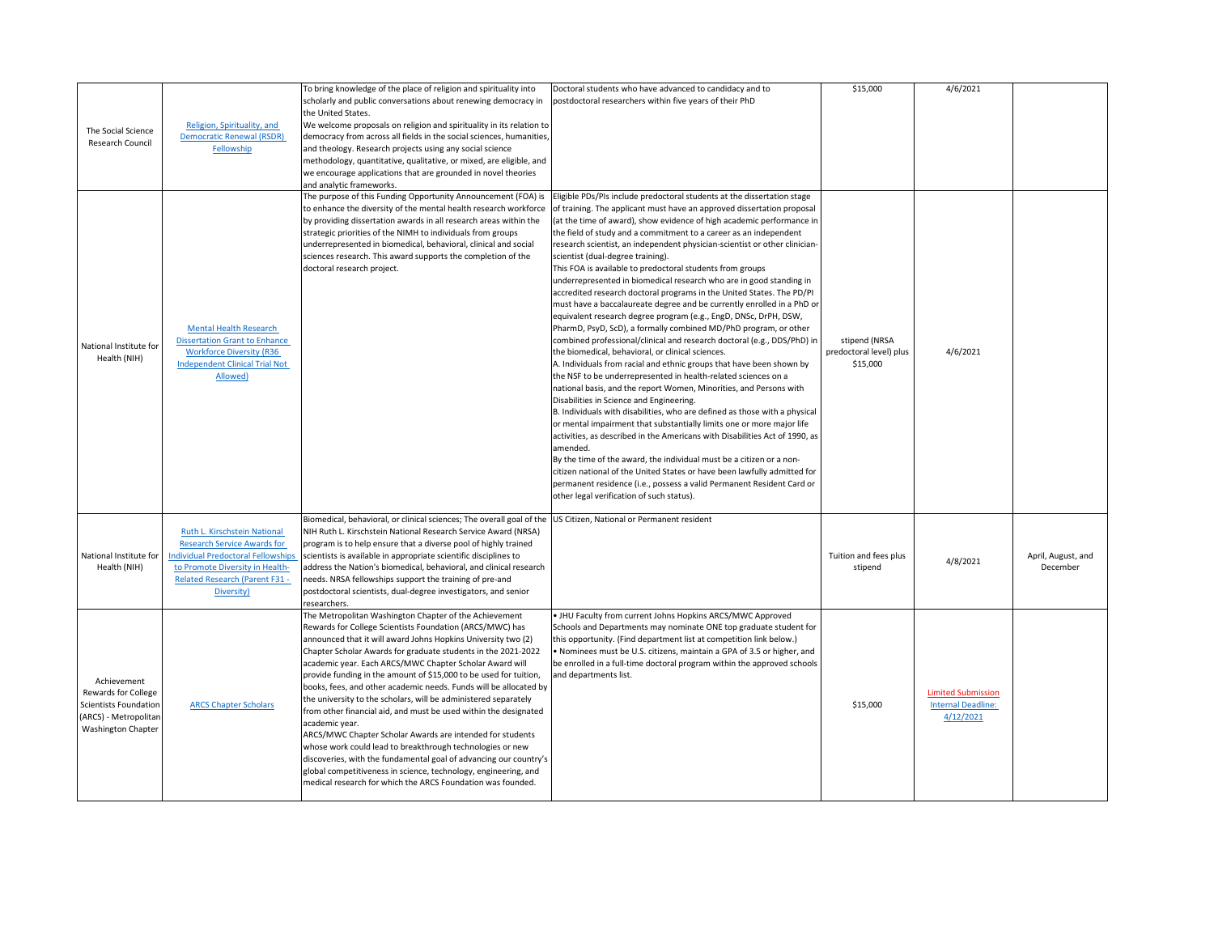| | | | | | | |
|---|---|---|---|---|---|---|
| The Social Science Research Council | Religion, Spirituality, and Democratic Renewal (RSDR) Fellowship | To bring knowledge of the place of religion and spirituality into scholarly and public conversations about renewing democracy in the United States.<br>We welcome proposals on religion and spirituality in its relation to democracy from across all fields in the social sciences, humanities, and theology. Research projects using any social science methodology, quantitative, qualitative, or mixed, are eligible, and we encourage applications that are grounded in novel theories and analytic frameworks. | Doctoral students who have advanced to candidacy and to postdoctoral researchers within five years of their PhD | $15,000 | 4/6/2021 | |
| National Institute for Health (NIH) | Mental Health Research Dissertation Grant to Enhance Workforce Diversity (R36 Independent Clinical Trial Not Allowed) | The purpose of this Funding Opportunity Announcement (FOA) is to enhance the diversity of the mental health research workforce by providing dissertation awards in all research areas within the strategic priorities of the NIMH to individuals from groups underrepresented in biomedical, behavioral, clinical and social sciences research. This award supports the completion of the doctoral research project. | Eligible PDs/PIs include predoctoral students at the dissertation stage of training. The applicant must have an approved dissertation proposal (at the time of award), show evidence of high academic performance in the field of study and a commitment to a career as an independent research scientist, an independent physician-scientist or other clinician-scientist (dual-degree training).<br>This FOA is available to predoctoral students from groups underrepresented in biomedical research who are in good standing in accredited research doctoral programs in the United States. The PD/PI must have a baccalaureate degree and be currently enrolled in a PhD or equivalent research degree program (e.g., EngD, DNSc, DrPH, DSW, PharmD, PsyD, ScD), a formally combined MD/PhD program, or other combined professional/clinical and research doctoral (e.g., DDS/PhD) in the biomedical, behavioral, or clinical sciences.<br>A. Individuals from racial and ethnic groups that have been shown by the NSF to be underrepresented in health-related sciences on a national basis, and the report Women, Minorities, and Persons with Disabilities in Science and Engineering.<br>B. Individuals with disabilities, who are defined as those with a physical or mental impairment that substantially limits one or more major life activities, as described in the Americans with Disabilities Act of 1990, as amended.<br>By the time of the award, the individual must be a citizen or a non-citizen national of the United States or have been lawfully admitted for permanent residence (i.e., possess a valid Permanent Resident Card or other legal verification of such status). | stipend (NRSA predoctoral level) plus $15,000 | 4/6/2021 | |
| National Institute for Health (NIH) | Ruth L. Kirschstein National Research Service Awards for Individual Predoctoral Fellowships to Promote Diversity in Health-Related Research (Parent F31 - Diversity) | Biomedical, behavioral, or clinical sciences; The overall goal of the NIH Ruth L. Kirschstein National Research Service Award (NRSA) program is to help ensure that a diverse pool of highly trained scientists is available in appropriate scientific disciplines to address the Nation's biomedical, behavioral, and clinical research needs. NRSA fellowships support the training of pre-and postdoctoral scientists, dual-degree investigators, and senior researchers. | US Citizen, National or Permanent resident | Tuition and fees plus stipend | 4/8/2021 | April, August, and December |
| Achievement Rewards for College Scientists Foundation (ARCS) - Metropolitan Washington Chapter | ARCS Chapter Scholars | The Metropolitan Washington Chapter of the Achievement Rewards for College Scientists Foundation (ARCS/MWC) has announced that it will award Johns Hopkins University two (2) Chapter Scholar Awards for graduate students in the 2021-2022 academic year. Each ARCS/MWC Chapter Scholar Award will provide funding in the amount of $15,000 to be used for tuition, books, fees, and other academic needs. Funds will be allocated by the university to the scholars, will be administered separately from other financial aid, and must be used within the designated academic year.<br>ARCS/MWC Chapter Scholar Awards are intended for students whose work could lead to breakthrough technologies or new discoveries, with the fundamental goal of advancing our country's global competitiveness in science, technology, engineering, and medical research for which the ARCS Foundation was founded. | • JHU Faculty from current Johns Hopkins ARCS/MWC Approved Schools and Departments may nominate ONE top graduate student for this opportunity. (Find department list at competition link below.)<br>• Nominees must be U.S. citizens, maintain a GPA of 3.5 or higher, and be enrolled in a full-time doctoral program within the approved schools and departments list. | $15,000 | Limited Submission Internal Deadline: 4/12/2021 | |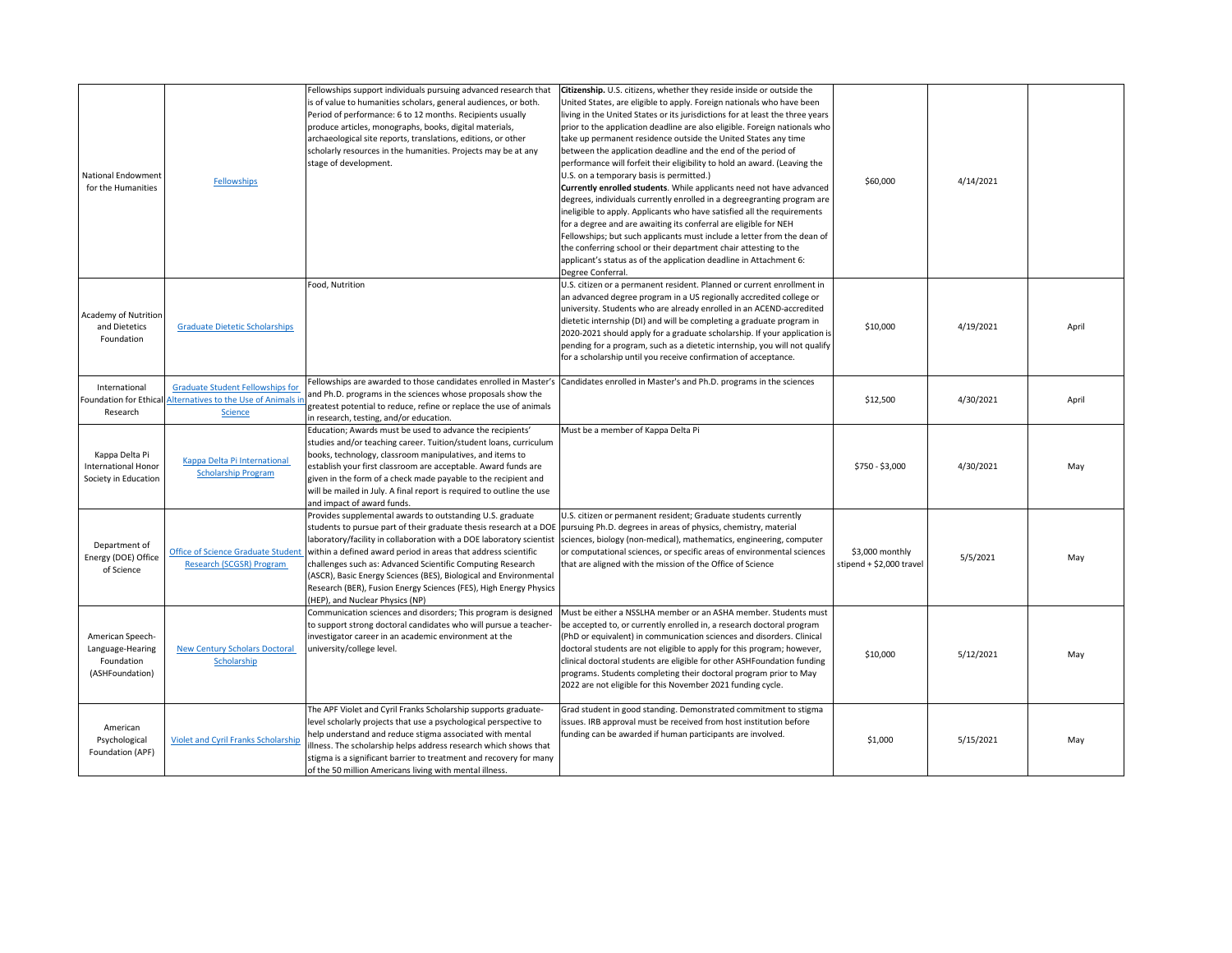| | | | | | | |
|---|---|---|---|---|---|---|
| National Endowment for the Humanities | Fellowships | Fellowships support individuals pursuing advanced research that is of value to humanities scholars, general audiences, or both. Period of performance: 6 to 12 months. Recipients usually produce articles, monographs, books, digital materials, archaeological site reports, translations, editions, or other scholarly resources in the humanities. Projects may be at any stage of development. | **Citizenship.** U.S. citizens, whether they reside inside or outside the United States, are eligible to apply. Foreign nationals who have been living in the United States or its jurisdictions for at least the three years prior to the application deadline are also eligible. Foreign nationals who take up permanent residence outside the United States any time between the application deadline and the end of the period of performance will forfeit their eligibility to hold an award. (Leaving the U.S. on a temporary basis is permitted.) **Currently enrolled students**. While applicants need not have advanced degrees, individuals currently enrolled in a degreegranting program are ineligible to apply. Applicants who have satisfied all the requirements for a degree and are awaiting its conferral are eligible for NEH Fellowships; but such applicants must include a letter from the dean of the conferring school or their department chair attesting to the applicant's status as of the application deadline in Attachment 6: Degree Conferral. | $60,000 | 4/14/2021 | |
| Academy of Nutrition and Dietetics Foundation | Graduate Dietetic Scholarships | Food, Nutrition | U.S. citizen or a permanent resident. Planned or current enrollment in an advanced degree program in a US regionally accredited college or university. Students who are already enrolled in an ACEND-accredited dietetic internship (DI) and will be completing a graduate program in 2020-2021 should apply for a graduate scholarship. If your application is pending for a program, such as a dietetic internship, you will not qualify for a scholarship until you receive confirmation of acceptance. | $10,000 | 4/19/2021 | April |
| International Foundation for Ethical Research | Graduate Student Fellowships for Alternatives to the Use of Animals in Science | Fellowships are awarded to those candidates enrolled in Master's and Ph.D. programs in the sciences whose proposals show the greatest potential to reduce, refine or replace the use of animals in research, testing, and/or education. | Candidates enrolled in Master's and Ph.D. programs in the sciences | $12,500 | 4/30/2021 | April |
| Kappa Delta Pi International Honor Society in Education | Kappa Delta Pi International Scholarship Program | Education; Awards must be used to advance the recipients' studies and/or teaching career. Tuition/student loans, curriculum books, technology, classroom manipulatives, and items to establish your first classroom are acceptable. Award funds are given in the form of a check made payable to the recipient and will be mailed in July. A final report is required to outline the use and impact of award funds. | Must be a member of Kappa Delta Pi | $750 - $3,000 | 4/30/2021 | May |
| Department of Energy (DOE) Office of Science | Office of Science Graduate Student Research (SCGSR) Program | Provides supplemental awards to outstanding U.S. graduate students to pursue part of their graduate thesis research at a DOE laboratory/facility in collaboration with a DOE laboratory scientist within a defined award period in areas that address scientific challenges such as: Advanced Scientific Computing Research (ASCR), Basic Energy Sciences (BES), Biological and Environmental Research (BER), Fusion Energy Sciences (FES), High Energy Physics (HEP), and Nuclear Physics (NP) | U.S. citizen or permanent resident; Graduate students currently pursuing Ph.D. degrees in areas of physics, chemistry, material sciences, biology (non-medical), mathematics, engineering, computer or computational sciences, or specific areas of environmental sciences that are aligned with the mission of the Office of Science | $3,000 monthly stipend + $2,000 travel | 5/5/2021 | May |
| American Speech-Language-Hearing Foundation (ASHFoundation) | New Century Scholars Doctoral Scholarship | Communication sciences and disorders; This program is designed to support strong doctoral candidates who will pursue a teacher-investigator career in an academic environment at the university/college level. | Must be either a NSSLHA member or an ASHA member. Students must be accepted to, or currently enrolled in, a research doctoral program (PhD or equivalent) in communication sciences and disorders. Clinical doctoral students are not eligible to apply for this program; however, clinical doctoral students are eligible for other ASHFoundation funding programs. Students completing their doctoral program prior to May 2022 are not eligible for this November 2021 funding cycle. | $10,000 | 5/12/2021 | May |
| American Psychological Foundation (APF) | Violet and Cyril Franks Scholarship | The APF Violet and Cyril Franks Scholarship supports graduate-level scholarly projects that use a psychological perspective to help understand and reduce stigma associated with mental illness. The scholarship helps address research which shows that stigma is a significant barrier to treatment and recovery for many of the 50 million Americans living with mental illness. | Grad student in good standing. Demonstrated commitment to stigma issues. IRB approval must be received from host institution before funding can be awarded if human participants are involved. | $1,000 | 5/15/2021 | May |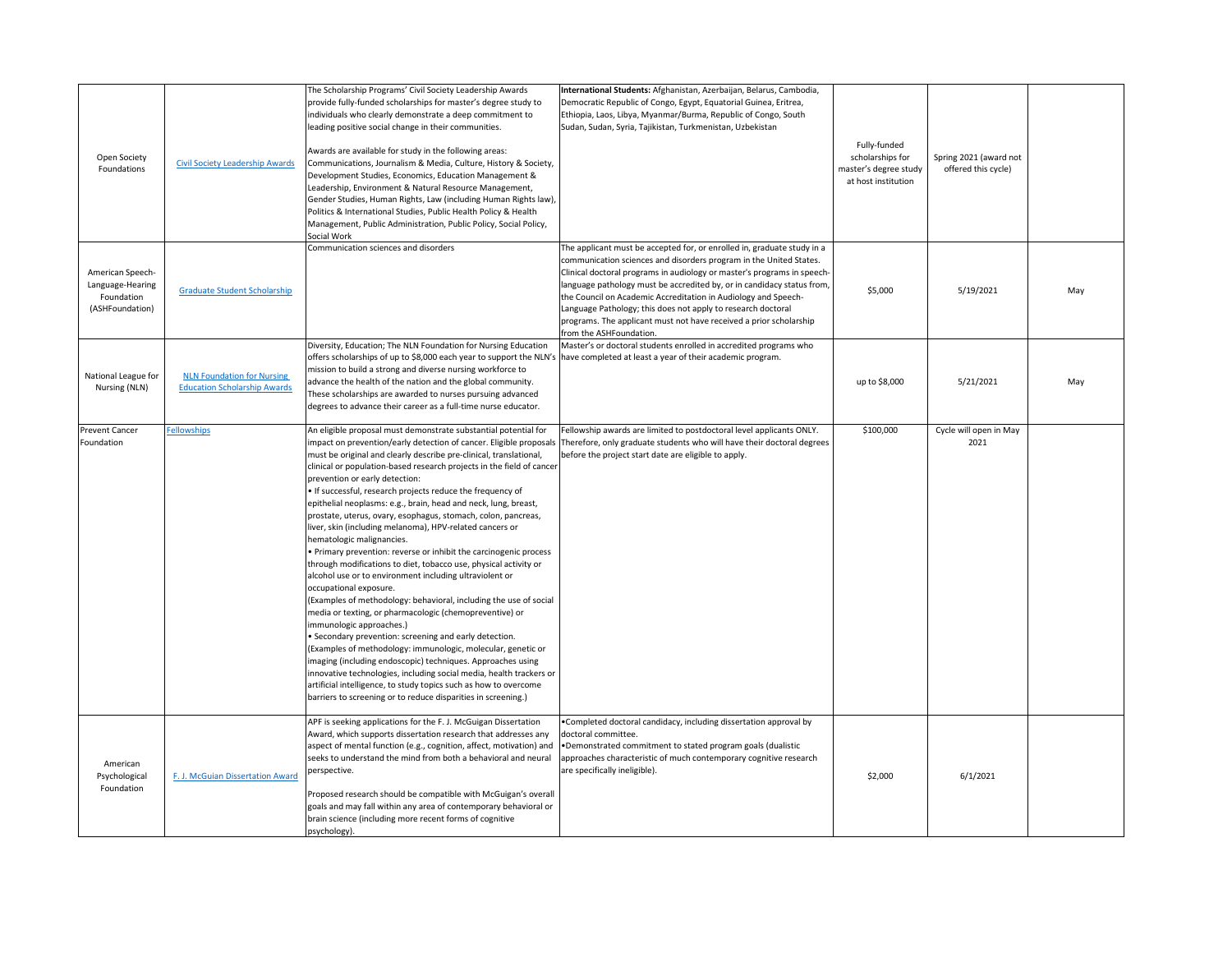| | | | | | | |
|---|---|---|---|---|---|---|
| Open Society Foundations | Civil Society Leadership Awards | The Scholarship Programs' Civil Society Leadership Awards provide fully-funded scholarships for master's degree study to individuals who clearly demonstrate a deep commitment to leading positive social change in their communities.<br><br>Awards are available for study in the following areas: Communications, Journalism & Media, Culture, History & Society, Development Studies, Economics, Education Management & Leadership, Environment & Natural Resource Management, Gender Studies, Human Rights, Law (including Human Rights law), Politics & International Studies, Public Health Policy & Health Management, Public Administration, Public Policy, Social Policy, Social Work | **International Students:** Afghanistan, Azerbaijan, Belarus, Cambodia, Democratic Republic of Congo, Egypt, Equatorial Guinea, Eritrea, Ethiopia, Laos, Libya, Myanmar/Burma, Republic of Congo, South Sudan, Sudan, Syria, Tajikistan, Turkmenistan, Uzbekistan | Fully-funded scholarships for master's degree study at host institution | Spring 2021 (award not offered this cycle) | |
| American Speech-Language-Hearing Foundation (ASHFoundation) | Graduate Student Scholarship | Communication sciences and disorders | The applicant must be accepted for, or enrolled in, graduate study in a communication sciences and disorders program in the United States. Clinical doctoral programs in audiology or master's programs in speech-language pathology must be accredited by, or in candidacy status from, the Council on Academic Accreditation in Audiology and Speech-Language Pathology; this does not apply to research doctoral programs. The applicant must not have received a prior scholarship from the ASHFoundation. | $5,000 | 5/19/2021 | May |
| National League for Nursing (NLN) | NLN Foundation for Nursing Education Scholarship Awards | Diversity, Education; The NLN Foundation for Nursing Education offers scholarships of up to $8,000 each year to support the NLN's mission to build a strong and diverse nursing workforce to advance the health of the nation and the global community. These scholarships are awarded to nurses pursuing advanced degrees to advance their career as a full-time nurse educator. | Master's or doctoral students enrolled in accredited programs who have completed at least a year of their academic program. | up to $8,000 | 5/21/2021 | May |
| Prevent Cancer Foundation | Fellowships | An eligible proposal must demonstrate substantial potential for impact on prevention/early detection of cancer. Eligible proposals must be original and clearly describe pre-clinical, translational, clinical or population-based research projects in the field of cancer prevention or early detection:<br>• If successful, research projects reduce the frequency of epithelial neoplasms: e.g., brain, head and neck, lung, breast, prostate, uterus, ovary, esophagus, stomach, colon, pancreas, liver, skin (including melanoma), HPV-related cancers or hematologic malignancies.<br>• Primary prevention: reverse or inhibit the carcinogenic process through modifications to diet, tobacco use, physical activity or alcohol use or to environment including ultraviolent or occupational exposure.<br>(Examples of methodology: behavioral, including the use of social media or texting, or pharmacologic (chemopreventive) or immunologic approaches.)<br>• Secondary prevention: screening and early detection.<br>(Examples of methodology: immunologic, molecular, genetic or imaging (including endoscopic) techniques. Approaches using innovative technologies, including social media, health trackers or artificial intelligence, to study topics such as how to overcome barriers to screening or to reduce disparities in screening.) | Fellowship awards are limited to postdoctoral level applicants ONLY. Therefore, only graduate students who will have their doctoral degrees before the project start date are eligible to apply. | $100,000 | Cycle will open in May 2021 | |
| American Psychological Foundation | F. J. McGuian Dissertation Award | APF is seeking applications for the F. J. McGuigan Dissertation Award, which supports dissertation research that addresses any aspect of mental function (e.g., cognition, affect, motivation) and seeks to understand the mind from both a behavioral and neural perspective.<br><br>Proposed research should be compatible with McGuigan's overall goals and may fall within any area of contemporary behavioral or brain science (including more recent forms of cognitive psychology). | •Completed doctoral candidacy, including dissertation approval by doctoral committee.<br>•Demonstrated commitment to stated program goals (dualistic approaches characteristic of much contemporary cognitive research are specifically ineligible). | $2,000 | 6/1/2021 | |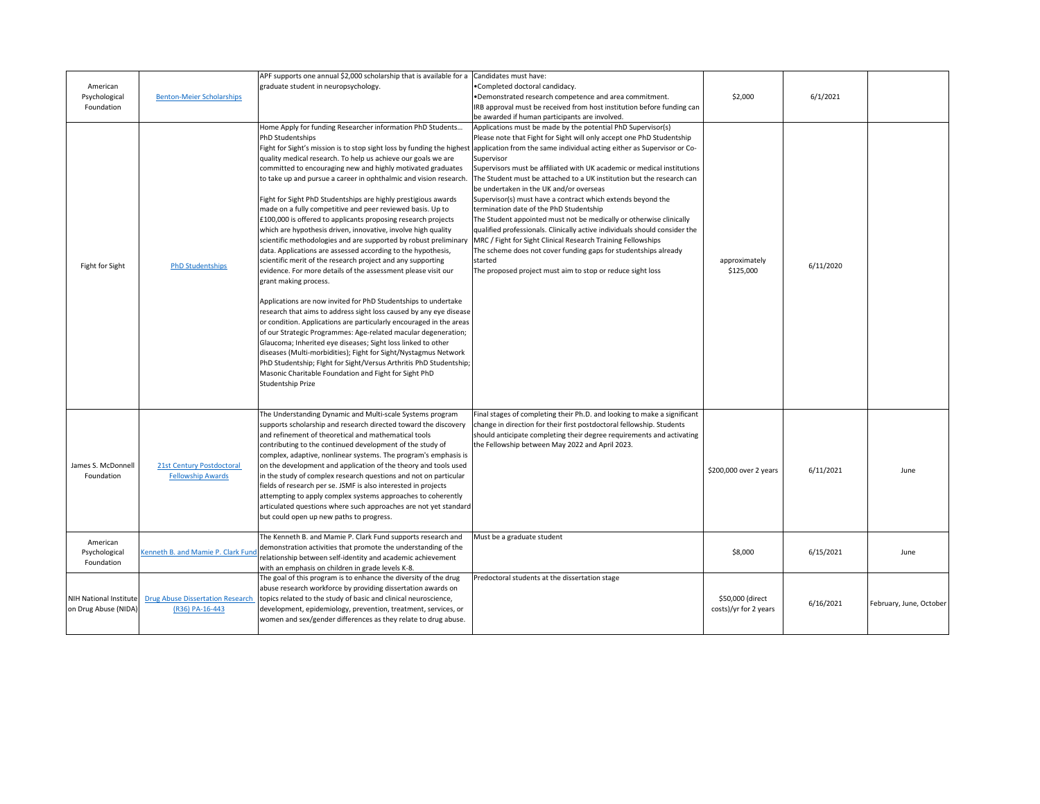| | | | | | | |
|---|---|---|---|---|---|---|
| American Psychological Foundation | Benton-Meier Scholarships | APF supports one annual $2,000 scholarship that is available for a graduate student in neuropsychology. | Candidates must have:<br>•Completed doctoral candidacy.<br>•Demonstrated research competence and area commitment.<br>IRB approval must be received from host institution before funding can be awarded if human participants are involved. | $2,000 | 6/1/2021 | |
| Fight for Sight | PhD Studentships | Home Apply for funding Researcher information PhD Students… PhD Studentships<br>Fight for Sight's mission is to stop sight loss by funding the highest quality medical research. To help us achieve our goals we are committed to encouraging new and highly motivated graduates to take up and pursue a career in ophthalmic and vision research.<br><br>Fight for Sight PhD Studentships are highly prestigious awards made on a fully competitive and peer reviewed basis. Up to £100,000 is offered to applicants proposing research projects which are hypothesis driven, innovative, involve high quality scientific methodologies and are supported by robust preliminary data. Applications are assessed according to the hypothesis, scientific merit of the research project and any supporting evidence. For more details of the assessment please visit our grant making process.<br><br>Applications are now invited for PhD Studentships to undertake research that aims to address sight loss caused by any eye disease or condition. Applications are particularly encouraged in the areas of our Strategic Programmes: Age-related macular degeneration; Glaucoma; Inherited eye diseases; Sight loss linked to other diseases (Multi-morbidities); Fight for Sight/Nystagmus Network PhD Studentship; FIght for Sight/Versus Arthritis PhD Studentship; Masonic Charitable Foundation and Fight for Sight PhD Studentship Prize | Applications must be made by the potential PhD Supervisor(s)<br>Please note that Fight for Sight will only accept one PhD Studentship application from the same individual acting either as Supervisor or Co-Supervisor<br>Supervisors must be affiliated with UK academic or medical institutions<br>The Student must be attached to a UK institution but the research can be undertaken in the UK and/or overseas<br>Supervisor(s) must have a contract which extends beyond the termination date of the PhD Studentship<br>The Student appointed must not be medically or otherwise clinically qualified professionals. Clinically active individuals should consider the MRC / Fight for Sight Clinical Research Training Fellowships<br>The scheme does not cover funding gaps for studentships already started<br>The proposed project must aim to stop or reduce sight loss | approximately $125,000 | 6/11/2020 | |
| James S. McDonnell Foundation | 21st Century Postdoctoral Fellowship Awards | The Understanding Dynamic and Multi-scale Systems program supports scholarship and research directed toward the discovery and refinement of theoretical and mathematical tools contributing to the continued development of the study of complex, adaptive, nonlinear systems. The program's emphasis is on the development and application of the theory and tools used in the study of complex research questions and not on particular fields of research per se. JSMF is also interested in projects attempting to apply complex systems approaches to coherently articulated questions where such approaches are not yet standard but could open up new paths to progress. | Final stages of completing their Ph.D. and looking to make a significant change in direction for their first postdoctoral fellowship. Students should anticipate completing their degree requirements and activating the Fellowship between May 2022 and April 2023. | $200,000 over 2 years | 6/11/2021 | June |
| American Psychological Foundation | Kenneth B. and Mamie P. Clark Fund | The Kenneth B. and Mamie P. Clark Fund supports research and demonstration activities that promote the understanding of the relationship between self-identity and academic achievement with an emphasis on children in grade levels K-8. | Must be a graduate student | $8,000 | 6/15/2021 | June |
| NIH National Institute on Drug Abuse (NIDA) | Drug Abuse Dissertation Research (R36) PA-16-443 | The goal of this program is to enhance the diversity of the drug abuse research workforce by providing dissertation awards on topics related to the study of basic and clinical neuroscience, development, epidemiology, prevention, treatment, services, or women and sex/gender differences as they relate to drug abuse. | Predoctoral students at the dissertation stage | $50,000 (direct costs)/yr for 2 years | 6/16/2021 | February, June, October |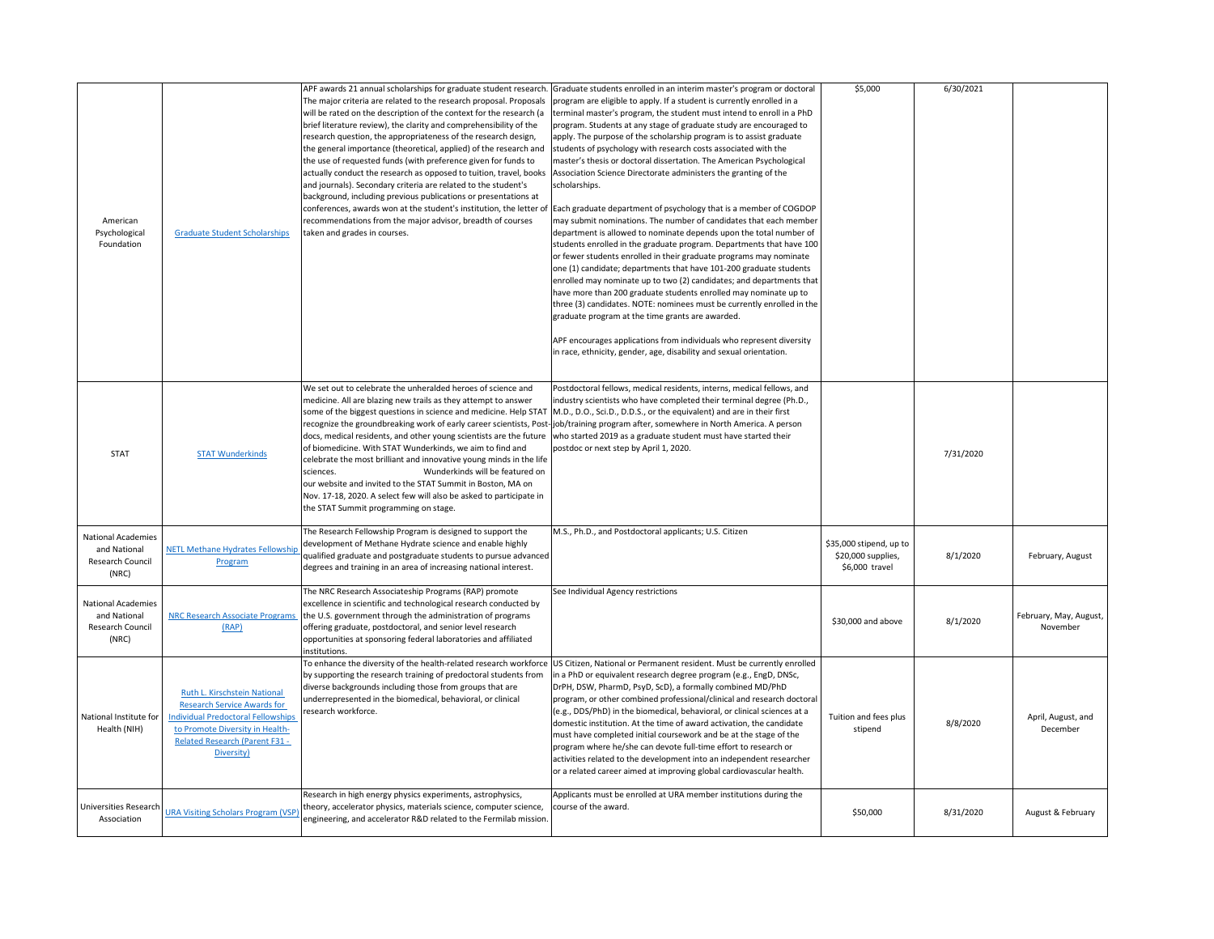| | | | | | | |
|---|---|---|---|---|---|---|
| American Psychological Foundation | Graduate Student Scholarships | APF awards 21 annual scholarships for graduate student research. The major criteria are related to the research proposal. Proposals will be rated on the description of the context for the research (a brief literature review), the clarity and comprehensibility of the research question, the appropriateness of the research design, the general importance (theoretical, applied) of the research and the use of requested funds (with preference given for funds to actually conduct the research as opposed to tuition, travel, books and journals). Secondary criteria are related to the student's background, including previous publications or presentations at conferences, awards won at the student's institution, the letter of recommendations from the major advisor, breadth of courses taken and grades in courses. | Graduate students enrolled in an interim master's program or doctoral program are eligible to apply. If a student is currently enrolled in a terminal master's program, the student must intend to enroll in a PhD program. Students at any stage of graduate study are encouraged to apply. The purpose of the scholarship program is to assist graduate students of psychology with research costs associated with the master's thesis or doctoral dissertation. The American Psychological Association Science Directorate administers the granting of the scholarships.<br><br>Each graduate department of psychology that is a member of COGDOP may submit nominations. The number of candidates that each member department is allowed to nominate depends upon the total number of students enrolled in the graduate program. Departments that have 100 or fewer students enrolled in their graduate programs may nominate one (1) candidate; departments that have 101-200 graduate students enrolled may nominate up to two (2) candidates; and departments that have more than 200 graduate students enrolled may nominate up to three (3) candidates. NOTE: nominees must be currently enrolled in the graduate program at the time grants are awarded.<br><br>APF encourages applications from individuals who represent diversity in race, ethnicity, gender, age, disability and sexual orientation. | $5,000 | 6/30/2021 | |
| STAT | STAT Wunderkinds | We set out to celebrate the unheralded heroes of science and medicine. All are blazing new trails as they attempt to answer some of the biggest questions in science and medicine. Help STAT recognize the groundbreaking work of early career scientists, Post-docs, medical residents, and other young scientists are the future of biomedicine. With STAT Wunderkinds, we aim to find and celebrate the most brilliant and innovative young minds in the life sciences. Wunderkinds will be featured on our website and invited to the STAT Summit in Boston, MA on Nov. 17-18, 2020. A select few will also be asked to participate in the STAT Summit programming on stage. | Postdoctoral fellows, medical residents, interns, medical fellows, and industry scientists who have completed their terminal degree (Ph.D., M.D., D.O., Sci.D., D.D.S., or the equivalent) and are in their first job/training program after, somewhere in North America. A person who started 2019 as a graduate student must have started their postdoc or next step by April 1, 2020. | | 7/31/2020 | |
| National Academies and National Research Council (NRC) | NETL Methane Hydrates Fellowship Program | The Research Fellowship Program is designed to support the development of Methane Hydrate science and enable highly qualified graduate and postgraduate students to pursue advanced degrees and training in an area of increasing national interest. | M.S., Ph.D., and Postdoctoral applicants; U.S. Citizen | $35,000 stipend, up to $20,000 supplies, $6,000 travel | 8/1/2020 | February, August |
| National Academies and National Research Council (NRC) | NRC Research Associate Programs (RAP) | The NRC Research Associateship Programs (RAP) promote excellence in scientific and technological research conducted by the U.S. government through the administration of programs offering graduate, postdoctoral, and senior level research opportunities at sponsoring federal laboratories and affiliated institutions. | See Individual Agency restrictions | $30,000 and above | 8/1/2020 | February, May, August, November |
| National Institute for Health (NIH) | Ruth L. Kirschstein National Research Service Awards for Individual Predoctoral Fellowships to Promote Diversity in Health-Related Research (Parent F31 - Diversity) | To enhance the diversity of the health-related research workforce by supporting the research training of predoctoral students from diverse backgrounds including those from groups that are underrepresented in the biomedical, behavioral, or clinical research workforce. | US Citizen, National or Permanent resident. Must be currently enrolled in a PhD or equivalent research degree program (e.g., EngD, DNSc, DrPH, DSW, PharmD, PsyD, ScD), a formally combined MD/PhD program, or other combined professional/clinical and research doctoral (e.g., DDS/PhD) in the biomedical, behavioral, or clinical sciences at a domestic institution. At the time of award activation, the candidate must have completed initial coursework and be at the stage of the program where he/she can devote full-time effort to research or activities related to the development into an independent researcher or a related career aimed at improving global cardiovascular health. | Tuition and fees plus stipend | 8/8/2020 | April, August, and December |
| Universities Research Association | URA Visiting Scholars Program (VSP) | Research in high energy physics experiments, astrophysics, theory, accelerator physics, materials science, computer science, engineering, and accelerator R&D related to the Fermilab mission. | Applicants must be enrolled at URA member institutions during the course of the award. | $50,000 | 8/31/2020 | August & February |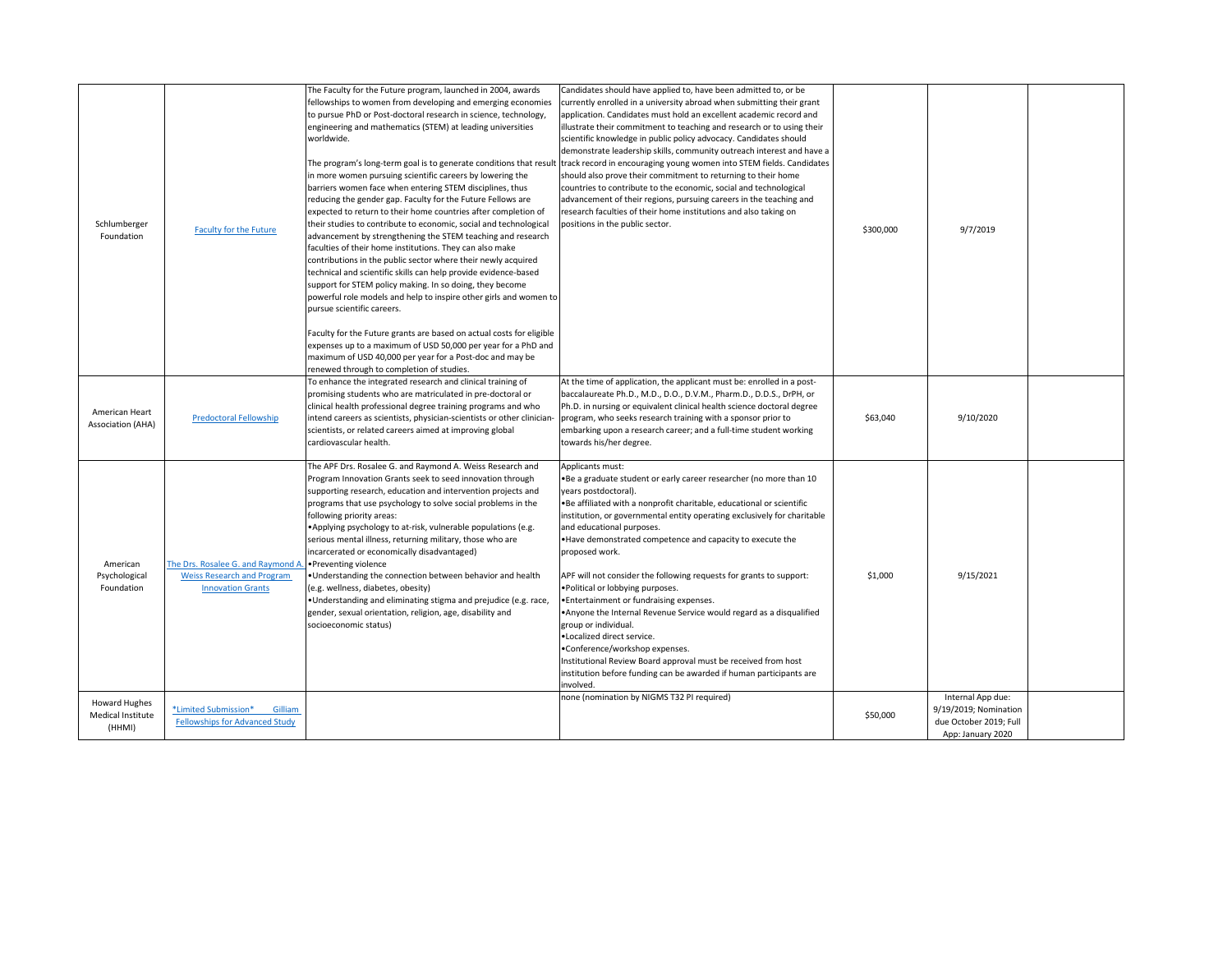| | | | | | | |
|---|---|---|---|---|---|---|
| Schlumberger Foundation | Faculty for the Future | The Faculty for the Future program, launched in 2004, awards fellowships to women from developing and emerging economies to pursue PhD or Post-doctoral research in science, technology, engineering and mathematics (STEM) at leading universities worldwide.<br><br>The program's long-term goal is to generate conditions that result in more women pursuing scientific careers by lowering the barriers women face when entering STEM disciplines, thus reducing the gender gap. Faculty for the Future Fellows are expected to return to their home countries after completion of their studies to contribute to economic, social and technological advancement by strengthening the STEM teaching and research faculties of their home institutions. They can also make contributions in the public sector where their newly acquired technical and scientific skills can help provide evidence-based support for STEM policy making. In so doing, they become powerful role models and help to inspire other girls and women to pursue scientific careers.<br><br>Faculty for the Future grants are based on actual costs for eligible expenses up to a maximum of USD 50,000 per year for a PhD and maximum of USD 40,000 per year for a Post-doc and may be renewed through to completion of studies. | Candidates should have applied to, have been admitted to, or be currently enrolled in a university abroad when submitting their grant application. Candidates must hold an excellent academic record and illustrate their commitment to teaching and research or to using their scientific knowledge in public policy advocacy. Candidates should demonstrate leadership skills, community outreach interest and have a track record in encouraging young women into STEM fields. Candidates should also prove their commitment to returning to their home countries to contribute to the economic, social and technological advancement of their regions, pursuing careers in the teaching and research faculties of their home institutions and also taking on positions in the public sector. | $300,000 | 9/7/2019 | |
| American Heart Association (AHA) | Predoctoral Fellowship | To enhance the integrated research and clinical training of promising students who are matriculated in pre-doctoral or clinical health professional degree training programs and who intend careers as scientists, physician-scientists or other clinician-scientists, or related careers aimed at improving global cardiovascular health. | At the time of application, the applicant must be: enrolled in a post-baccalaureate Ph.D., M.D., D.O., D.V.M., Pharm.D., D.D.S., DrPH, or Ph.D. in nursing or equivalent clinical health science doctoral degree program, who seeks research training with a sponsor prior to embarking upon a research career; and a full-time student working towards his/her degree. | $63,040 | 9/10/2020 | |
| American Psychological Foundation | The Drs. Rosalee G. and Raymond A. Weiss Research and Program Innovation Grants | The APF Drs. Rosalee G. and Raymond A. Weiss Research and Program Innovation Grants seek to seed innovation through supporting research, education and intervention projects and programs that use psychology to solve social problems in the following priority areas:<br>•Applying psychology to at-risk, vulnerable populations (e.g. serious mental illness, returning military, those who are incarcerated or economically disadvantaged)<br>•Preventing violence<br>•Understanding the connection between behavior and health (e.g. wellness, diabetes, obesity)<br>•Understanding and eliminating stigma and prejudice (e.g. race, gender, sexual orientation, religion, age, disability and socioeconomic status) | Applicants must:<br>•Be a graduate student or early career researcher (no more than 10 years postdoctoral).<br>•Be affiliated with a nonprofit charitable, educational or scientific institution, or governmental entity operating exclusively for charitable and educational purposes.<br>•Have demonstrated competence and capacity to execute the proposed work.<br><br>APF will not consider the following requests for grants to support:<br>•Political or lobbying purposes.<br>•Entertainment or fundraising expenses.<br>•Anyone the Internal Revenue Service would regard as a disqualified group or individual.<br>•Localized direct service.<br>•Conference/workshop expenses.<br>Institutional Review Board approval must be received from host institution before funding can be awarded if human participants are involved. | $1,000 | 9/15/2021 | |
| Howard Hughes Medical Institute (HHMI) | *Limited Submission* Gilliam Fellowships for Advanced Study | | none (nomination by NIGMS T32 PI required) | $50,000 | Internal App due: 9/19/2019; Nomination due October 2019; Full App: January 2020 | |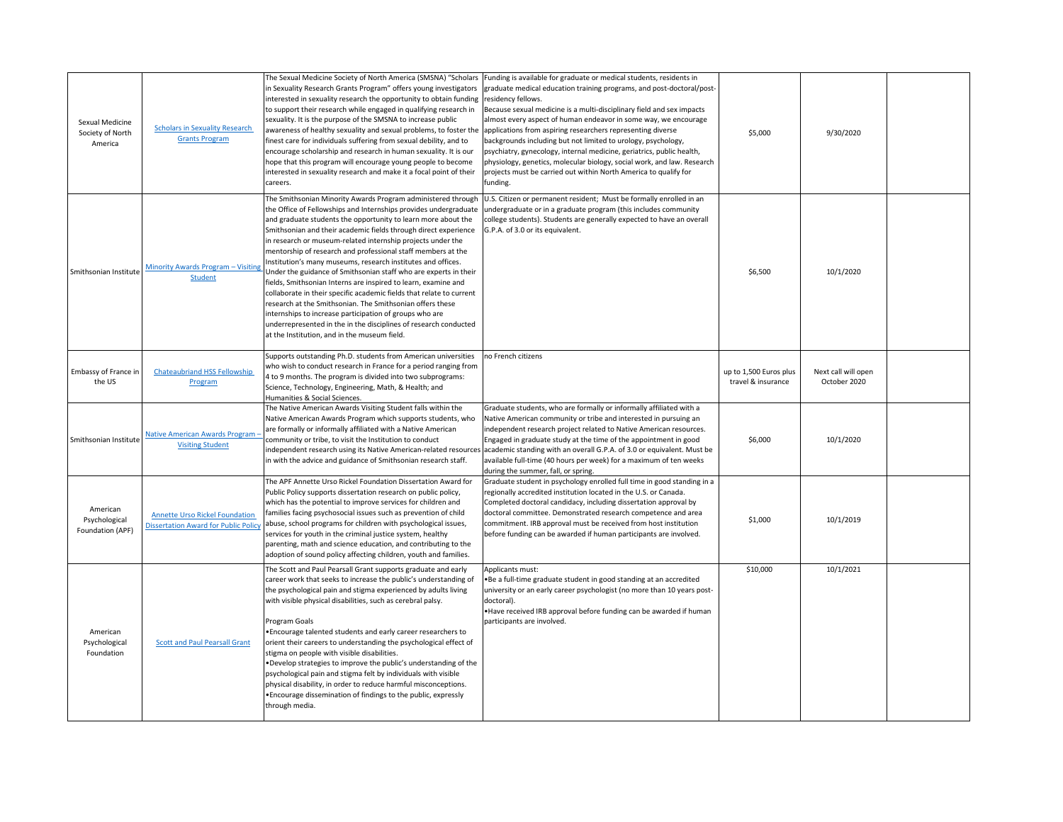| | | | | | | |
|---|---|---|---|---|---|---|
| Sexual Medicine Society of North America | Scholars in Sexuality Research Grants Program | The Sexual Medicine Society of North America (SMSNA) "Scholars in Sexuality Research Grants Program" offers young investigators interested in sexuality research the opportunity to obtain funding to support their research while engaged in qualifying research in sexuality. It is the purpose of the SMSNA to increase public awareness of healthy sexuality and sexual problems, to foster the finest care for individuals suffering from sexual debility, and to encourage scholarship and research in human sexuality. It is our hope that this program will encourage young people to become interested in sexuality research and make it a focal point of their careers. | Funding is available for graduate or medical students, residents in graduate medical education training programs, and post-doctoral/post-residency fellows.<br>Because sexual medicine is a multi-disciplinary field and sex impacts almost every aspect of human endeavor in some way, we encourage applications from aspiring researchers representing diverse backgrounds including but not limited to urology, psychology, psychiatry, gynecology, internal medicine, geriatrics, public health, physiology, genetics, molecular biology, social work, and law. Research projects must be carried out within North America to qualify for funding. | $5,000 | 9/30/2020 | |
| Smithsonian Institute | Minority Awards Program – Visiting Student | The Smithsonian Minority Awards Program administered through the Office of Fellowships and Internships provides undergraduate and graduate students the opportunity to learn more about the Smithsonian and their academic fields through direct experience in research or museum-related internship projects under the mentorship of research and professional staff members at the Institution's many museums, research institutes and offices. Under the guidance of Smithsonian staff who are experts in their fields, Smithsonian Interns are inspired to learn, examine and collaborate in their specific academic fields that relate to current research at the Smithsonian. The Smithsonian offers these internships to increase participation of groups who are underrepresented in the in the disciplines of research conducted at the Institution, and in the museum field. | U.S. Citizen or permanent resident; Must be formally enrolled in an undergraduate or in a graduate program (this includes community college students). Students are generally expected to have an overall G.P.A. of 3.0 or its equivalent. | $6,500 | 10/1/2020 | |
| Embassy of France in the US | Chateaubriand HSS Fellowship Program | Supports outstanding Ph.D. students from American universities who wish to conduct research in France for a period ranging from 4 to 9 months. The program is divided into two subprograms: Science, Technology, Engineering, Math, & Health; and Humanities & Social Sciences. | no French citizens | up to 1,500 Euros plus travel & insurance | Next call will open October 2020 | |
| Smithsonian Institute | Native American Awards Program – Visiting Student | The Native American Awards Visiting Student falls within the Native American Awards Program which supports students, who are formally or informally affiliated with a Native American community or tribe, to visit the Institution to conduct independent research using its Native American-related resources in with the advice and guidance of Smithsonian research staff. | Graduate students, who are formally or informally affiliated with a Native American community or tribe and interested in pursuing an independent research project related to Native American resources. Engaged in graduate study at the time of the appointment in good academic standing with an overall G.P.A. of 3.0 or equivalent. Must be available full-time (40 hours per week) for a maximum of ten weeks during the summer, fall, or spring. | $6,000 | 10/1/2020 | |
| American Psychological Foundation (APF) | Annette Urso Rickel Foundation Dissertation Award for Public Policy | The APF Annette Urso Rickel Foundation Dissertation Award for Public Policy supports dissertation research on public policy, which has the potential to improve services for children and families facing psychosocial issues such as prevention of child abuse, school programs for children with psychological issues, services for youth in the criminal justice system, healthy parenting, math and science education, and contributing to the adoption of sound policy affecting children, youth and families. | Graduate student in psychology enrolled full time in good standing in a regionally accredited institution located in the U.S. or Canada. Completed doctoral candidacy, including dissertation approval by doctoral committee. Demonstrated research competence and area commitment. IRB approval must be received from host institution before funding can be awarded if human participants are involved. | $1,000 | 10/1/2019 | |
| American Psychological Foundation | Scott and Paul Pearsall Grant | The Scott and Paul Pearsall Grant supports graduate and early career work that seeks to increase the public's understanding of the psychological pain and stigma experienced by adults living with visible physical disabilities, such as cerebral palsy.<br><br>Program Goals<br>•Encourage talented students and early career researchers to orient their careers to understanding the psychological effect of stigma on people with visible disabilities.<br>•Develop strategies to improve the public's understanding of the psychological pain and stigma felt by individuals with visible physical disability, in order to reduce harmful misconceptions.<br>•Encourage dissemination of findings to the public, expressly through media. | Applicants must:<br>•Be a full-time graduate student in good standing at an accredited university or an early career psychologist (no more than 10 years post-doctoral).<br>•Have received IRB approval before funding can be awarded if human participants are involved. | $10,000 | 10/1/2021 | |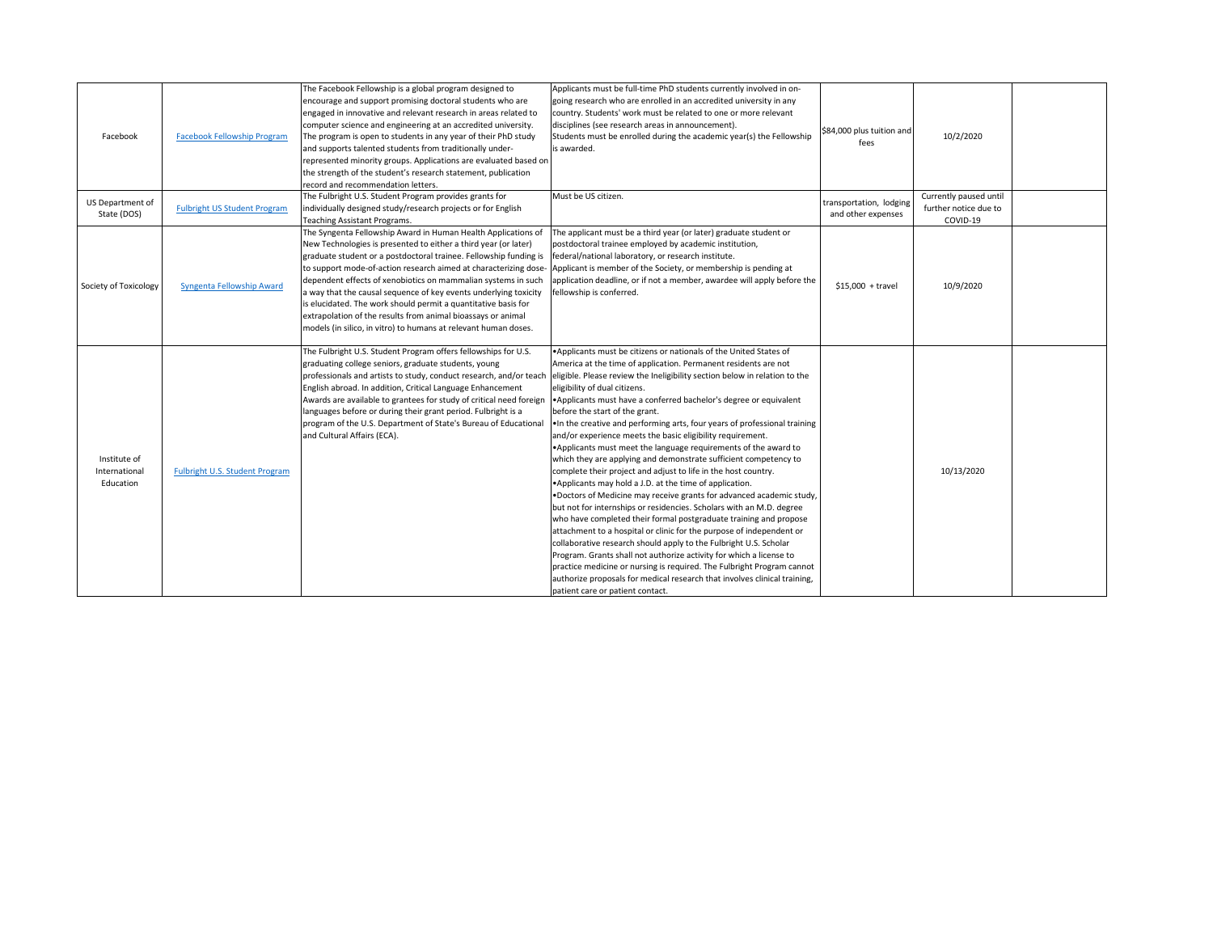| | | | | | | |
|---|---|---|---|---|---|---|
| Facebook | Facebook Fellowship Program | The Facebook Fellowship is a global program designed to encourage and support promising doctoral students who are engaged in innovative and relevant research in areas related to computer science and engineering at an accredited university. The program is open to students in any year of their PhD study and supports talented students from traditionally under-represented minority groups. Applications are evaluated based on the strength of the student's research statement, publication record and recommendation letters. | Applicants must be full-time PhD students currently involved in on-going research who are enrolled in an accredited university in any country. Students' work must be related to one or more relevant disciplines (see research areas in announcement). Students must be enrolled during the academic year(s) the Fellowship is awarded. | $84,000 plus tuition and fees | 10/2/2020 | |
| US Department of State (DOS) | Fulbright US Student Program | The Fulbright U.S. Student Program provides grants for individually designed study/research projects or for English Teaching Assistant Programs. | Must be US citizen. | transportation, lodging and other expenses | Currently paused until further notice due to COVID-19 | |
| Society of Toxicology | Syngenta Fellowship Award | The Syngenta Fellowship Award in Human Health Applications of New Technologies is presented to either a third year (or later) graduate student or a postdoctoral trainee. Fellowship funding is to support mode-of-action research aimed at characterizing dose-dependent effects of xenobiotics on mammalian systems in such a way that the causal sequence of key events underlying toxicity is elucidated. The work should permit a quantitative basis for extrapolation of the results from animal bioassays or animal models (in silico, in vitro) to humans at relevant human doses. | The applicant must be a third year (or later) graduate student or postdoctoral trainee employed by academic institution, federal/national laboratory, or research institute.<br>Applicant is member of the Society, or membership is pending at application deadline, or if not a member, awardee will apply before the fellowship is conferred. | $15,000 + travel | 10/9/2020 | |
| Institute of International Education | Fulbright U.S. Student Program | The Fulbright U.S. Student Program offers fellowships for U.S. graduating college seniors, graduate students, young professionals and artists to study, conduct research, and/or teach English abroad. In addition, Critical Language Enhancement Awards are available to grantees for study of critical need foreign languages before or during their grant period. Fulbright is a program of the U.S. Department of State's Bureau of Educational and Cultural Affairs (ECA). | •Applicants must be citizens or nationals of the United States of America at the time of application. Permanent residents are not eligible. Please review the Ineligibility section below in relation to the eligibility of dual citizens.<br>•Applicants must have a conferred bachelor's degree or equivalent before the start of the grant.<br>•In the creative and performing arts, four years of professional training and/or experience meets the basic eligibility requirement.<br>•Applicants must meet the language requirements of the award to which they are applying and demonstrate sufficient competency to complete their project and adjust to life in the host country.<br>•Applicants may hold a J.D. at the time of application.<br>•Doctors of Medicine may receive grants for advanced academic study, but not for internships or residencies. Scholars with an M.D. degree who have completed their formal postgraduate training and propose attachment to a hospital or clinic for the purpose of independent or collaborative research should apply to the Fulbright U.S. Scholar Program. Grants shall not authorize activity for which a license to practice medicine or nursing is required. The Fulbright Program cannot authorize proposals for medical research that involves clinical training, patient care or patient contact. | | 10/13/2020 | |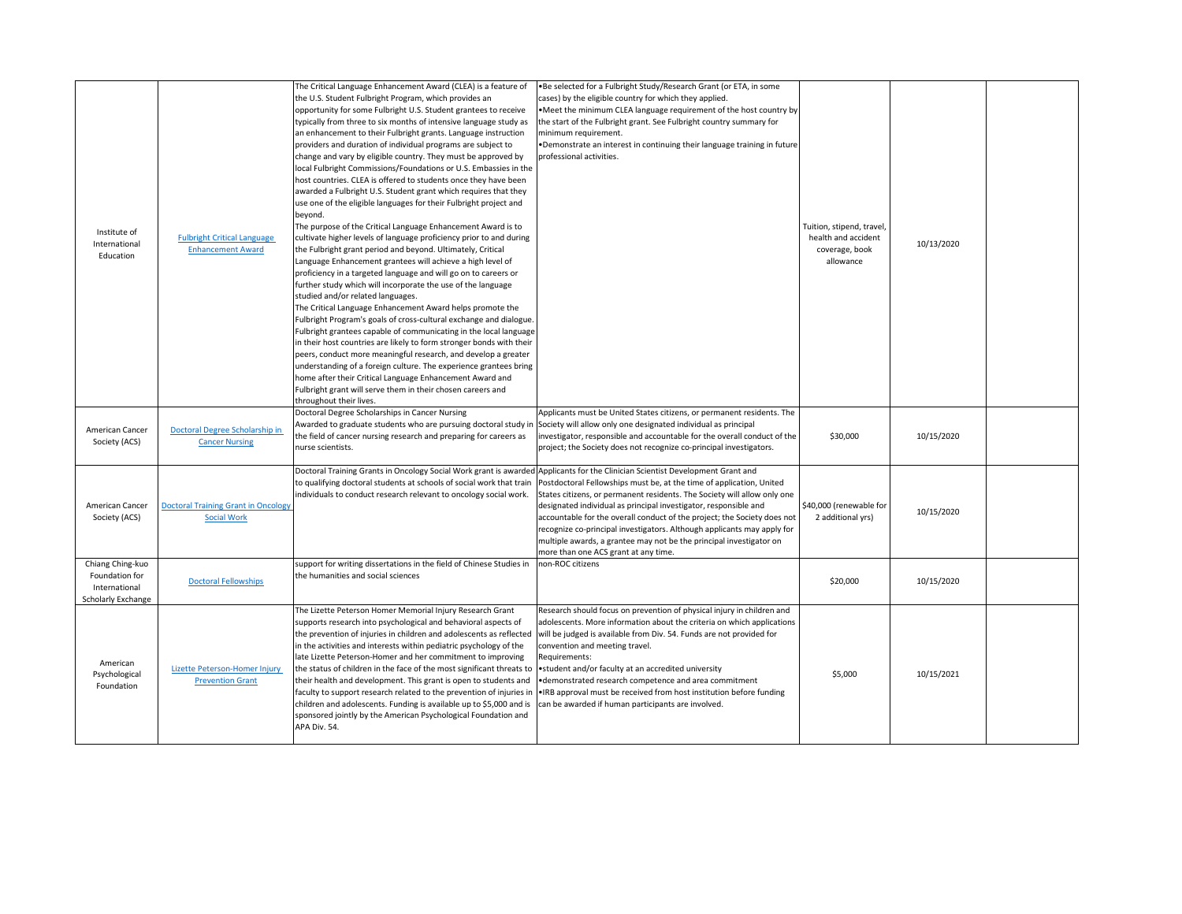| | | | | | | |
|---|---|---|---|---|---|---|
| Institute of International Education | Fulbright Critical Language Enhancement Award | The Critical Language Enhancement Award (CLEA) is a feature of the U.S. Student Fulbright Program, which provides an opportunity for some Fulbright U.S. Student grantees to receive typically from three to six months of intensive language study as an enhancement to their Fulbright grants. Language instruction providers and duration of individual programs are subject to change and vary by eligible country. They must be approved by local Fulbright Commissions/Foundations or U.S. Embassies in the host countries. CLEA is offered to students once they have been awarded a Fulbright U.S. Student grant which requires that they use one of the eligible languages for their Fulbright project and beyond.<br>The purpose of the Critical Language Enhancement Award is to cultivate higher levels of language proficiency prior to and during the Fulbright grant period and beyond. Ultimately, Critical Language Enhancement grantees will achieve a high level of proficiency in a targeted language and will go on to careers or further study which will incorporate the use of the language studied and/or related languages.<br>The Critical Language Enhancement Award helps promote the Fulbright Program's goals of cross-cultural exchange and dialogue. Fulbright grantees capable of communicating in the local language in their host countries are likely to form stronger bonds with their peers, conduct more meaningful research, and develop a greater understanding of a foreign culture. The experience grantees bring home after their Critical Language Enhancement Award and Fulbright grant will serve them in their chosen careers and throughout their lives. | •Be selected for a Fulbright Study/Research Grant (or ETA, in some cases) by the eligible country for which they applied.<br>•Meet the minimum CLEA language requirement of the host country by the start of the Fulbright grant. See Fulbright country summary for minimum requirement.<br>•Demonstrate an interest in continuing their language training in future professional activities. | Tuition, stipend, travel, health and accident coverage, book allowance | 10/13/2020 | |
| American Cancer Society (ACS) | Doctoral Degree Scholarship in Cancer Nursing | Doctoral Degree Scholarships in Cancer Nursing<br>Awarded to graduate students who are pursuing doctoral study in the field of cancer nursing research and preparing for careers as nurse scientists. | Applicants must be United States citizens, or permanent residents. The Society will allow only one designated individual as principal investigator, responsible and accountable for the overall conduct of the project; the Society does not recognize co-principal investigators. | $30,000 | 10/15/2020 | |
| American Cancer Society (ACS) | Doctoral Training Grant in Oncology Social Work | Doctoral Training Grants in Oncology Social Work grant is awarded to qualifying doctoral students at schools of social work that train individuals to conduct research relevant to oncology social work. | Applicants for the Clinician Scientist Development Grant and Postdoctoral Fellowships must be, at the time of application, United States citizens, or permanent residents. The Society will allow only one designated individual as principal investigator, responsible and accountable for the overall conduct of the project; the Society does not recognize co-principal investigators. Although applicants may apply for multiple awards, a grantee may not be the principal investigator on more than one ACS grant at any time. | $40,000 (renewable for 2 additional yrs) | 10/15/2020 | |
| Chiang Ching-kuo Foundation for International Scholarly Exchange | Doctoral Fellowships | support for writing dissertations in the field of Chinese Studies in the humanities and social sciences | non-ROC citizens | $20,000 | 10/15/2020 | |
| American Psychological Foundation | Lizette Peterson-Homer Injury Prevention Grant | The Lizette Peterson Homer Memorial Injury Research Grant supports research into psychological and behavioral aspects of the prevention of injuries in children and adolescents as reflected in the activities and interests within pediatric psychology of the late Lizette Peterson-Homer and her commitment to improving the status of children in the face of the most significant threats to their health and development. This grant is open to students and faculty to support research related to the prevention of injuries in children and adolescents. Funding is available up to $5,000 and is sponsored jointly by the American Psychological Foundation and APA Div. 54. | Research should focus on prevention of physical injury in children and adolescents. More information about the criteria on which applications will be judged is available from Div. 54. Funds are not provided for convention and meeting travel.<br>Requirements:<br>•student and/or faculty at an accredited university<br>•demonstrated research competence and area commitment<br>•IRB approval must be received from host institution before funding can be awarded if human participants are involved. | $5,000 | 10/15/2021 | |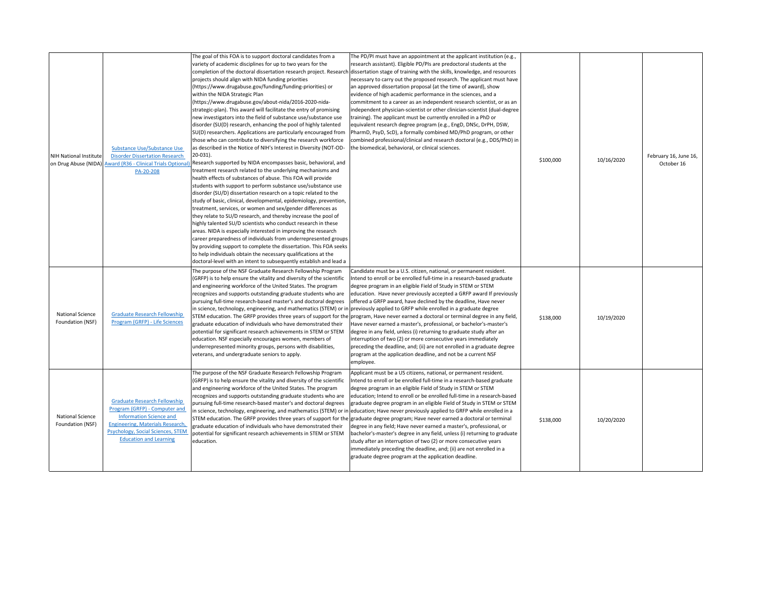| | | | | | | |
|---|---|---|---|---|---|---|
| NIH National Institute on Drug Abuse (NIDA) | Substance Use/Substance Use Disorder Dissertation Research Award (R36 - Clinical Trials Optional) PA-20-208 | The goal of this FOA is to support doctoral candidates from a variety of academic disciplines for up to two years for the completion of the doctoral dissertation research project. Research projects should align with NIDA funding priorities (https://www.drugabuse.gov/funding/funding-priorities) or within the NIDA Strategic Plan (https://www.drugabuse.gov/about-nida/2016-2020-nida-strategic-plan). This award will facilitate the entry of promising new investigators into the field of substance use/substance use disorder (SU(D) research, enhancing the pool of highly talented SU(D) researchers. Applications are particularly encouraged from those who can contribute to diversifying the research workforce as described in the Notice of NIH's Interest in Diversity (NOT-OD-20-031). Research supported by NIDA encompasses basic, behavioral, and treatment research related to the underlying mechanisms and health effects of substances of abuse. This FOA will provide students with support to perform substance use/substance use disorder (SU/D) dissertation research on a topic related to the study of basic, clinical, developmental, epidemiology, prevention, treatment, services, or women and sex/gender differences as they relate to SU/D research, and thereby increase the pool of highly talented SU/D scientists who conduct research in these areas. NIDA is especially interested in improving the research career preparedness of individuals from underrepresented groups by providing support to complete the dissertation. This FOA seeks to help individuals obtain the necessary qualifications at the doctoral-level with an intent to subsequently establish and lead a | The PD/PI must have an appointment at the applicant institution (e.g., research assistant). Eligible PD/PIs are predoctoral students at the dissertation stage of training with the skills, knowledge, and resources necessary to carry out the proposed research. The applicant must have an approved dissertation proposal (at the time of award), show evidence of high academic performance in the sciences, and a commitment to a career as an independent research scientist, or as an independent physician-scientist or other clinician-scientist (dual-degree training). The applicant must be currently enrolled in a PhD or equivalent research degree program (e.g., EngD, DNSc, DrPH, DSW, PharmD, PsyD, ScD), a formally combined MD/PhD program, or other combined professional/clinical and research doctoral (e.g., DDS/PhD) in the biomedical, behavioral, or clinical sciences. | \$100,000 | 10/16/2020 | February 16, June 16, October 16 |
| National Science Foundation (NSF) | Graduate Research Fellowship Program (GRFP) - Life Sciences | The purpose of the NSF Graduate Research Fellowship Program (GRFP) is to help ensure the vitality and diversity of the scientific and engineering workforce of the United States. The program recognizes and supports outstanding graduate students who are pursuing full-time research-based master's and doctoral degrees in science, technology, engineering, and mathematics (STEM) or in STEM education. The GRFP provides three years of support for the graduate education of individuals who have demonstrated their potential for significant research achievements in STEM or STEM education. NSF especially encourages women, members of underrepresented minority groups, persons with disabilities, veterans, and undergraduate seniors to apply. | Candidate must be a U.S. citizen, national, or permanent resident. Intend to enroll or be enrolled full-time in a research-based graduate degree program in an eligible Field of Study in STEM or STEM education. Have never previously accepted a GRFP award If previously offered a GRFP award, have declined by the deadline, Have never previously applied to GRFP while enrolled in a graduate degree program, Have never earned a doctoral or terminal degree in any field, Have never earned a master's, professional, or bachelor's-master's degree in any field, unless (i) returning to graduate study after an interruption of two (2) or more consecutive years immediately preceding the deadline, and; (ii) are not enrolled in a graduate degree program at the application deadline, and not be a current NSF employee. | \$138,000 | 10/19/2020 | |
| National Science Foundation (NSF) | Graduate Research Fellowship Program (GRFP) - Computer and Information Science and Engineering, Materials Research, Psychology, Social Sciences, STEM Education and Learning | The purpose of the NSF Graduate Research Fellowship Program (GRFP) is to help ensure the vitality and diversity of the scientific and engineering workforce of the United States. The program recognizes and supports outstanding graduate students who are pursuing full-time research-based master's and doctoral degrees in science, technology, engineering, and mathematics (STEM) or in STEM education. The GRFP provides three years of support for the graduate education of individuals who have demonstrated their potential for significant research achievements in STEM or STEM education. | Applicant must be a US citizens, national, or permanent resident. Intend to enroll or be enrolled full-time in a research-based graduate degree program in an eligible Field of Study in STEM or STEM education; Intend to enroll or be enrolled full-time in a research-based graduate degree program in an eligible Field of Study in STEM or STEM education; Have never previously applied to GRFP while enrolled in a graduate degree program; Have never earned a doctoral or terminal degree in any field; Have never earned a master's, professional, or bachelor's-master's degree in any field, unless (i) returning to graduate study after an interruption of two (2) or more consecutive years immediately preceding the deadline, and; (ii) are not enrolled in a graduate degree program at the application deadline. | \$138,000 | 10/20/2020 | |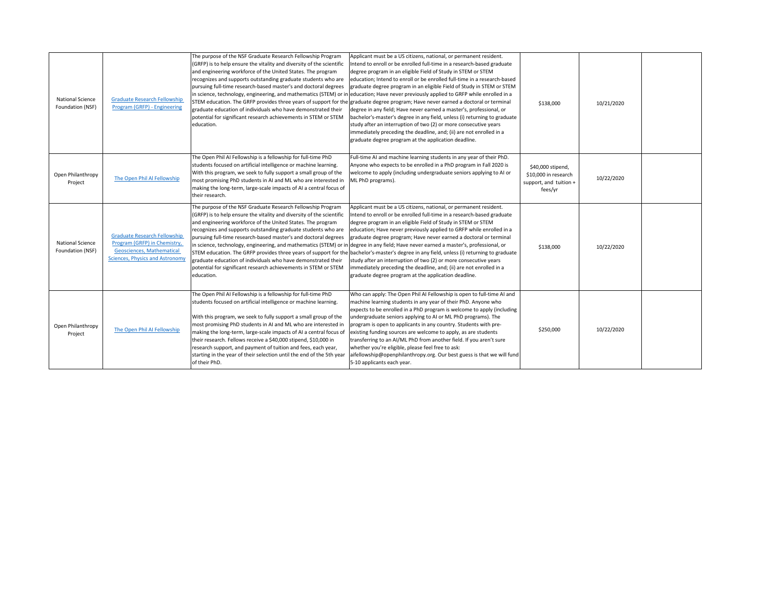| | | | | | | |
|---|---|---|---|---|---|---|
| National Science Foundation (NSF) | Graduate Research Fellowship Program (GRFP) - Engineering | The purpose of the NSF Graduate Research Fellowship Program (GRFP) is to help ensure the vitality and diversity of the scientific and engineering workforce of the United States. The program recognizes and supports outstanding graduate students who are pursuing full-time research-based master's and doctoral degrees in science, technology, engineering, and mathematics (STEM) or in STEM education. The GRFP provides three years of support for the graduate education of individuals who have demonstrated their potential for significant research achievements in STEM or STEM education. | Applicant must be a US citizens, national, or permanent resident. Intend to enroll or be enrolled full-time in a research-based graduate degree program in an eligible Field of Study in STEM or STEM education; Intend to enroll or be enrolled full-time in a research-based graduate degree program in an eligible Field of Study in STEM or STEM education; Have never previously applied to GRFP while enrolled in a graduate degree program; Have never earned a doctoral or terminal degree in any field; Have never earned a master's, professional, or bachelor's-master's degree in any field, unless (i) returning to graduate study after an interruption of two (2) or more consecutive years immediately preceding the deadline, and; (ii) are not enrolled in a graduate degree program at the application deadline. | $138,000 | 10/21/2020 | |
| Open Philanthropy Project | The Open Phil AI Fellowship | The Open Phil AI Fellowship is a fellowship for full-time PhD students focused on artificial intelligence or machine learning. With this program, we seek to fully support a small group of the most promising PhD students in AI and ML who are interested in making the long-term, large-scale impacts of AI a central focus of their research. | Full-time AI and machine learning students in any year of their PhD. Anyone who expects to be enrolled in a PhD program in Fall 2020 is welcome to apply (including undergraduate seniors applying to AI or ML PhD programs). | $40,000 stipend, $10,000 in research support, and tuition + fees/yr | 10/22/2020 | |
| National Science Foundation (NSF) | Graduate Research Fellowship Program (GRFP) in Chemistry, Geosciences, Mathematical Sciences, Physics and Astronomy | The purpose of the NSF Graduate Research Fellowship Program (GRFP) is to help ensure the vitality and diversity of the scientific and engineering workforce of the United States. The program recognizes and supports outstanding graduate students who are pursuing full-time research-based master's and doctoral degrees in science, technology, engineering, and mathematics (STEM) or in STEM education. The GRFP provides three years of support for the graduate education of individuals who have demonstrated their potential for significant research achievements in STEM or STEM education. | Applicant must be a US citizens, national, or permanent resident. Intend to enroll or be enrolled full-time in a research-based graduate degree program in an eligible Field of Study in STEM or STEM education; Have never previously applied to GRFP while enrolled in a graduate degree program; Have never earned a doctoral or terminal degree in any field; Have never earned a master's, professional, or bachelor's-master's degree in any field, unless (i) returning to graduate study after an interruption of two (2) or more consecutive years immediately preceding the deadline, and; (ii) are not enrolled in a graduate degree program at the application deadline. | $138,000 | 10/22/2020 | |
| Open Philanthropy Project | The Open Phil AI Fellowship | The Open Phil AI Fellowship is a fellowship for full-time PhD students focused on artificial intelligence or machine learning. With this program, we seek to fully support a small group of the most promising PhD students in AI and ML who are interested in making the long-term, large-scale impacts of AI a central focus of their research. Fellows receive a $40,000 stipend, $10,000 in research support, and payment of tuition and fees, each year, starting in the year of their selection until the end of the 5th year of their PhD. | Who can apply: The Open Phil AI Fellowship is open to full-time AI and machine learning students in any year of their PhD. Anyone who expects to be enrolled in a PhD program is welcome to apply (including undergraduate seniors applying to AI or ML PhD programs). The program is open to applicants in any country. Students with pre-existing funding sources are welcome to apply, as are students transferring to an AI/ML PhD from another field. If you aren't sure whether you're eligible, please feel free to ask: aifellowship@openphilanthropy.org. Our best guess is that we will fund 5-10 applicants each year. | $250,000 | 10/22/2020 | |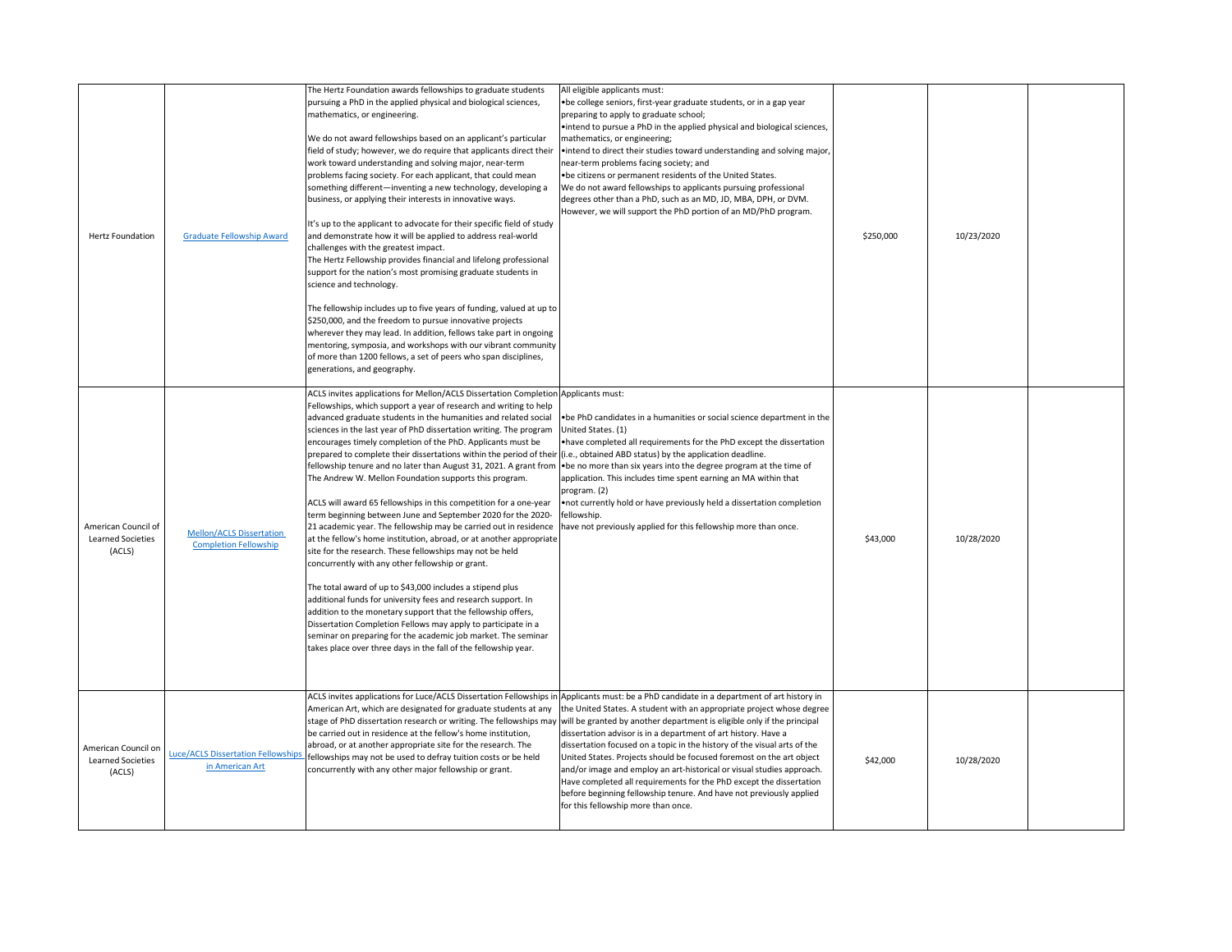| | | | | | | |
|---|---|---|---|---|---|---|
| Hertz Foundation | Graduate Fellowship Award | The Hertz Foundation awards fellowships to graduate students pursuing a PhD in the applied physical and biological sciences, mathematics, or engineering.<br><br>We do not award fellowships based on an applicant's particular field of study; however, we do require that applicants direct their work toward understanding and solving major, near-term problems facing society. For each applicant, that could mean something different—inventing a new technology, developing a business, or applying their interests in innovative ways.<br><br>It's up to the applicant to advocate for their specific field of study and demonstrate how it will be applied to address real-world challenges with the greatest impact.<br>The Hertz Fellowship provides financial and lifelong professional support for the nation's most promising graduate students in science and technology.<br><br>The fellowship includes up to five years of funding, valued at up to $250,000, and the freedom to pursue innovative projects wherever they may lead. In addition, fellows take part in ongoing mentoring, symposia, and workshops with our vibrant community of more than 1200 fellows, a set of peers who span disciplines, generations, and geography. | All eligible applicants must:<br>•be college seniors, first-year graduate students, or in a gap year preparing to apply to graduate school;<br>•intend to pursue a PhD in the applied physical and biological sciences, mathematics, or engineering;<br>•intend to direct their studies toward understanding and solving major, near-term problems facing society; and<br>•be citizens or permanent residents of the United States.<br>We do not award fellowships to applicants pursuing professional degrees other than a PhD, such as an MD, JD, MBA, DPH, or DVM. However, we will support the PhD portion of an MD/PhD program. | $250,000 | 10/23/2020 | |
| American Council of Learned Societies (ACLS) | Mellon/ACLS Dissertation Completion Fellowship | ACLS invites applications for Mellon/ACLS Dissertation Completion Fellowships, which support a year of research and writing to help advanced graduate students in the humanities and related social sciences in the last year of PhD dissertation writing. The program encourages timely completion of the PhD. Applicants must be prepared to complete their dissertations within the period of their fellowship tenure and no later than August 31, 2021. A grant from The Andrew W. Mellon Foundation supports this program.<br><br>ACLS will award 65 fellowships in this competition for a one-year term beginning between June and September 2020 for the 2020-21 academic year. The fellowship may be carried out in residence at the fellow's home institution, abroad, or at another appropriate site for the research. These fellowships may not be held concurrently with any other fellowship or grant.<br><br>The total award of up to $43,000 includes a stipend plus additional funds for university fees and research support. In addition to the monetary support that the fellowship offers, Dissertation Completion Fellows may apply to participate in a seminar on preparing for the academic job market. The seminar takes place over three days in the fall of the fellowship year. | Applicants must:<br><br>•be PhD candidates in a humanities or social science department in the United States. (1)<br>•have completed all requirements for the PhD except the dissertation (i.e., obtained ABD status) by the application deadline.<br>•be no more than six years into the degree program at the time of application. This includes time spent earning an MA within that program. (2)<br>•not currently hold or have previously held a dissertation completion fellowship.<br>have not previously applied for this fellowship more than once. | $43,000 | 10/28/2020 | |
| American Council of Learned Societies (ACLS) | Luce/ACLS Dissertation Fellowships in American Art | ACLS invites applications for Luce/ACLS Dissertation Fellowships in American Art, which are designated for graduate students at any stage of PhD dissertation research or writing. The fellowships may be carried out in residence at the fellow's home institution, abroad, or at another appropriate site for the research. The fellowships may not be used to defray tuition costs or be held concurrently with any other major fellowship or grant. | Applicants must: be a PhD candidate in a department of art history in the United States. A student with an appropriate project whose degree will be granted by another department is eligible only if the principal dissertation advisor is in a department of art history. Have a dissertation focused on a topic in the history of the visual arts of the United States. Projects should be focused foremost on the art object and/or image and employ an art-historical or visual studies approach. Have completed all requirements for the PhD except the dissertation before beginning fellowship tenure. And have not previously applied for this fellowship more than once. | $42,000 | 10/28/2020 | |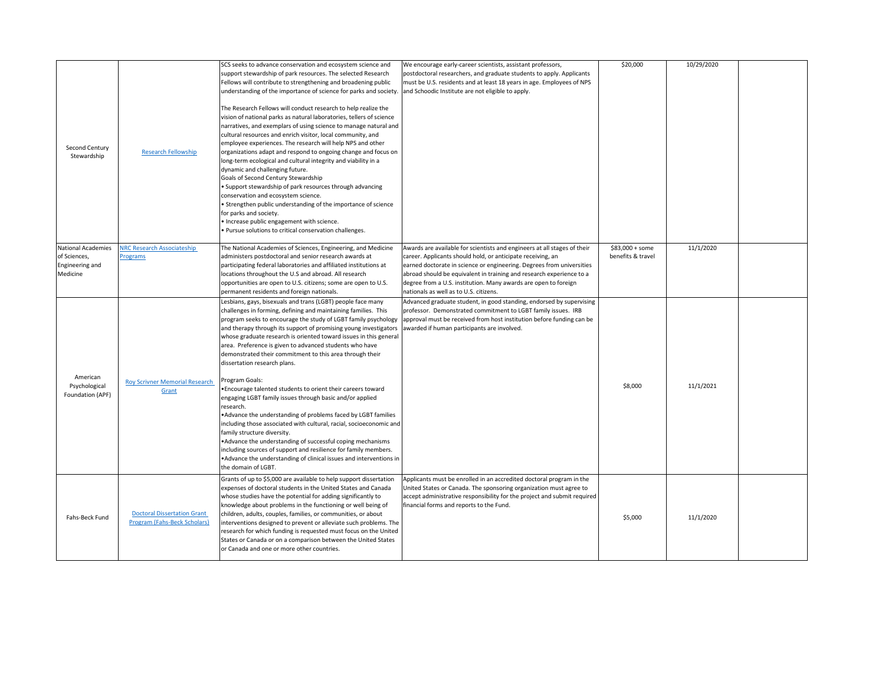| | | | | | | |
|---|---|---|---|---|---|---|
| Second Century Stewardship | Research Fellowship | SCS seeks to advance conservation and ecosystem science and support stewardship of park resources. The selected Research Fellows will contribute to strengthening and broadening public understanding of the importance of science for parks and society.<br><br>The Research Fellows will conduct research to help realize the vision of national parks as natural laboratories, tellers of science narratives, and exemplars of using science to manage natural and cultural resources and enrich visitor, local community, and employee experiences. The research will help NPS and other organizations adapt and respond to ongoing change and focus on long-term ecological and cultural integrity and viability in a dynamic and challenging future.<br>Goals of Second Century Stewardship<br>• Support stewardship of park resources through advancing conservation and ecosystem science.<br>• Strengthen public understanding of the importance of science for parks and society.<br>• Increase public engagement with science.<br>• Pursue solutions to critical conservation challenges. | We encourage early-career scientists, assistant professors, postdoctoral researchers, and graduate students to apply. Applicants must be U.S. residents and at least 18 years in age. Employees of NPS and Schoodic Institute are not eligible to apply. | $20,000 | 10/29/2020 | |
| National Academies of Sciences, Engineering and Medicine | NRC Research Associateship Programs | The National Academies of Sciences, Engineering, and Medicine administers postdoctoral and senior research awards at participating federal laboratories and affiliated institutions at locations throughout the U.S and abroad. All research opportunities are open to U.S. citizens; some are open to U.S. permanent residents and foreign nationals. | Awards are available for scientists and engineers at all stages of their career. Applicants should hold, or anticipate receiving, an earned doctorate in science or engineering. Degrees from universities abroad should be equivalent in training and research experience to a degree from a U.S. institution. Many awards are open to foreign nationals as well as to U.S. citizens. | $83,000 + some benefits & travel | 11/1/2020 | |
| American Psychological Foundation (APF) | Roy Scrivner Memorial Research Grant | Lesbians, gays, bisexuals and trans (LGBT) people face many challenges in forming, defining and maintaining families. This program seeks to encourage the study of LGBT family psychology and therapy through its support of promising young investigators whose graduate research is oriented toward issues in this general area. Preference is given to advanced students who have demonstrated their commitment to this area through their dissertation research plans.<br><br>Program Goals:<br>•Encourage talented students to orient their careers toward engaging LGBT family issues through basic and/or applied research.<br>•Advance the understanding of problems faced by LGBT families including those associated with cultural, racial, socioeconomic and family structure diversity.<br>•Advance the understanding of successful coping mechanisms including sources of support and resilience for family members.<br>•Advance the understanding of clinical issues and interventions in the domain of LGBT. | Advanced graduate student, in good standing, endorsed by supervising professor. Demonstrated commitment to LGBT family issues. IRB approval must be received from host institution before funding can be awarded if human participants are involved. | $8,000 | 11/1/2021 | |
| Fahs-Beck Fund | Doctoral Dissertation Grant Program (Fahs-Beck Scholars) | Grants of up to $5,000 are available to help support dissertation expenses of doctoral students in the United States and Canada whose studies have the potential for adding significantly to knowledge about problems in the functioning or well being of children, adults, couples, families, or communities, or about interventions designed to prevent or alleviate such problems. The research for which funding is requested must focus on the United States or Canada or on a comparison between the United States or Canada and one or more other countries. | Applicants must be enrolled in an accredited doctoral program in the United States or Canada. The sponsoring organization must agree to accept administrative responsibility for the project and submit required financial forms and reports to the Fund. | $5,000 | 11/1/2020 | |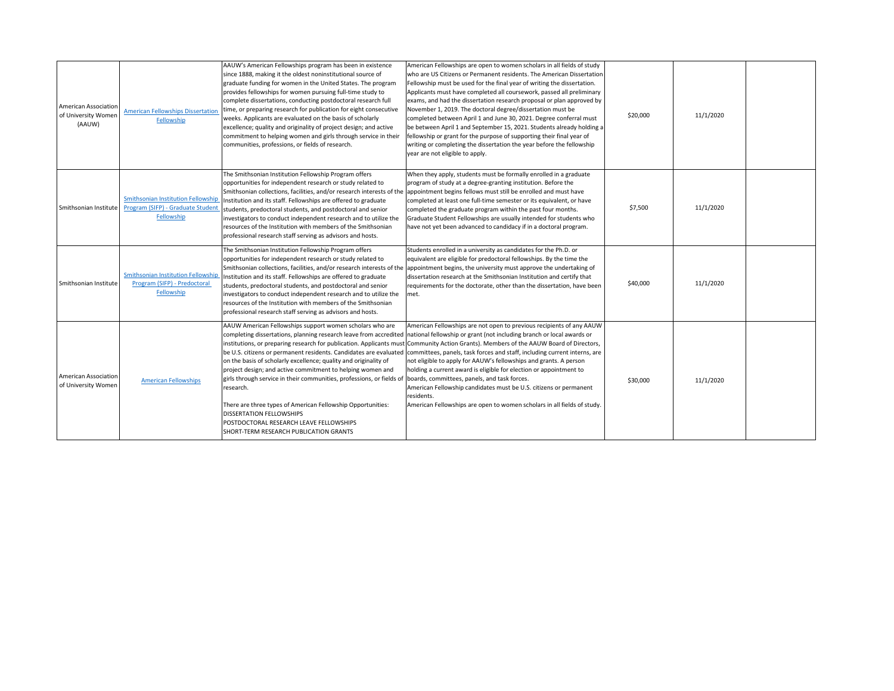| | | | | | | |
|---|---|---|---|---|---|---|
| American Association of University Women (AAUW) | American Fellowships Dissertation Fellowship | AAUW's American Fellowships program has been in existence since 1888, making it the oldest noninstitutional source of graduate funding for women in the United States. The program provides fellowships for women pursuing full-time study to complete dissertations, conducting postdoctoral research full time, or preparing research for publication for eight consecutive weeks. Applicants are evaluated on the basis of scholarly excellence; quality and originality of project design; and active commitment to helping women and girls through service in their communities, professions, or fields of research. | American Fellowships are open to women scholars in all fields of study who are US Citizens or Permanent residents. The American Dissertation Fellowship must be used for the final year of writing the dissertation. Applicants must have completed all coursework, passed all preliminary exams, and had the dissertation research proposal or plan approved by November 1, 2019. The doctoral degree/dissertation must be completed between April 1 and June 30, 2021. Degree conferral must be between April 1 and September 15, 2021. Students already holding a fellowship or grant for the purpose of supporting their final year of writing or completing the dissertation the year before the fellowship year are not eligible to apply. | $20,000 | 11/1/2020 | |
| Smithsonian Institute | Smithsonian Institution Fellowship Program (SIFP) - Graduate Student Fellowship | The Smithsonian Institution Fellowship Program offers opportunities for independent research or study related to Smithsonian collections, facilities, and/or research interests of the Institution and its staff. Fellowships are offered to graduate students, predoctoral students, and postdoctoral and senior investigators to conduct independent research and to utilize the resources of the Institution with members of the Smithsonian professional research staff serving as advisors and hosts. | When they apply, students must be formally enrolled in a graduate program of study at a degree-granting institution. Before the appointment begins fellows must still be enrolled and must have completed at least one full-time semester or its equivalent, or have completed the graduate program within the past four months. Graduate Student Fellowships are usually intended for students who have not yet been advanced to candidacy if in a doctoral program. | $7,500 | 11/1/2020 | |
| Smithsonian Institute | Smithsonian Institution Fellowship Program (SIFP) - Predoctoral Fellowship | The Smithsonian Institution Fellowship Program offers opportunities for independent research or study related to Smithsonian collections, facilities, and/or research interests of the Institution and its staff. Fellowships are offered to graduate students, predoctoral students, and postdoctoral and senior investigators to conduct independent research and to utilize the resources of the Institution with members of the Smithsonian professional research staff serving as advisors and hosts. | Students enrolled in a university as candidates for the Ph.D. or equivalent are eligible for predoctoral fellowships. By the time the appointment begins, the university must approve the undertaking of dissertation research at the Smithsonian Institution and certify that requirements for the doctorate, other than the dissertation, have been met. | $40,000 | 11/1/2020 | |
| American Association of University Women | American Fellowships | AAUW American Fellowships support women scholars who are completing dissertations, planning research leave from accredited institutions, or preparing research for publication. Applicants must be U.S. citizens or permanent residents. Candidates are evaluated on the basis of scholarly excellence; quality and originality of project design; and active commitment to helping women and girls through service in their communities, professions, or fields of research.<br><br>There are three types of American Fellowship Opportunities:<br>DISSERTATION FELLOWSHIPS<br>POSTDOCTORAL RESEARCH LEAVE FELLOWSHIPS<br>SHORT-TERM RESEARCH PUBLICATION GRANTS | American Fellowships are not open to previous recipients of any AAUW national fellowship or grant (not including branch or local awards or Community Action Grants). Members of the AAUW Board of Directors, committees, panels, task forces and staff, including current interns, are not eligible to apply for AAUW's fellowships and grants. A person holding a current award is eligible for election or appointment to boards, committees, panels, and task forces.<br>American Fellowship candidates must be U.S. citizens or permanent residents.<br>American Fellowships are open to women scholars in all fields of study. | $30,000 | 11/1/2020 | |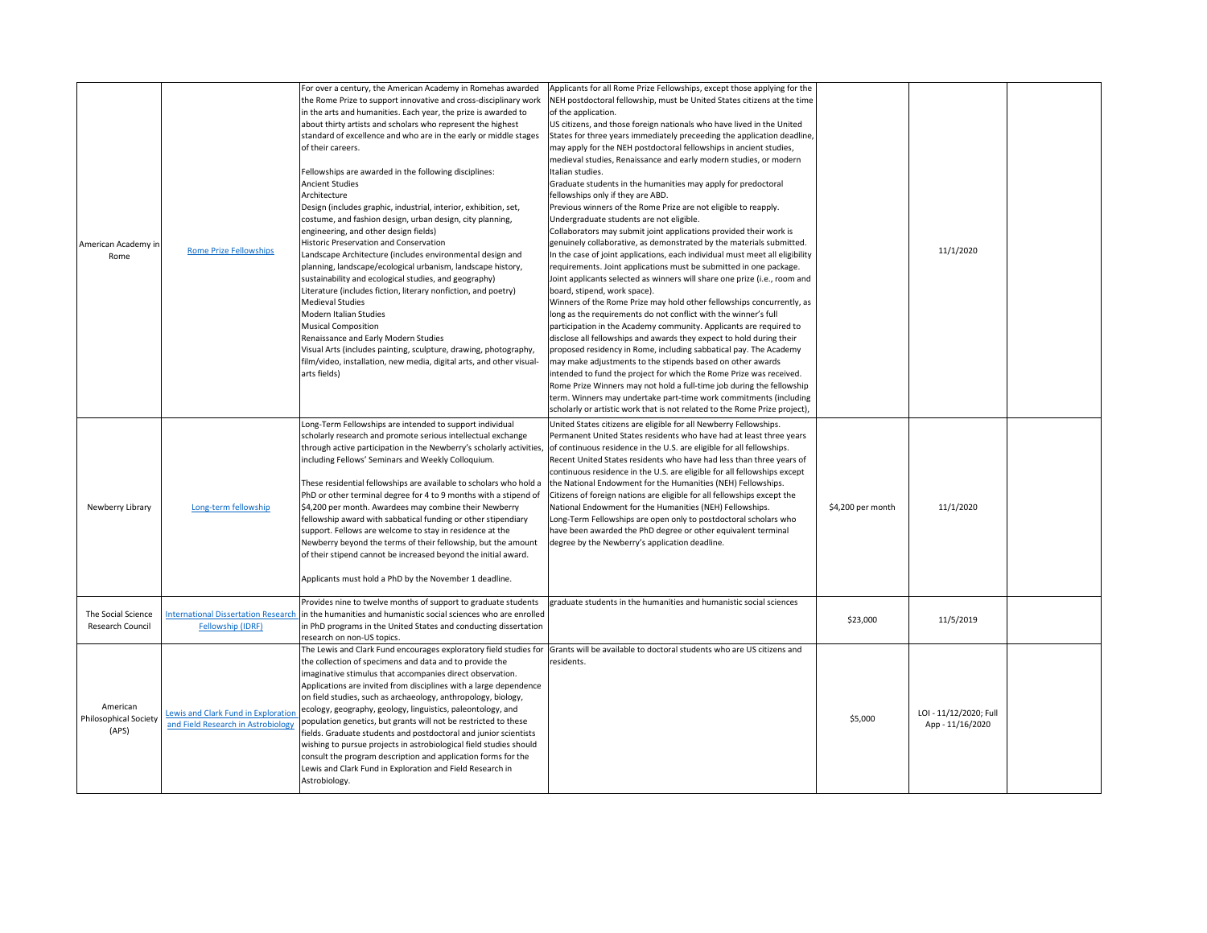| | | | | | | |
|---|---|---|---|---|---|---|
| American Academy in Rome | Rome Prize Fellowships | For over a century, the American Academy in Romehas awarded the Rome Prize to support innovative and cross-disciplinary work in the arts and humanities. Each year, the prize is awarded to about thirty artists and scholars who represent the highest standard of excellence and who are in the early or middle stages of their careers.<br><br>Fellowships are awarded in the following disciplines:<br>Ancient Studies<br>Architecture<br>Design (includes graphic, industrial, interior, exhibition, set, costume, and fashion design, urban design, city planning, engineering, and other design fields)<br>Historic Preservation and Conservation<br>Landscape Architecture (includes environmental design and planning, landscape/ecological urbanism, landscape history, sustainability and ecological studies, and geography)<br>Literature (includes fiction, literary nonfiction, and poetry)<br>Medieval Studies<br>Modern Italian Studies<br>Musical Composition<br>Renaissance and Early Modern Studies<br>Visual Arts (includes painting, sculpture, drawing, photography, film/video, installation, new media, digital arts, and other visual-arts fields) | Applicants for all Rome Prize Fellowships, except those applying for the NEH postdoctoral fellowship, must be United States citizens at the time of the application.<br>US citizens, and those foreign nationals who have lived in the United States for three years immediately preceeding the application deadline, may apply for the NEH postdoctoral fellowships in ancient studies, medieval studies, Renaissance and early modern studies, or modern Italian studies.<br>Graduate students in the humanities may apply for predoctoral fellowships only if they are ABD.<br>Previous winners of the Rome Prize are not eligible to reapply.<br>Undergraduate students are not eligible.<br>Collaborators may submit joint applications provided their work is genuinely collaborative, as demonstrated by the materials submitted.<br>In the case of joint applications, each individual must meet all eligibility requirements. Joint applications must be submitted in one package.<br>Joint applicants selected as winners will share one prize (i.e., room and board, stipend, work space).<br>Winners of the Rome Prize may hold other fellowships concurrently, as long as the requirements do not conflict with the winner's full participation in the Academy community. Applicants are required to disclose all fellowships and awards they expect to hold during their proposed residency in Rome, including sabbatical pay. The Academy may make adjustments to the stipends based on other awards intended to fund the project for which the Rome Prize was received.<br>Rome Prize Winners may not hold a full-time job during the fellowship term. Winners may undertake part-time work commitments (including scholarly or artistic work that is not related to the Rome Prize project), | | 11/1/2020 | |
| Newberry Library | Long-term fellowship | Long-Term Fellowships are intended to support individual scholarly research and promote serious intellectual exchange through active participation in the Newberry's scholarly activities, including Fellows' Seminars and Weekly Colloquium.<br><br>These residential fellowships are available to scholars who hold a PhD or other terminal degree for 4 to 9 months with a stipend of $4,200 per month. Awardees may combine their Newberry fellowship award with sabbatical funding or other stipendiary support. Fellows are welcome to stay in residence at the Newberry beyond the terms of their fellowship, but the amount of their stipend cannot be increased beyond the initial award.<br><br>Applicants must hold a PhD by the November 1 deadline. | United States citizens are eligible for all Newberry Fellowships.<br>Permanent United States residents who have had at least three years of continuous residence in the U.S. are eligible for all fellowships.<br>Recent United States residents who have had less than three years of continuous residence in the U.S. are eligible for all fellowships except the National Endowment for the Humanities (NEH) Fellowships.<br>Citizens of foreign nations are eligible for all fellowships except the National Endowment for the Humanities (NEH) Fellowships.<br>Long-Term Fellowships are open only to postdoctoral scholars who have been awarded the PhD degree or other equivalent terminal degree by the Newberry's application deadline. | $4,200 per month | 11/1/2020 | |
| The Social Science Research Council | International Dissertation Research Fellowship (IDRF) | Provides nine to twelve months of support to graduate students in the humanities and humanistic social sciences who are enrolled in PhD programs in the United States and conducting dissertation research on non-US topics. | graduate students in the humanities and humanistic social sciences | $23,000 | 11/5/2019 | |
| American Philosophical Society (APS) | Lewis and Clark Fund in Exploration and Field Research in Astrobiology | The Lewis and Clark Fund encourages exploratory field studies for the collection of specimens and data and to provide the imaginative stimulus that accompanies direct observation. Applications are invited from disciplines with a large dependence on field studies, such as archaeology, anthropology, biology, ecology, geography, geology, linguistics, paleontology, and population genetics, but grants will not be restricted to these fields. Graduate students and postdoctoral and junior scientists wishing to pursue projects in astrobiological field studies should consult the program description and application forms for the Lewis and Clark Fund in Exploration and Field Research in Astrobiology. | Grants will be available to doctoral students who are US citizens and residents. | $5,000 | LOI - 11/12/2020; Full App - 11/16/2020 | |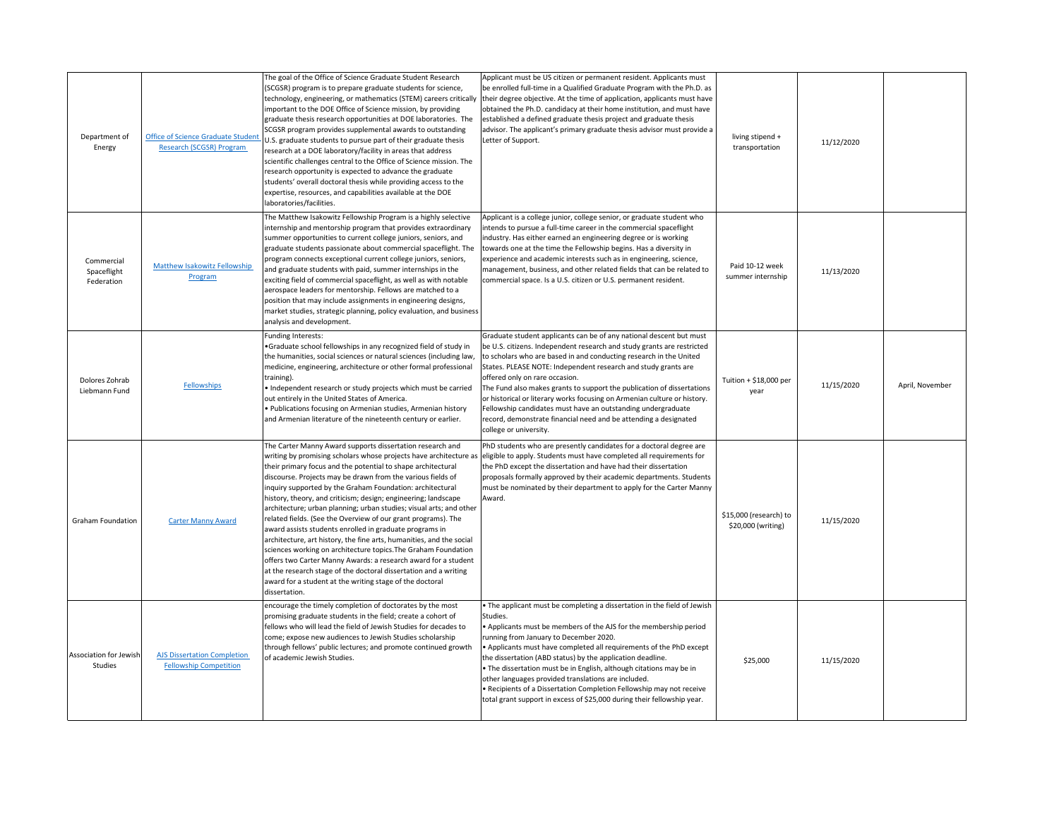| | | | | | | |
|---|---|---|---|---|---|---|
| Department of Energy | Office of Science Graduate Student Research (SCGSR) Program | The goal of the Office of Science Graduate Student Research (SCGSR) program is to prepare graduate students for science, technology, engineering, or mathematics (STEM) careers critically important to the DOE Office of Science mission, by providing graduate thesis research opportunities at DOE laboratories. The SCGSR program provides supplemental awards to outstanding U.S. graduate students to pursue part of their graduate thesis research at a DOE laboratory/facility in areas that address scientific challenges central to the Office of Science mission. The research opportunity is expected to advance the graduate students' overall doctoral thesis while providing access to the expertise, resources, and capabilities available at the DOE laboratories/facilities. | Applicant must be US citizen or permanent resident. Applicants must be enrolled full-time in a Qualified Graduate Program with the Ph.D. as their degree objective. At the time of application, applicants must have obtained the Ph.D. candidacy at their home institution, and must have established a defined graduate thesis project and graduate thesis advisor. The applicant's primary graduate thesis advisor must provide a Letter of Support. | living stipend + transportation | 11/12/2020 | |
| Commercial Spaceflight Federation | Matthew Isakowitz Fellowship Program | The Matthew Isakowitz Fellowship Program is a highly selective internship and mentorship program that provides extraordinary summer opportunities to current college juniors, seniors, and graduate students passionate about commercial spaceflight. The program connects exceptional current college juniors, seniors, and graduate students with paid, summer internships in the exciting field of commercial spaceflight, as well as with notable aerospace leaders for mentorship. Fellows are matched to a position that may include assignments in engineering designs, market studies, strategic planning, policy evaluation, and business analysis and development. | Applicant is a college junior, college senior, or graduate student who intends to pursue a full-time career in the commercial spaceflight industry. Has either earned an engineering degree or is working towards one at the time the Fellowship begins. Has a diversity in experience and academic interests such as in engineering, science, management, business, and other related fields that can be related to commercial space. Is a U.S. citizen or U.S. permanent resident. | Paid 10-12 week summer internship | 11/13/2020 | |
| Dolores Zohrab Liebmann Fund | Fellowships | Funding Interests:<br>•Graduate school fellowships in any recognized field of study in the humanities, social sciences or natural sciences (including law, medicine, engineering, architecture or other formal professional training).<br>• Independent research or study projects which must be carried out entirely in the United States of America.<br>• Publications focusing on Armenian studies, Armenian history and Armenian literature of the nineteenth century or earlier. | Graduate student applicants can be of any national descent but must be U.S. citizens. Independent research and study grants are restricted to scholars who are based in and conducting research in the United States. PLEASE NOTE: Independent research and study grants are offered only on rare occasion.<br>The Fund also makes grants to support the publication of dissertations or historical or literary works focusing on Armenian culture or history. Fellowship candidates must have an outstanding undergraduate record, demonstrate financial need and be attending a designated college or university. | Tuition + $18,000 per year | 11/15/2020 | April, November |
| Graham Foundation | Carter Manny Award | The Carter Manny Award supports dissertation research and writing by promising scholars whose projects have architecture as their primary focus and the potential to shape architectural discourse. Projects may be drawn from the various fields of inquiry supported by the Graham Foundation: architectural history, theory, and criticism; design; engineering; landscape architecture; urban planning; urban studies; visual arts; and other related fields. (See the Overview of our grant programs). The award assists students enrolled in graduate programs in architecture, art history, the fine arts, humanities, and the social sciences working on architecture topics.The Graham Foundation offers two Carter Manny Awards: a research award for a student at the research stage of the doctoral dissertation and a writing award for a student at the writing stage of the doctoral dissertation. | PhD students who are presently candidates for a doctoral degree are eligible to apply. Students must have completed all requirements for the PhD except the dissertation and have had their dissertation proposals formally approved by their academic departments. Students must be nominated by their department to apply for the Carter Manny Award. | $15,000 (research) to $20,000 (writing) | 11/15/2020 | |
| Association for Jewish Studies | AJS Dissertation Completion Fellowship Competition | encourage the timely completion of doctorates by the most promising graduate students in the field; create a cohort of fellows who will lead the field of Jewish Studies for decades to come; expose new audiences to Jewish Studies scholarship through fellows' public lectures; and promote continued growth of academic Jewish Studies. | • The applicant must be completing a dissertation in the field of Jewish Studies.<br>• Applicants must be members of the AJS for the membership period running from January to December 2020.<br>• Applicants must have completed all requirements of the PhD except the dissertation (ABD status) by the application deadline.<br>• The dissertation must be in English, although citations may be in other languages provided translations are included.<br>• Recipients of a Dissertation Completion Fellowship may not receive total grant support in excess of $25,000 during their fellowship year. | $25,000 | 11/15/2020 | |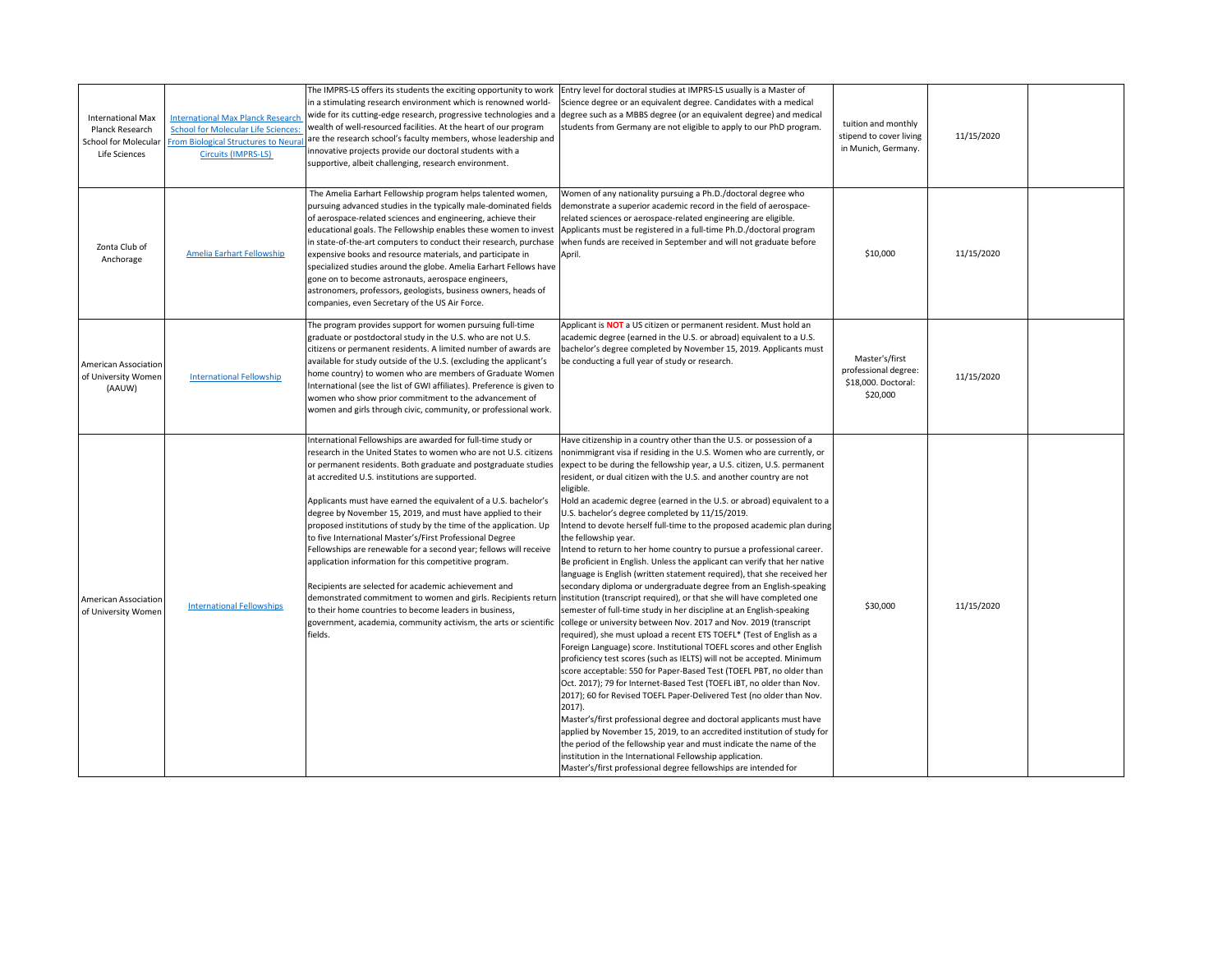| | | | | | | |
|---|---|---|---|---|---|---|
| International Max Planck Research School for Molecular Life Sciences | International Max Planck Research School for Molecular Life Sciences: From Biological Structures to Neural Circuits (IMPRS-LS) | The IMPRS-LS offers its students the exciting opportunity to work in a stimulating research environment which is renowned world-wide for its cutting-edge research, progressive technologies and a wealth of well-resourced facilities. At the heart of our program are the research school's faculty members, whose leadership and innovative projects provide our doctoral students with a supportive, albeit challenging, research environment. | Entry level for doctoral studies at IMPRS-LS usually is a Master of Science degree or an equivalent degree. Candidates with a medical degree such as a MBBS degree (or an equivalent degree) and medical students from Germany are not eligible to apply to our PhD program. | tuition and monthly stipend to cover living in Munich, Germany. | 11/15/2020 | |
| Zonta Club of Anchorage | Amelia Earhart Fellowship | The Amelia Earhart Fellowship program helps talented women, pursuing advanced studies in the typically male-dominated fields of aerospace-related sciences and engineering, achieve their educational goals. The Fellowship enables these women to invest in state-of-the-art computers to conduct their research, purchase expensive books and resource materials, and participate in specialized studies around the globe. Amelia Earhart Fellows have gone on to become astronauts, aerospace engineers, astronomers, professors, geologists, business owners, heads of companies, even Secretary of the US Air Force. | Women of any nationality pursuing a Ph.D./doctoral degree who demonstrate a superior academic record in the field of aerospace-related sciences or aerospace-related engineering are eligible. Applicants must be registered in a full-time Ph.D./doctoral program when funds are received in September and will not graduate before April. | $10,000 | 11/15/2020 | |
| American Association of University Women (AAUW) | International Fellowship | The program provides support for women pursuing full-time graduate or postdoctoral study in the U.S. who are not U.S. citizens or permanent residents. A limited number of awards are available for study outside of the U.S. (excluding the applicant's home country) to women who are members of Graduate Women International (see the list of GWI affiliates). Preference is given to women who show prior commitment to the advancement of women and girls through civic, community, or professional work. | Applicant is **NOT** a US citizen or permanent resident. Must hold an academic degree (earned in the U.S. or abroad) equivalent to a U.S. bachelor's degree completed by November 15, 2019. Applicants must be conducting a full year of study or research. | Master's/first professional degree: $18,000. Doctoral: $20,000 | 11/15/2020 | |
| American Association of University Women | International Fellowships | International Fellowships are awarded for full-time study or research in the United States to women who are not U.S. citizens or permanent residents. Both graduate and postgraduate studies at accredited U.S. institutions are supported.<br><br>Applicants must have earned the equivalent of a U.S. bachelor's degree by November 15, 2019, and must have applied to their proposed institutions of study by the time of the application. Up to five International Master's/First Professional Degree Fellowships are renewable for a second year; fellows will receive application information for this competitive program.<br><br>Recipients are selected for academic achievement and demonstrated commitment to women and girls. Recipients return to their home countries to become leaders in business, government, academia, community activism, the arts or scientific fields. | Have citizenship in a country other than the U.S. or possession of a nonimmigrant visa if residing in the U.S. Women who are currently, or expect to be during the fellowship year, a U.S. citizen, U.S. permanent resident, or dual citizen with the U.S. and another country are not eligible.<br>Hold an academic degree (earned in the U.S. or abroad) equivalent to a U.S. bachelor's degree completed by 11/15/2019.<br>Intend to devote herself full-time to the proposed academic plan during the fellowship year.<br>Intend to return to her home country to pursue a professional career.<br>Be proficient in English. Unless the applicant can verify that her native language is English (written statement required), that she received her secondary diploma or undergraduate degree from an English-speaking institution (transcript required), or that she will have completed one semester of full-time study in her discipline at an English-speaking college or university between Nov. 2017 and Nov. 2019 (transcript required), she must upload a recent ETS TOEFL* (Test of English as a Foreign Language) score. Institutional TOEFL scores and other English proficiency test scores (such as IELTS) will not be accepted. Minimum score acceptable: 550 for Paper-Based Test (TOEFL PBT, no older than Oct. 2017); 79 for Internet-Based Test (TOEFL iBT, no older than Nov. 2017); 60 for Revised TOEFL Paper-Delivered Test (no older than Nov. 2017).<br>Master's/first professional degree and doctoral applicants must have applied by November 15, 2019, to an accredited institution of study for the period of the fellowship year and must indicate the name of the institution in the International Fellowship application.<br>Master's/first professional degree fellowships are intended for | $30,000 | 11/15/2020 | |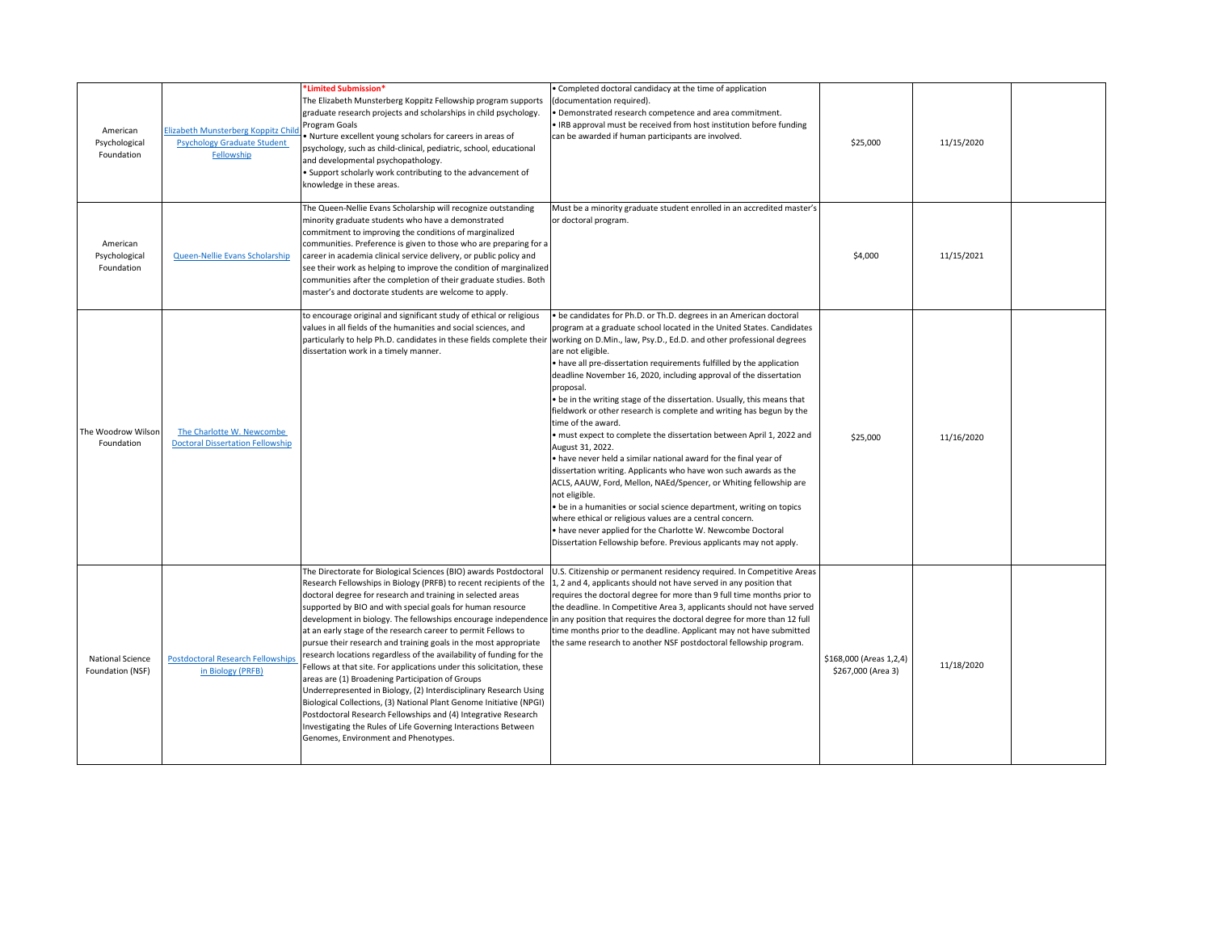| | | | | | | |
|---|---|---|---|---|---|---|
| American Psychological Foundation | Elizabeth Munsterberg Koppitz Child Psychology Graduate Student Fellowship | *Limited Submission* The Elizabeth Munsterberg Koppitz Fellowship program supports graduate research projects and scholarships in child psychology. Program Goals • Nurture excellent young scholars for careers in areas of psychology, such as child-clinical, pediatric, school, educational and developmental psychopathology. • Support scholarly work contributing to the advancement of knowledge in these areas. | • Completed doctoral candidacy at the time of application (documentation required). • Demonstrated research competence and area commitment. • IRB approval must be received from host institution before funding can be awarded if human participants are involved. | $25,000 | 11/15/2020 | |
| American Psychological Foundation | Queen-Nellie Evans Scholarship | The Queen-Nellie Evans Scholarship will recognize outstanding minority graduate students who have a demonstrated commitment to improving the conditions of marginalized communities. Preference is given to those who are preparing for a career in academia clinical service delivery, or public policy and see their work as helping to improve the condition of marginalized communities after the completion of their graduate studies. Both master's and doctorate students are welcome to apply. | Must be a minority graduate student enrolled in an accredited master's or doctoral program. | $4,000 | 11/15/2021 | |
| The Woodrow Wilson Foundation | The Charlotte W. Newcombe Doctoral Dissertation Fellowship | to encourage original and significant study of ethical or religious values in all fields of the humanities and social sciences, and particularly to help Ph.D. candidates in these fields complete their dissertation work in a timely manner. | • be candidates for Ph.D. or Th.D. degrees in an American doctoral program at a graduate school located in the United States. Candidates working on D.Min., law, Psy.D., Ed.D. and other professional degrees are not eligible. • have all pre-dissertation requirements fulfilled by the application deadline November 16, 2020, including approval of the dissertation proposal. • be in the writing stage of the dissertation. Usually, this means that fieldwork or other research is complete and writing has begun by the time of the award. • must expect to complete the dissertation between April 1, 2022 and August 31, 2022. • have never held a similar national award for the final year of dissertation writing. Applicants who have won such awards as the ACLS, AAUW, Ford, Mellon, NAEd/Spencer, or Whiting fellowship are not eligible. • be in a humanities or social science department, writing on topics where ethical or religious values are a central concern. • have never applied for the Charlotte W. Newcombe Doctoral Dissertation Fellowship before. Previous applicants may not apply. | $25,000 | 11/16/2020 | |
| National Science Foundation (NSF) | Postdoctoral Research Fellowships in Biology (PRFB) | The Directorate for Biological Sciences (BIO) awards Postdoctoral Research Fellowships in Biology (PRFB) to recent recipients of the doctoral degree for research and training in selected areas supported by BIO and with special goals for human resource development in biology. The fellowships encourage independence at an early stage of the research career to permit Fellows to pursue their research and training goals in the most appropriate research locations regardless of the availability of funding for the Fellows at that site. For applications under this solicitation, these areas are (1) Broadening Participation of Groups Underrepresented in Biology, (2) Interdisciplinary Research Using Biological Collections, (3) National Plant Genome Initiative (NPGI) Postdoctoral Research Fellowships and (4) Integrative Research Investigating the Rules of Life Governing Interactions Between Genomes, Environment and Phenotypes. | U.S. Citizenship or permanent residency required. In Competitive Areas 1, 2 and 4, applicants should not have served in any position that requires the doctoral degree for more than 9 full time months prior to the deadline. In Competitive Area 3, applicants should not have served in any position that requires the doctoral degree for more than 12 full time months prior to the deadline. Applicant may not have submitted the same research to another NSF postdoctoral fellowship program. | $168,000 (Areas 1,2,4) $267,000 (Area 3) | 11/18/2020 | |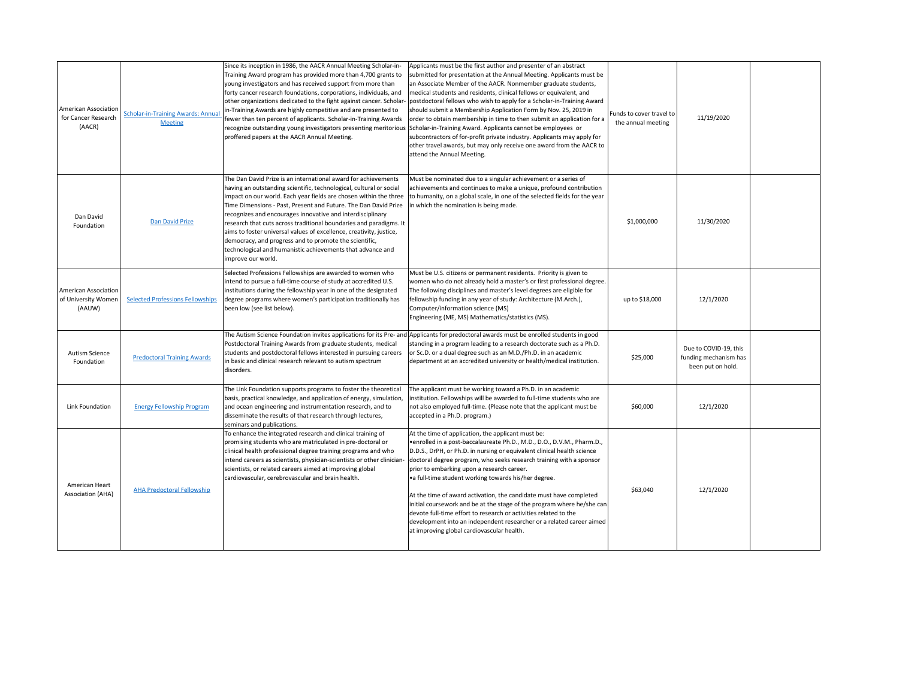| | | | | | | |
|---|---|---|---|---|---|---|
| American Association for Cancer Research (AACR) | Scholar-in-Training Awards: Annual Meeting | Since its inception in 1986, the AACR Annual Meeting Scholar-in-Training Award program has provided more than 4,700 grants to young investigators and has received support from more than forty cancer research foundations, corporations, individuals, and other organizations dedicated to the fight against cancer. Scholar-in-Training Awards are highly competitive and are presented to fewer than ten percent of applicants. Scholar-in-Training Awards recognize outstanding young investigators presenting meritorious proffered papers at the AACR Annual Meeting. | Applicants must be the first author and presenter of an abstract submitted for presentation at the Annual Meeting. Applicants must be an Associate Member of the AACR. Nonmember graduate students, medical students and residents, clinical fellows or equivalent, and postdoctoral fellows who wish to apply for a Scholar-in-Training Award should submit a Membership Application Form by Nov. 25, 2019 in order to obtain membership in time to then submit an application for a Scholar-in-Training Award. Applicants cannot be employees or subcontractors of for-profit private industry. Applicants may apply for other travel awards, but may only receive one award from the AACR to attend the Annual Meeting. | Funds to cover travel to the annual meeting | 11/19/2020 | |
| Dan David Foundation | Dan David Prize | The Dan David Prize is an international award for achievements having an outstanding scientific, technological, cultural or social impact on our world. Each year fields are chosen within the three Time Dimensions - Past, Present and Future. The Dan David Prize recognizes and encourages innovative and interdisciplinary research that cuts across traditional boundaries and paradigms. It aims to foster universal values of excellence, creativity, justice, democracy, and progress and to promote the scientific, technological and humanistic achievements that advance and improve our world. | Must be nominated due to a singular achievement or a series of achievements and continues to make a unique, profound contribution to humanity, on a global scale, in one of the selected fields for the year in which the nomination is being made. | $1,000,000 | 11/30/2020 | |
| American Association of University Women (AAUW) | Selected Professions Fellowships | Selected Professions Fellowships are awarded to women who intend to pursue a full-time course of study at accredited U.S. institutions during the fellowship year in one of the designated degree programs where women's participation traditionally has been low (see list below). | Must be U.S. citizens or permanent residents. Priority is given to women who do not already hold a master's or first professional degree. The following disciplines and master's level degrees are eligible for fellowship funding in any year of study: Architecture (M.Arch.), Computer/information science (MS) Engineering (ME, MS) Mathematics/statistics (MS). | up to $18,000 | 12/1/2020 | |
| Autism Science Foundation | Predoctoral Training Awards | The Autism Science Foundation invites applications for its Pre- and Postdoctoral Training Awards from graduate students, medical students and postdoctoral fellows interested in pursuing careers in basic and clinical research relevant to autism spectrum disorders. | Applicants for predoctoral awards must be enrolled students in good standing in a program leading to a research doctorate such as a Ph.D. or Sc.D. or a dual degree such as an M.D./Ph.D. in an academic department at an accredited university or health/medical institution. | $25,000 | Due to COVID-19, this funding mechanism has been put on hold. | |
| Link Foundation | Energy Fellowship Program | The Link Foundation supports programs to foster the theoretical basis, practical knowledge, and application of energy, simulation, and ocean engineering and instrumentation research, and to disseminate the results of that research through lectures, seminars and publications. | The applicant must be working toward a Ph.D. in an academic institution. Fellowships will be awarded to full-time students who are not also employed full-time. (Please note that the applicant must be accepted in a Ph.D. program.) | $60,000 | 12/1/2020 | |
| American Heart Association (AHA) | AHA Predoctoral Fellowship | To enhance the integrated research and clinical training of promising students who are matriculated in pre-doctoral or clinical health professional degree training programs and who intend careers as scientists, physician-scientists or other clinician-scientists, or related careers aimed at improving global cardiovascular, cerebrovascular and brain health. | At the time of application, the applicant must be:<br>•enrolled in a post-baccalaureate Ph.D., M.D., D.O., D.V.M., Pharm.D., D.D.S., DrPH, or Ph.D. in nursing or equivalent clinical health science doctoral degree program, who seeks research training with a sponsor prior to embarking upon a research career.<br>•a full-time student working towards his/her degree.<br><br>At the time of award activation, the candidate must have completed initial coursework and be at the stage of the program where he/she can devote full-time effort to research or activities related to the development into an independent researcher or a related career aimed at improving global cardiovascular health. | $63,040 | 12/1/2020 | |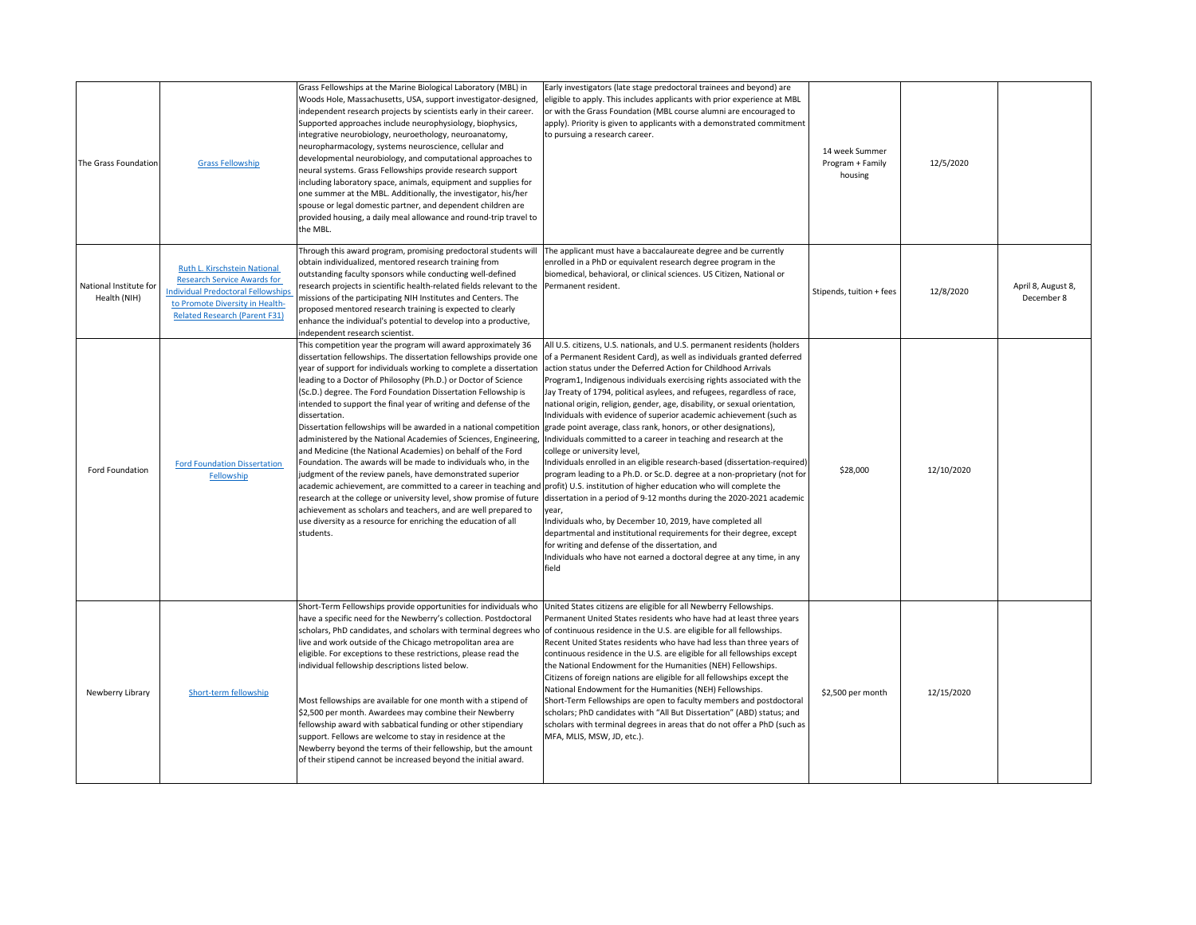| | | | | | | |
|---|---|---|---|---|---|---|
| The Grass Foundation | Grass Fellowship | Grass Fellowships at the Marine Biological Laboratory (MBL) in Woods Hole, Massachusetts, USA, support investigator-designed, independent research projects by scientists early in their career. Supported approaches include neurophysiology, biophysics, integrative neurobiology, neuroethology, neuroanatomy, neuropharmacology, systems neuroscience, cellular and developmental neurobiology, and computational approaches to neural systems. Grass Fellowships provide research support including laboratory space, animals, equipment and supplies for one summer at the MBL. Additionally, the investigator, his/her spouse or legal domestic partner, and dependent children are provided housing, a daily meal allowance and round-trip travel to the MBL. | Early investigators (late stage predoctoral trainees and beyond) are eligible to apply. This includes applicants with prior experience at MBL or with the Grass Foundation (MBL course alumni are encouraged to apply). Priority is given to applicants with a demonstrated commitment to pursuing a research career. | 14 week Summer Program + Family housing | 12/5/2020 | |
| National Institute for Health (NIH) | Ruth L. Kirschstein National Research Service Awards for Individual Predoctoral Fellowships to Promote Diversity in Health-Related Research (Parent F31) | Through this award program, promising predoctoral students will obtain individualized, mentored research training from outstanding faculty sponsors while conducting well-defined research projects in scientific health-related fields relevant to the missions of the participating NIH Institutes and Centers. The proposed mentored research training is expected to clearly enhance the individual's potential to develop into a productive, independent research scientist. | The applicant must have a baccalaureate degree and be currently enrolled in a PhD or equivalent research degree program in the biomedical, behavioral, or clinical sciences. US Citizen, National or Permanent resident. | Stipends, tuition + fees | 12/8/2020 | April 8, August 8, December 8 |
| Ford Foundation | Ford Foundation Dissertation Fellowship | This competition year the program will award approximately 36 dissertation fellowships. The dissertation fellowships provide one year of support for individuals working to complete a dissertation leading to a Doctor of Philosophy (Ph.D.) or Doctor of Science (Sc.D.) degree. The Ford Foundation Dissertation Fellowship is intended to support the final year of writing and defense of the dissertation.<br>Dissertation fellowships will be awarded in a national competition administered by the National Academies of Sciences, Engineering, and Medicine (the National Academies) on behalf of the Ford Foundation. The awards will be made to individuals who, in the judgment of the review panels, have demonstrated superior academic achievement, are committed to a career in teaching and research at the college or university level, show promise of future achievement as scholars and teachers, and are well prepared to use diversity as a resource for enriching the education of all students. | All U.S. citizens, U.S. nationals, and U.S. permanent residents (holders of a Permanent Resident Card), as well as individuals granted deferred action status under the Deferred Action for Childhood Arrivals Program1, Indigenous individuals exercising rights associated with the Jay Treaty of 1794, political asylees, and refugees, regardless of race, national origin, religion, gender, age, disability, or sexual orientation,<br>Individuals with evidence of superior academic achievement (such as grade point average, class rank, honors, or other designations),<br>Individuals committed to a career in teaching and research at the college or university level,<br>Individuals enrolled in an eligible research-based (dissertation-required) program leading to a Ph.D. or Sc.D. degree at a non-proprietary (not for profit) U.S. institution of higher education who will complete the dissertation in a period of 9-12 months during the 2020-2021 academic year,<br>Individuals who, by December 10, 2019, have completed all departmental and institutional requirements for their degree, except for writing and defense of the dissertation, and<br>Individuals who have not earned a doctoral degree at any time, in any field | $28,000 | 12/10/2020 | |
| Newberry Library | Short-term fellowship | Short-Term Fellowships provide opportunities for individuals who have a specific need for the Newberry's collection. Postdoctoral scholars, PhD candidates, and scholars with terminal degrees who live and work outside of the Chicago metropolitan area are eligible. For exceptions to these restrictions, please read the individual fellowship descriptions listed below.<br><br>Most fellowships are available for one month with a stipend of $2,500 per month. Awardees may combine their Newberry fellowship award with sabbatical funding or other stipendiary support. Fellows are welcome to stay in residence at the Newberry beyond the terms of their fellowship, but the amount of their stipend cannot be increased beyond the initial award. | United States citizens are eligible for all Newberry Fellowships.<br>Permanent United States residents who have had at least three years of continuous residence in the U.S. are eligible for all fellowships.<br>Recent United States residents who have had less than three years of continuous residence in the U.S. are eligible for all fellowships except the National Endowment for the Humanities (NEH) Fellowships.<br>Citizens of foreign nations are eligible for all fellowships except the National Endowment for the Humanities (NEH) Fellowships.<br>Short-Term Fellowships are open to faculty members and postdoctoral scholars; PhD candidates with "All But Dissertation" (ABD) status; and scholars with terminal degrees in areas that do not offer a PhD (such as MFA, MLIS, MSW, JD, etc.). | $2,500 per month | 12/15/2020 | |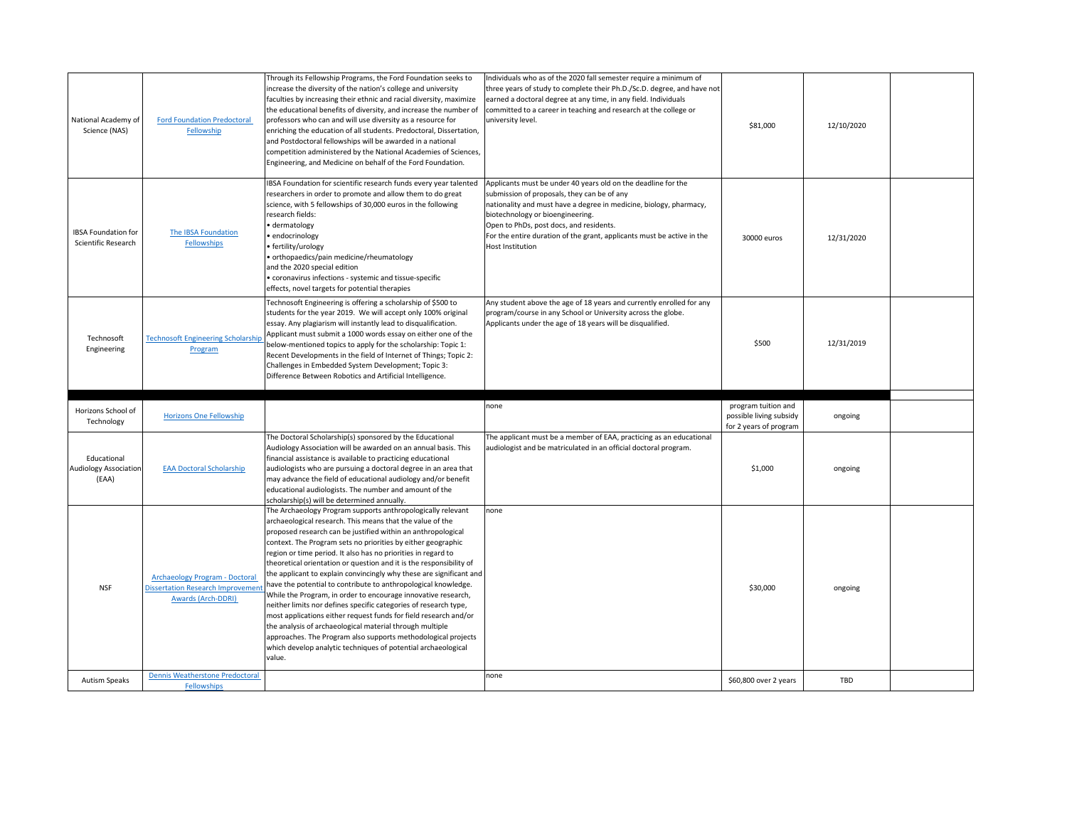| | | | | | | |
|---|---|---|---|---|---|---|
| National Academy of Science (NAS) | Ford Foundation Predoctoral Fellowship | Through its Fellowship Programs, the Ford Foundation seeks to increase the diversity of the nation's college and university faculties by increasing their ethnic and racial diversity, maximize the educational benefits of diversity, and increase the number of professors who can and will use diversity as a resource for enriching the education of all students. Predoctoral, Dissertation, and Postdoctoral fellowships will be awarded in a national competition administered by the National Academies of Sciences, Engineering, and Medicine on behalf of the Ford Foundation. | Individuals who as of the 2020 fall semester require a minimum of three years of study to complete their Ph.D./Sc.D. degree, and have not earned a doctoral degree at any time, in any field. Individuals committed to a career in teaching and research at the college or university level. | $81,000 | 12/10/2020 | |
| IBSA Foundation for Scientific Research | The IBSA Foundation Fellowships | IBSA Foundation for scientific research funds every year talented researchers in order to promote and allow them to do great science, with 5 fellowships of 30,000 euros in the following research fields:<br>• dermatology<br>• endocrinology<br>• fertility/urology<br>• orthopaedics/pain medicine/rheumatology<br>and the 2020 special edition<br>• coronavirus infections - systemic and tissue-specific effects, novel targets for potential therapies | Applicants must be under 40 years old on the deadline for the submission of proposals, they can be of any nationality and must have a degree in medicine, biology, pharmacy, biotechnology or bioengineering.<br>Open to PhDs, post docs, and residents.<br>For the entire duration of the grant, applicants must be active in the Host Institution | 30000 euros | 12/31/2020 | |
| Technosoft Engineering | Technosoft Engineering Scholarship Program | Technosoft Engineering is offering a scholarship of $500 to students for the year 2019. We will accept only 100% original essay. Any plagiarism will instantly lead to disqualification. Applicant must submit a 1000 words essay on either one of the below-mentioned topics to apply for the scholarship: Topic 1: Recent Developments in the field of Internet of Things; Topic 2: Challenges in Embedded System Development; Topic 3: Difference Between Robotics and Artificial Intelligence. | Any student above the age of 18 years and currently enrolled for any program/course in any School or University across the globe. Applicants under the age of 18 years will be disqualified. | $500 | 12/31/2019 | |
| | | | | | | |
| Horizons School of Technology | Horizons One Fellowship | | none | program tuition and possible living subsidy for 2 years of program | ongoing | |
| Educational Audiology Association (EAA) | EAA Doctoral Scholarship | The Doctoral Scholarship(s) sponsored by the Educational Audiology Association will be awarded on an annual basis. This financial assistance is available to practicing educational audiologists who are pursuing a doctoral degree in an area that may advance the field of educational audiology and/or benefit educational audiologists. The number and amount of the scholarship(s) will be determined annually. | The applicant must be a member of EAA, practicing as an educational audiologist and be matriculated in an official doctoral program. | $1,000 | ongoing | |
| NSF | Archaeology Program - Doctoral Dissertation Research Improvement Awards (Arch-DDRI) | The Archaeology Program supports anthropologically relevant archaeological research. This means that the value of the proposed research can be justified within an anthropological context. The Program sets no priorities by either geographic region or time period. It also has no priorities in regard to theoretical orientation or question and it is the responsibility of the applicant to explain convincingly why these are significant and have the potential to contribute to anthropological knowledge. While the Program, in order to encourage innovative research, neither limits nor defines specific categories of research type, most applications either request funds for field research and/or the analysis of archaeological material through multiple approaches. The Program also supports methodological projects which develop analytic techniques of potential archaeological value. | none | $30,000 | ongoing | |
| Autism Speaks | Dennis Weatherstone Predoctoral Fellowships | | none | $60,800 over 2 years | TBD | |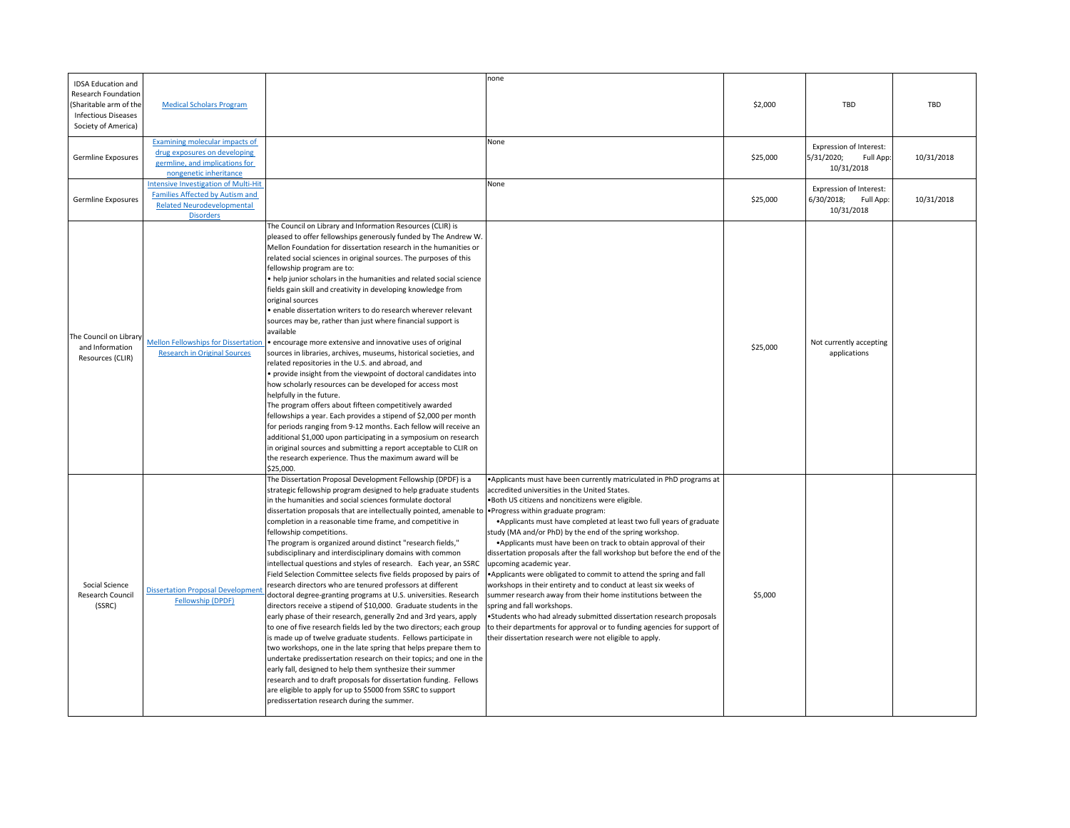| | | | | | | |
|---|---|---|---|---|---|---|
| IDSA Education and Research Foundation (Sharitable arm of the Infectious Diseases Society of America) | Medical Scholars Program | | none | $2,000 | TBD | TBD |
| Germline Exposures | Examining molecular impacts of drug exposures on developing germline, and implications for nongenetic inheritance | | None | $25,000 | Expression of Interest: 5/31/2020; Full App: 10/31/2018 | 10/31/2018 |
| Germline Exposures | Intensive Investigation of Multi-Hit Families Affected by Autism and Related Neurodevelopmental Disorders | | None | $25,000 | Expression of Interest: 6/30/2018; Full App: 10/31/2018 | 10/31/2018 |
| The Council on Library and Information Resources (CLIR) | Mellon Fellowships for Dissertation Research in Original Sources | The Council on Library and Information Resources (CLIR) is pleased to offer fellowships generously funded by The Andrew W. Mellon Foundation for dissertation research in the humanities or related social sciences in original sources. The purposes of this fellowship program are to:<br>• help junior scholars in the humanities and related social science fields gain skill and creativity in developing knowledge from original sources<br>• enable dissertation writers to do research wherever relevant sources may be, rather than just where financial support is available<br>• encourage more extensive and innovative uses of original sources in libraries, archives, museums, historical societies, and related repositories in the U.S. and abroad, and<br>• provide insight from the viewpoint of doctoral candidates into how scholarly resources can be developed for access most helpfully in the future.<br>The program offers about fifteen competitively awarded fellowships a year. Each provides a stipend of $2,000 per month for periods ranging from 9-12 months. Each fellow will receive an additional $1,000 upon participating in a symposium on research in original sources and submitting a report acceptable to CLIR on the research experience. Thus the maximum award will be $25,000. | | $25,000 | Not currently accepting applications | |
| Social Science Research Council (SSRC) | Dissertation Proposal Development Fellowship (DPDF) | The Dissertation Proposal Development Fellowship (DPDF) is a strategic fellowship program designed to help graduate students in the humanities and social sciences formulate doctoral dissertation proposals that are intellectually pointed, amenable to completion in a reasonable time frame, and competitive in fellowship competitions.<br>The program is organized around distinct "research fields," subdisciplinary and interdisciplinary domains with common intellectual questions and styles of research. Each year, an SSRC Field Selection Committee selects five fields proposed by pairs of research directors who are tenured professors at different doctoral degree-granting programs at U.S. universities. Research directors receive a stipend of $10,000. Graduate students in the early phase of their research, generally 2nd and 3rd years, apply to one of five research fields led by the two directors; each group is made up of twelve graduate students. Fellows participate in two workshops, one in the late spring that helps prepare them to undertake predissertation research on their topics; and one in the early fall, designed to help them synthesize their summer research and to draft proposals for dissertation funding. Fellows are eligible to apply for up to $5000 from SSRC to support predissertation research during the summer. | •Applicants must have been currently matriculated in PhD programs at accredited universities in the United States.<br>•Both US citizens and noncitizens were eligible.<br>•Progress within graduate program:<br>•Applicants must have completed at least two full years of graduate study (MA and/or PhD) by the end of the spring workshop.<br>•Applicants must have been on track to obtain approval of their dissertation proposals after the fall workshop but before the end of the upcoming academic year.<br>•Applicants were obligated to commit to attend the spring and fall workshops in their entirety and to conduct at least six weeks of summer research away from their home institutions between the spring and fall workshops.<br>•Students who had already submitted dissertation research proposals to their departments for approval or to funding agencies for support of their dissertation research were not eligible to apply. | $5,000 | | |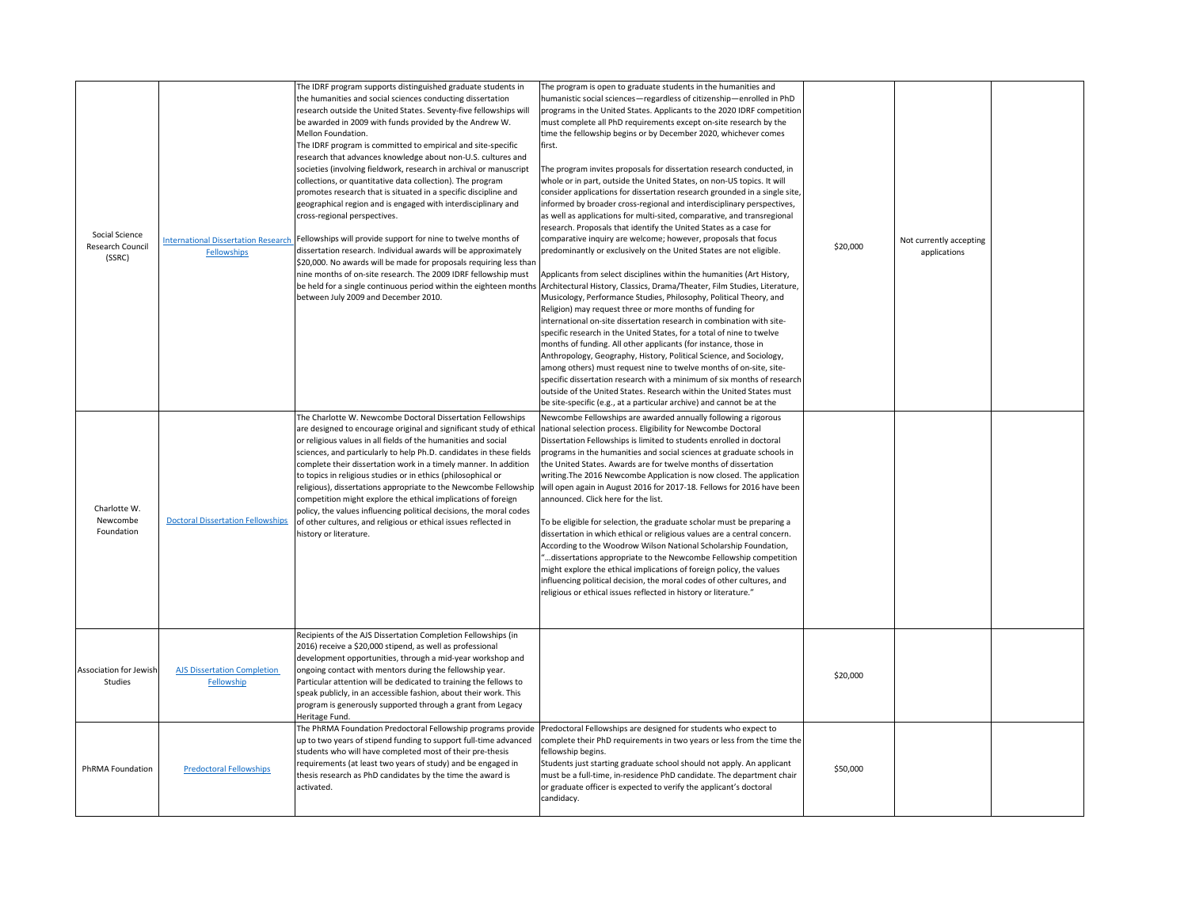| | | | | | | |
|---|---|---|---|---|---|---|
| Social Science Research Council (SSRC) | International Dissertation Research Fellowships | The IDRF program supports distinguished graduate students in the humanities and social sciences conducting dissertation research outside the United States. Seventy-five fellowships will be awarded in 2009 with funds provided by the Andrew W. Mellon Foundation.<br>The IDRF program is committed to empirical and site-specific research that advances knowledge about non-U.S. cultures and societies (involving fieldwork, research in archival or manuscript collections, or quantitative data collection). The program promotes research that is situated in a specific discipline and geographical region and is engaged with interdisciplinary and cross-regional perspectives.<br><br>Fellowships will provide support for nine to twelve months of dissertation research. Individual awards will be approximately $20,000. No awards will be made for proposals requiring less than nine months of on-site research. The 2009 IDRF fellowship must be held for a single continuous period within the eighteen months between July 2009 and December 2010. | The program is open to graduate students in the humanities and humanistic social sciences—regardless of citizenship—enrolled in PhD programs in the United States. Applicants to the 2020 IDRF competition must complete all PhD requirements except on-site research by the time the fellowship begins or by December 2020, whichever comes first.<br><br>The program invites proposals for dissertation research conducted, in whole or in part, outside the United States, on non-US topics. It will consider applications for dissertation research grounded in a single site, informed by broader cross-regional and interdisciplinary perspectives, as well as applications for multi-sited, comparative, and transregional research. Proposals that identify the United States as a case for comparative inquiry are welcome; however, proposals that focus predominantly or exclusively on the United States are not eligible.<br><br>Applicants from select disciplines within the humanities (Art History, Architectural History, Classics, Drama/Theater, Film Studies, Literature, Musicology, Performance Studies, Philosophy, Political Theory, and Religion) may request three or more months of funding for international on-site dissertation research in combination with site-specific research in the United States, for a total of nine to twelve months of funding. All other applicants (for instance, those in Anthropology, Geography, History, Political Science, and Sociology, among others) must request nine to twelve months of on-site, site-specific dissertation research with a minimum of six months of research outside of the United States. Research within the United States must be site-specific (e.g., at a particular archive) and cannot be at the | $20,000 | Not currently accepting applications | |
| Charlotte W. Newcombe Foundation | Doctoral Dissertation Fellowships | The Charlotte W. Newcombe Doctoral Dissertation Fellowships are designed to encourage original and significant study of ethical or religious values in all fields of the humanities and social sciences, and particularly to help Ph.D. candidates in these fields complete their dissertation work in a timely manner. In addition to topics in religious studies or in ethics (philosophical or religious), dissertations appropriate to the Newcombe Fellowship competition might explore the ethical implications of foreign policy, the values influencing political decisions, the moral codes of other cultures, and religious or ethical issues reflected in history or literature. | Newcombe Fellowships are awarded annually following a rigorous national selection process. Eligibility for Newcombe Doctoral Dissertation Fellowships is limited to students enrolled in doctoral programs in the humanities and social sciences at graduate schools in the United States. Awards are for twelve months of dissertation writing.The 2016 Newcombe Application is now closed. The application will open again in August 2016 for 2017-18. Fellows for 2016 have been announced. Click here for the list.<br><br>To be eligible for selection, the graduate scholar must be preparing a dissertation in which ethical or religious values are a central concern. According to the Woodrow Wilson National Scholarship Foundation, "...dissertations appropriate to the Newcombe Fellowship competition might explore the ethical implications of foreign policy, the values influencing political decision, the moral codes of other cultures, and religious or ethical issues reflected in history or literature." | | | |
| Association for Jewish Studies | AJS Dissertation Completion Fellowship | Recipients of the AJS Dissertation Completion Fellowships (in 2016) receive a $20,000 stipend, as well as professional development opportunities, through a mid-year workshop and ongoing contact with mentors during the fellowship year. Particular attention will be dedicated to training the fellows to speak publicly, in an accessible fashion, about their work. This program is generously supported through a grant from Legacy Heritage Fund. | | $20,000 | | |
| PhRMA Foundation | Predoctoral Fellowships | The PhRMA Foundation Predoctoral Fellowship programs provide up to two years of stipend funding to support full-time advanced students who will have completed most of their pre-thesis requirements (at least two years of study) and be engaged in thesis research as PhD candidates by the time the award is activated. | Predoctoral Fellowships are designed for students who expect to complete their PhD requirements in two years or less from the time the fellowship begins.<br>Students just starting graduate school should not apply. An applicant must be a full-time, in-residence PhD candidate. The department chair or graduate officer is expected to verify the applicant's doctoral candidacy. | $50,000 | | |